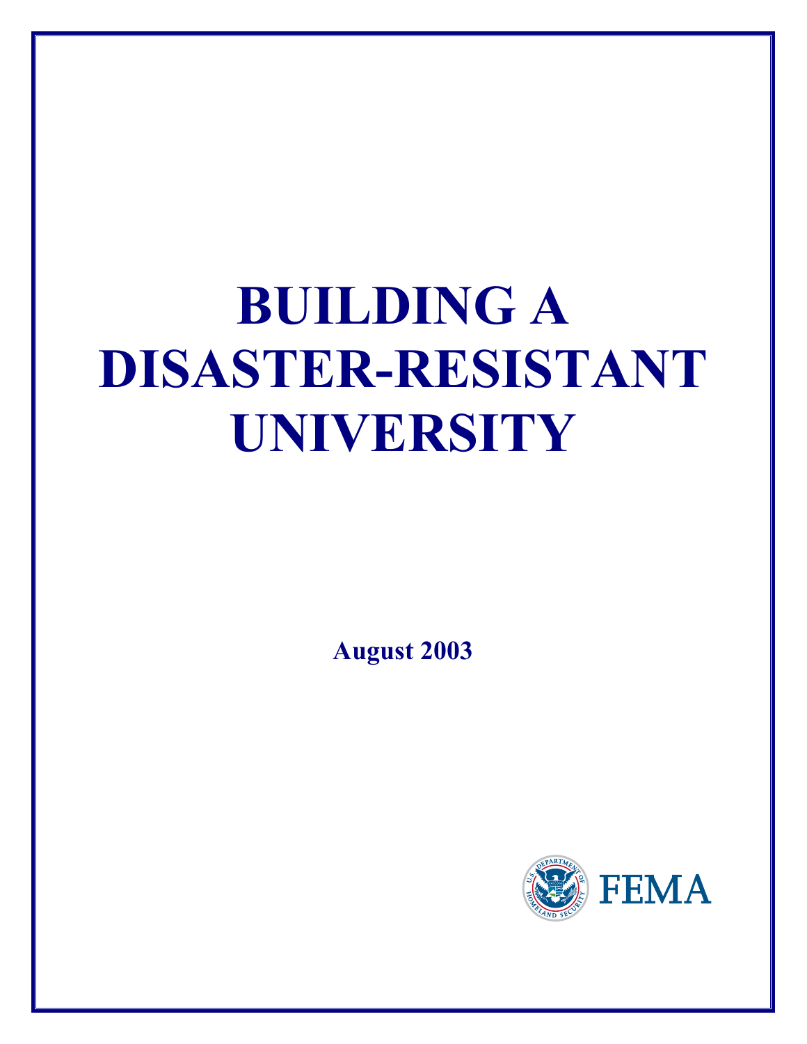# BUILDING A DISASTER-RESISTANT UNIVERSITY

**August 2003**

FEMA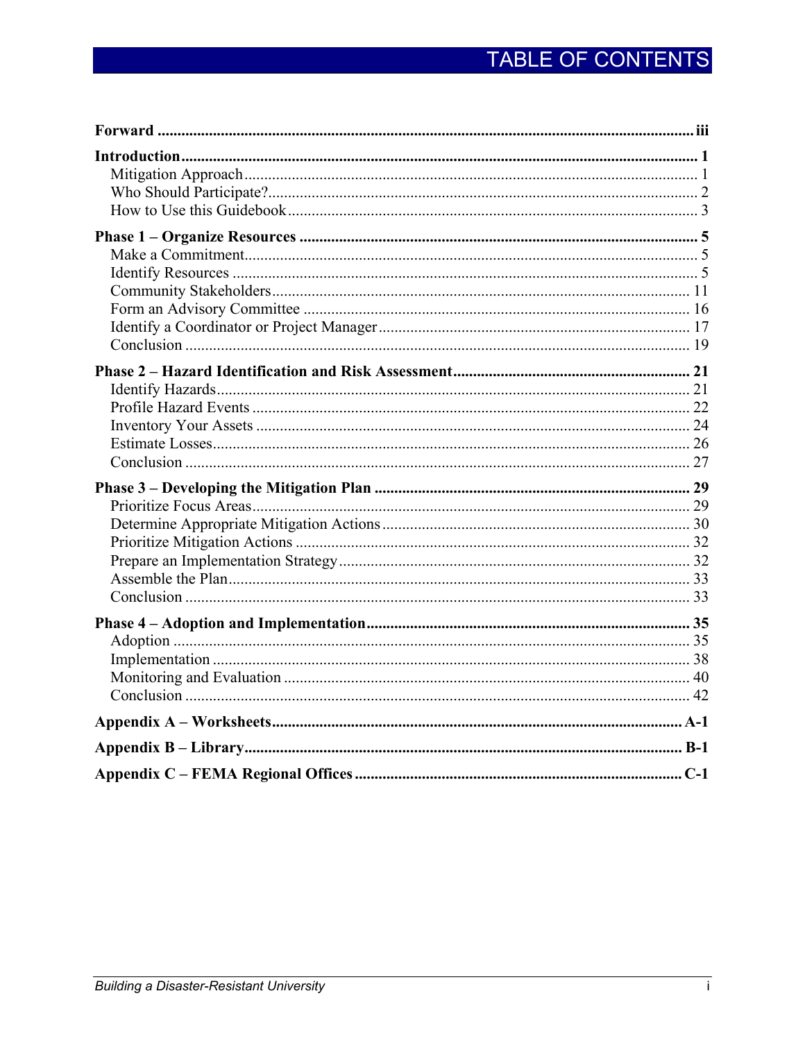# TABLE OF CONTENTS

**Forward** ..... **iii**

**Introduction** ..... **1**
- Mitigation Approach ..... 1
- Who Should Participate? ..... 2
- How to Use this Guidebook ..... 3

**Phase 1 – Organize Resources** ..... **5**
- Make a Commitment ..... 5
- Identify Resources ..... 5
- Community Stakeholders ..... 11
- Form an Advisory Committee ..... 16
- Identify a Coordinator or Project Manager ..... 17
- Conclusion ..... 19

**Phase 2 – Hazard Identification and Risk Assessment** ..... **21**
- Identify Hazards ..... 21
- Profile Hazard Events ..... 22
- Inventory Your Assets ..... 24
- Estimate Losses ..... 26
- Conclusion ..... 27

**Phase 3 – Developing the Mitigation Plan** ..... **29**
- Prioritize Focus Areas ..... 29
- Determine Appropriate Mitigation Actions ..... 30
- Prioritize Mitigation Actions ..... 32
- Prepare an Implementation Strategy ..... 32
- Assemble the Plan ..... 33
- Conclusion ..... 33

**Phase 4 – Adoption and Implementation** ..... **35**
- Adoption ..... 35
- Implementation ..... 38
- Monitoring and Evaluation ..... 40
- Conclusion ..... 42

**Appendix A – Worksheets** ..... **A-1**

**Appendix B – Library** ..... **B-1**

**Appendix C – FEMA Regional Offices** ..... **C-1**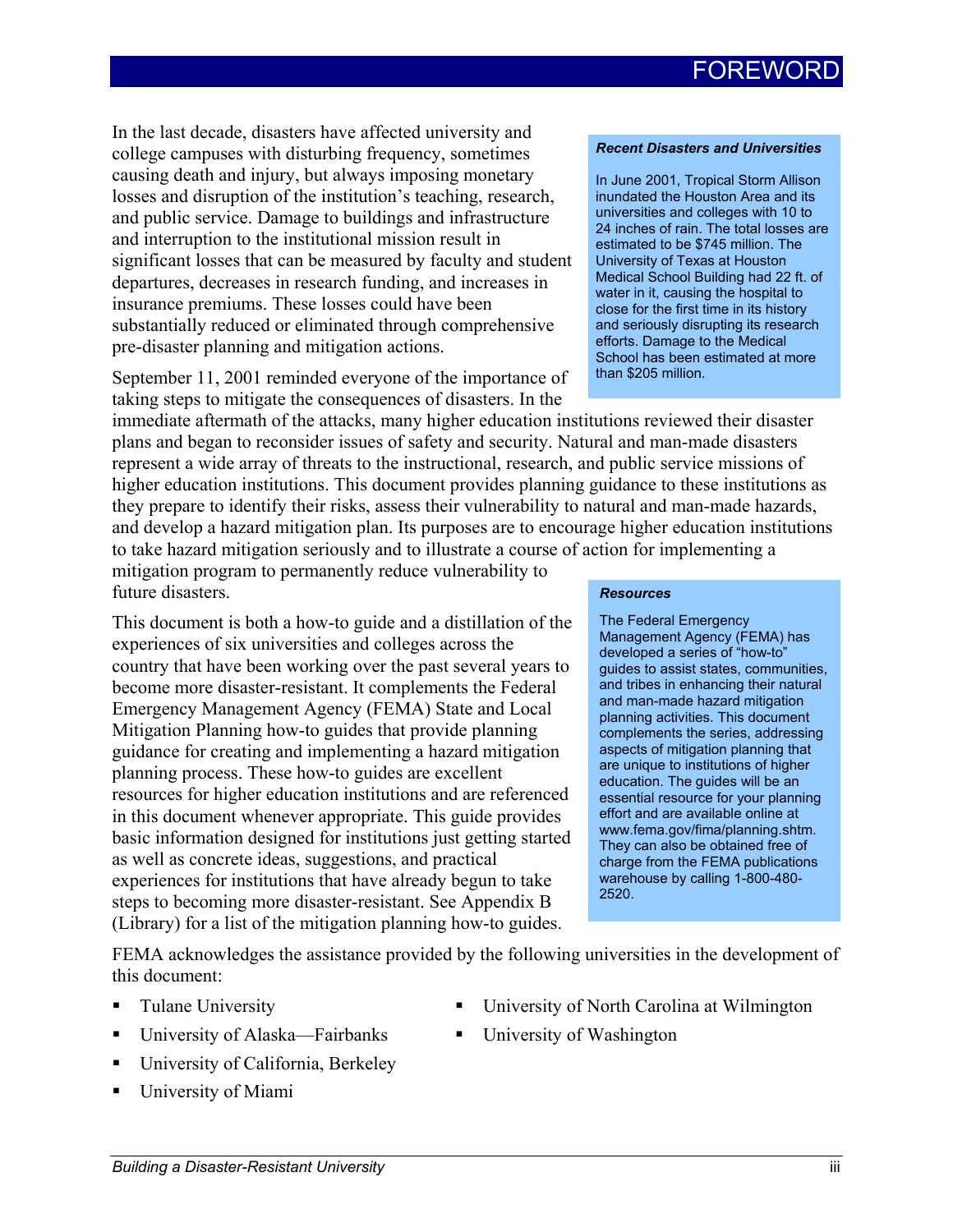# FOREWORD

In the last decade, disasters have affected university and college campuses with disturbing frequency, sometimes causing death and injury, but always imposing monetary losses and disruption of the institution's teaching, research, and public service. Damage to buildings and infrastructure and interruption to the institutional mission result in significant losses that can be measured by faculty and student departures, decreases in research funding, and increases in insurance premiums. These losses could have been substantially reduced or eliminated through comprehensive pre-disaster planning and mitigation actions.

> ***Recent Disasters and Universities***
>
> In June 2001, Tropical Storm Allison inundated the Houston Area and its universities and colleges with 10 to 24 inches of rain. The total losses are estimated to be $745 million. The University of Texas at Houston Medical School Building had 22 ft. of water in it, causing the hospital to close for the first time in its history and seriously disrupting its research efforts. Damage to the Medical School has been estimated at more than $205 million.

September 11, 2001 reminded everyone of the importance of taking steps to mitigate the consequences of disasters. In the immediate aftermath of the attacks, many higher education institutions reviewed their disaster plans and began to reconsider issues of safety and security. Natural and man-made disasters represent a wide array of threats to the instructional, research, and public service missions of higher education institutions. This document provides planning guidance to these institutions as they prepare to identify their risks, assess their vulnerability to natural and man-made hazards, and develop a hazard mitigation plan. Its purposes are to encourage higher education institutions to take hazard mitigation seriously and to illustrate a course of action for implementing a mitigation program to permanently reduce vulnerability to future disasters.

This document is both a how-to guide and a distillation of the experiences of six universities and colleges across the country that have been working over the past several years to become more disaster-resistant. It complements the Federal Emergency Management Agency (FEMA) State and Local Mitigation Planning how-to guides that provide planning guidance for creating and implementing a hazard mitigation planning process. These how-to guides are excellent resources for higher education institutions and are referenced in this document whenever appropriate. This guide provides basic information designed for institutions just getting started as well as concrete ideas, suggestions, and practical experiences for institutions that have already begun to take steps to becoming more disaster-resistant. See Appendix B (Library) for a list of the mitigation planning how-to guides.

> ***Resources***
>
> The Federal Emergency Management Agency (FEMA) has developed a series of "how-to" guides to assist states, communities, and tribes in enhancing their natural and man-made hazard mitigation planning activities. This document complements the series, addressing aspects of mitigation planning that are unique to institutions of higher education. The guides will be an essential resource for your planning effort and are available online at www.fema.gov/fima/planning.shtm. They can also be obtained free of charge from the FEMA publications warehouse by calling 1-800-480-2520.

FEMA acknowledges the assistance provided by the following universities in the development of this document:

- Tulane University
- University of Alaska—Fairbanks
- University of California, Berkeley
- University of Miami
- University of North Carolina at Wilmington
- University of Washington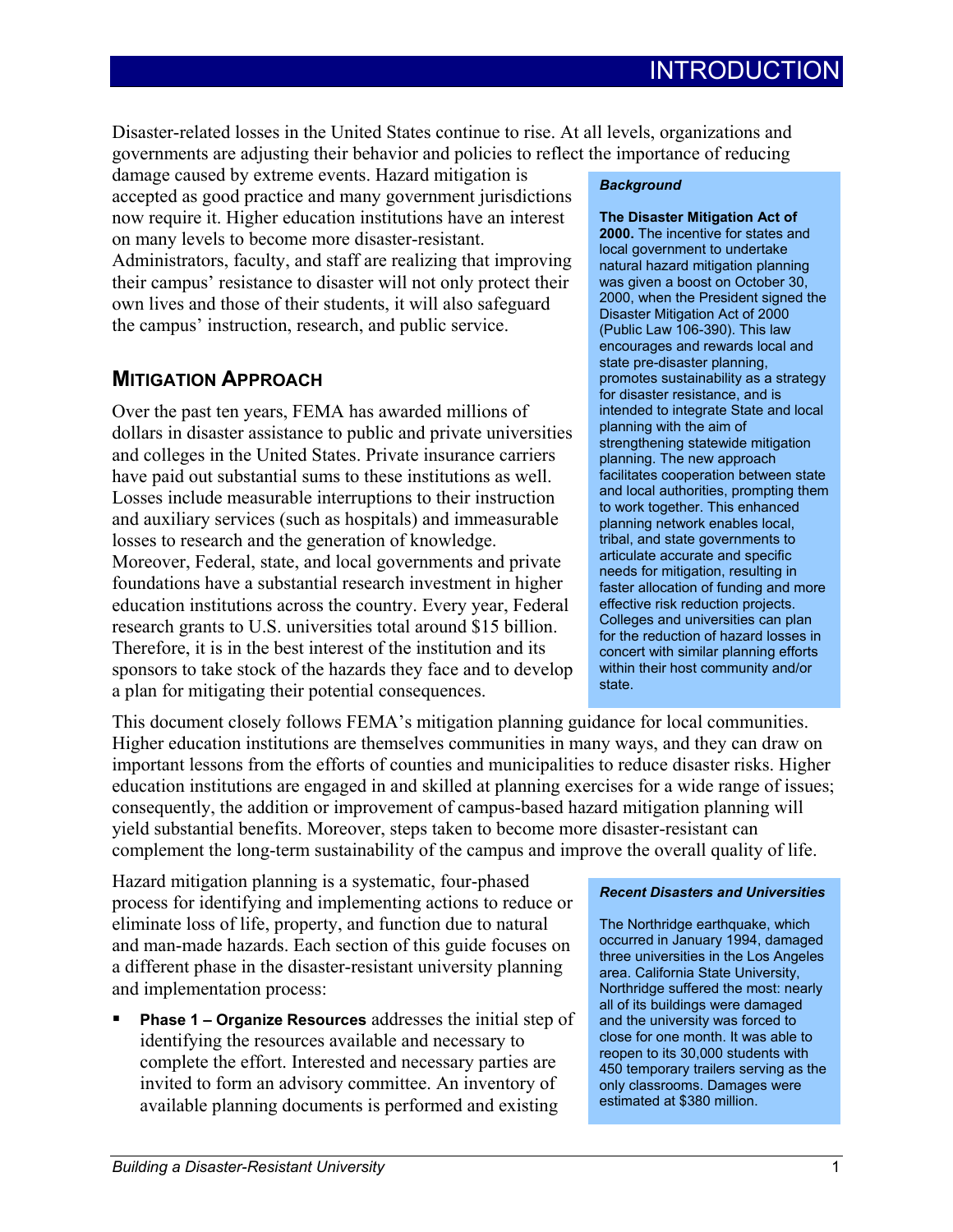# INTRODUCTION

Disaster-related losses in the United States continue to rise. At all levels, organizations and governments are adjusting their behavior and policies to reflect the importance of reducing damage caused by extreme events. Hazard mitigation is accepted as good practice and many government jurisdictions now require it. Higher education institutions have an interest on many levels to become more disaster-resistant. Administrators, faculty, and staff are realizing that improving their campus' resistance to disaster will not only protect their own lives and those of their students, it will also safeguard the campus' instruction, research, and public service.

> ***Background***
>
> **The Disaster Mitigation Act of 2000.** The incentive for states and local government to undertake natural hazard mitigation planning was given a boost on October 30, 2000, when the President signed the Disaster Mitigation Act of 2000 (Public Law 106-390). This law encourages and rewards local and state pre-disaster planning, promotes sustainability as a strategy for disaster resistance, and is intended to integrate State and local planning with the aim of strengthening statewide mitigation planning. The new approach facilitates cooperation between state and local authorities, prompting them to work together. This enhanced planning network enables local, tribal, and state governments to articulate accurate and specific needs for mitigation, resulting in faster allocation of funding and more effective risk reduction projects. Colleges and universities can plan for the reduction of hazard losses in concert with similar planning efforts within their host community and/or state.

## MITIGATION APPROACH

Over the past ten years, FEMA has awarded millions of dollars in disaster assistance to public and private universities and colleges in the United States. Private insurance carriers have paid out substantial sums to these institutions as well. Losses include measurable interruptions to their instruction and auxiliary services (such as hospitals) and immeasurable losses to research and the generation of knowledge. Moreover, Federal, state, and local governments and private foundations have a substantial research investment in higher education institutions across the country. Every year, Federal research grants to U.S. universities total around $15 billion. Therefore, it is in the best interest of the institution and its sponsors to take stock of the hazards they face and to develop a plan for mitigating their potential consequences.

This document closely follows FEMA's mitigation planning guidance for local communities. Higher education institutions are themselves communities in many ways, and they can draw on important lessons from the efforts of counties and municipalities to reduce disaster risks. Higher education institutions are engaged in and skilled at planning exercises for a wide range of issues; consequently, the addition or improvement of campus-based hazard mitigation planning will yield substantial benefits. Moreover, steps taken to become more disaster-resistant can complement the long-term sustainability of the campus and improve the overall quality of life.

> ***Recent Disasters and Universities***
>
> The Northridge earthquake, which occurred in January 1994, damaged three universities in the Los Angeles area. California State University, Northridge suffered the most: nearly all of its buildings were damaged and the university was forced to close for one month. It was able to reopen to its 30,000 students with 450 temporary trailers serving as the only classrooms. Damages were estimated at $380 million.

Hazard mitigation planning is a systematic, four-phased process for identifying and implementing actions to reduce or eliminate loss of life, property, and function due to natural and man-made hazards. Each section of this guide focuses on a different phase in the disaster-resistant university planning and implementation process:

- **Phase 1 – Organize Resources** addresses the initial step of identifying the resources available and necessary to complete the effort. Interested and necessary parties are invited to form an advisory committee. An inventory of available planning documents is performed and existing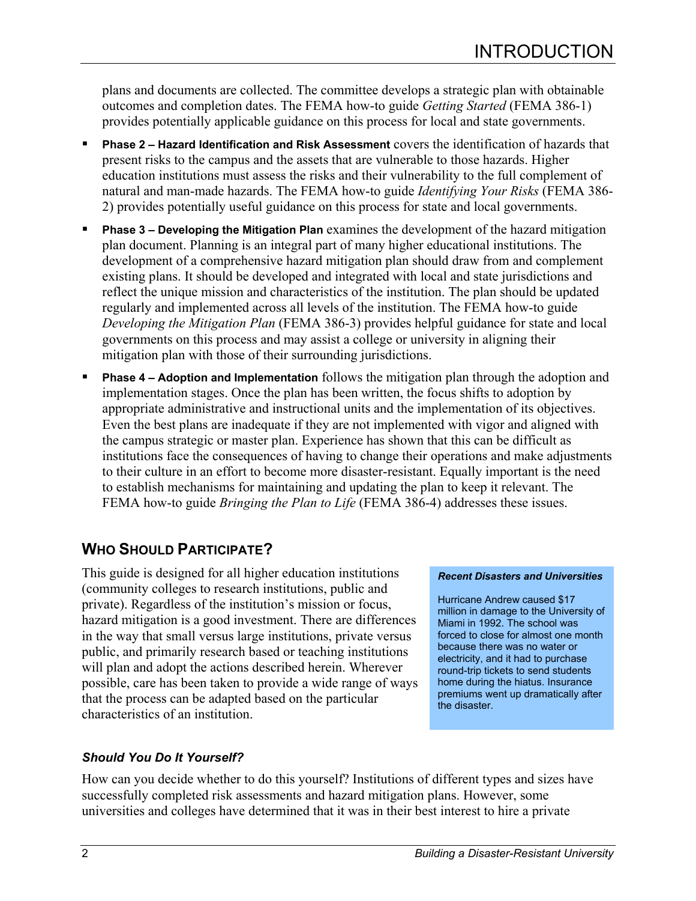plans and documents are collected. The committee develops a strategic plan with obtainable outcomes and completion dates. The FEMA how-to guide *Getting Started* (FEMA 386-1) provides potentially applicable guidance on this process for local and state governments.

- **Phase 2 – Hazard Identification and Risk Assessment** covers the identification of hazards that present risks to the campus and the assets that are vulnerable to those hazards. Higher education institutions must assess the risks and their vulnerability to the full complement of natural and man-made hazards. The FEMA how-to guide *Identifying Your Risks* (FEMA 386-2) provides potentially useful guidance on this process for state and local governments.
- **Phase 3 – Developing the Mitigation Plan** examines the development of the hazard mitigation plan document. Planning is an integral part of many higher educational institutions. The development of a comprehensive hazard mitigation plan should draw from and complement existing plans. It should be developed and integrated with local and state jurisdictions and reflect the unique mission and characteristics of the institution. The plan should be updated regularly and implemented across all levels of the institution. The FEMA how-to guide *Developing the Mitigation Plan* (FEMA 386-3) provides helpful guidance for state and local governments on this process and may assist a college or university in aligning their mitigation plan with those of their surrounding jurisdictions.
- **Phase 4 – Adoption and Implementation** follows the mitigation plan through the adoption and implementation stages. Once the plan has been written, the focus shifts to adoption by appropriate administrative and instructional units and the implementation of its objectives. Even the best plans are inadequate if they are not implemented with vigor and aligned with the campus strategic or master plan. Experience has shown that this can be difficult as institutions face the consequences of having to change their operations and make adjustments to their culture in an effort to become more disaster-resistant. Equally important is the need to establish mechanisms for maintaining and updating the plan to keep it relevant. The FEMA how-to guide *Bringing the Plan to Life* (FEMA 386-4) addresses these issues.

## Who Should Participate?

This guide is designed for all higher education institutions (community colleges to research institutions, public and private). Regardless of the institution's mission or focus, hazard mitigation is a good investment. There are differences in the way that small versus large institutions, private versus public, and primarily research based or teaching institutions will plan and adopt the actions described herein. Wherever possible, care has been taken to provide a wide range of ways that the process can be adapted based on the particular characteristics of an institution.

> ***Recent Disasters and Universities***
>
> Hurricane Andrew caused $17 million in damage to the University of Miami in 1992. The school was forced to close for almost one month because there was no water or electricity, and it had to purchase round-trip tickets to send students home during the hiatus. Insurance premiums went up dramatically after the disaster.

### *Should You Do It Yourself?*

How can you decide whether to do this yourself? Institutions of different types and sizes have successfully completed risk assessments and hazard mitigation plans. However, some universities and colleges have determined that it was in their best interest to hire a private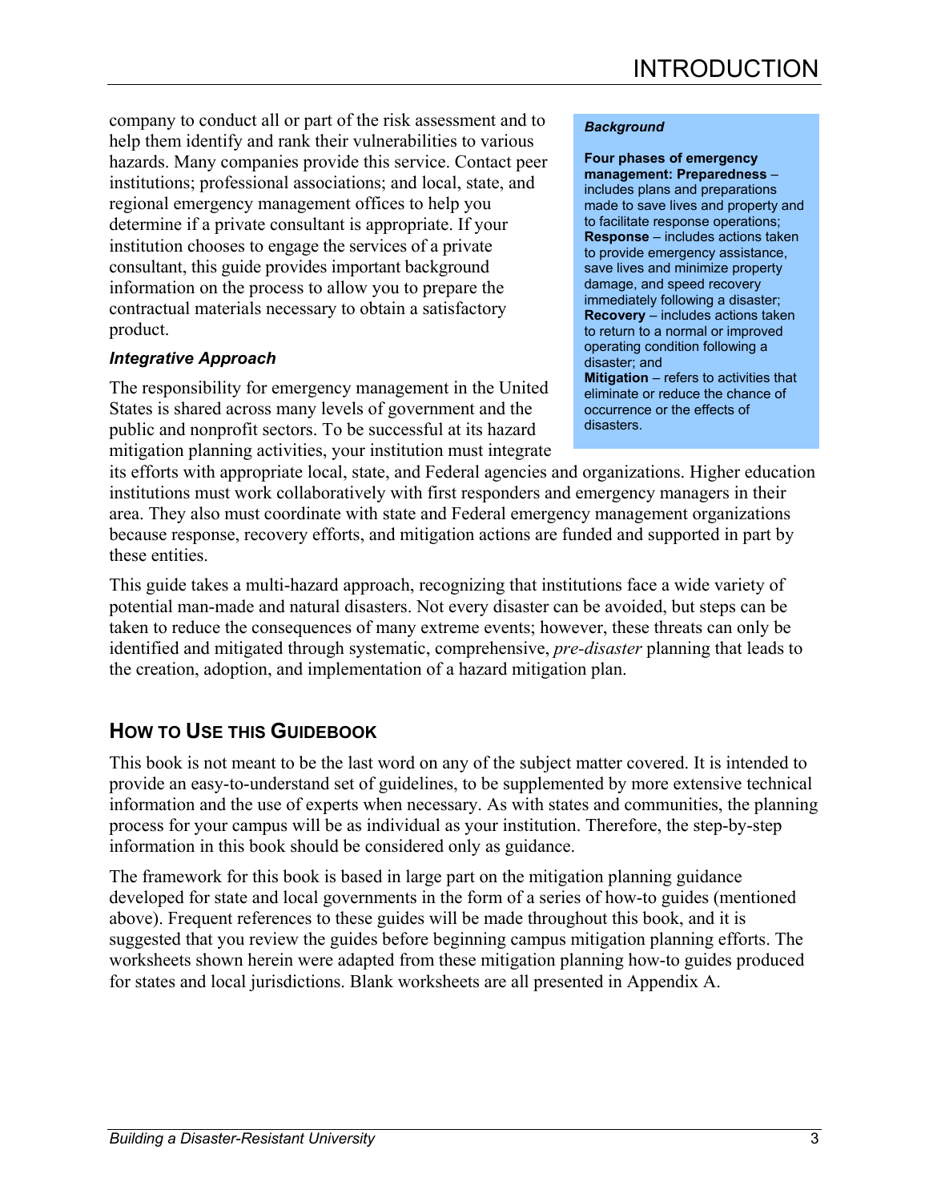company to conduct all or part of the risk assessment and to help them identify and rank their vulnerabilities to various hazards. Many companies provide this service. Contact peer institutions; professional associations; and local, state, and regional emergency management offices to help you determine if a private consultant is appropriate. If your institution chooses to engage the services of a private consultant, this guide provides important background information on the process to allow you to prepare the contractual materials necessary to obtain a satisfactory product.

> ***Background***
>
> **Four phases of emergency management: Preparedness** – includes plans and preparations made to save lives and property and to facilitate response operations; **Response** – includes actions taken to provide emergency assistance, save lives and minimize property damage, and speed recovery immediately following a disaster; **Recovery** – includes actions taken to return to a normal or improved operating condition following a disaster; and **Mitigation** – refers to activities that eliminate or reduce the chance of occurrence or the effects of disasters.

### *Integrative Approach*

The responsibility for emergency management in the United States is shared across many levels of government and the public and nonprofit sectors. To be successful at its hazard mitigation planning activities, your institution must integrate its efforts with appropriate local, state, and Federal agencies and organizations. Higher education institutions must work collaboratively with first responders and emergency managers in their area. They also must coordinate with state and Federal emergency management organizations because response, recovery efforts, and mitigation actions are funded and supported in part by these entities.

This guide takes a multi-hazard approach, recognizing that institutions face a wide variety of potential man-made and natural disasters. Not every disaster can be avoided, but steps can be taken to reduce the consequences of many extreme events; however, these threats can only be identified and mitigated through systematic, comprehensive, *pre-disaster* planning that leads to the creation, adoption, and implementation of a hazard mitigation plan.

## How to Use this Guidebook

This book is not meant to be the last word on any of the subject matter covered. It is intended to provide an easy-to-understand set of guidelines, to be supplemented by more extensive technical information and the use of experts when necessary. As with states and communities, the planning process for your campus will be as individual as your institution. Therefore, the step-by-step information in this book should be considered only as guidance.

The framework for this book is based in large part on the mitigation planning guidance developed for state and local governments in the form of a series of how-to guides (mentioned above). Frequent references to these guides will be made throughout this book, and it is suggested that you review the guides before beginning campus mitigation planning efforts. The worksheets shown herein were adapted from these mitigation planning how-to guides produced for states and local jurisdictions. Blank worksheets are all presented in Appendix A.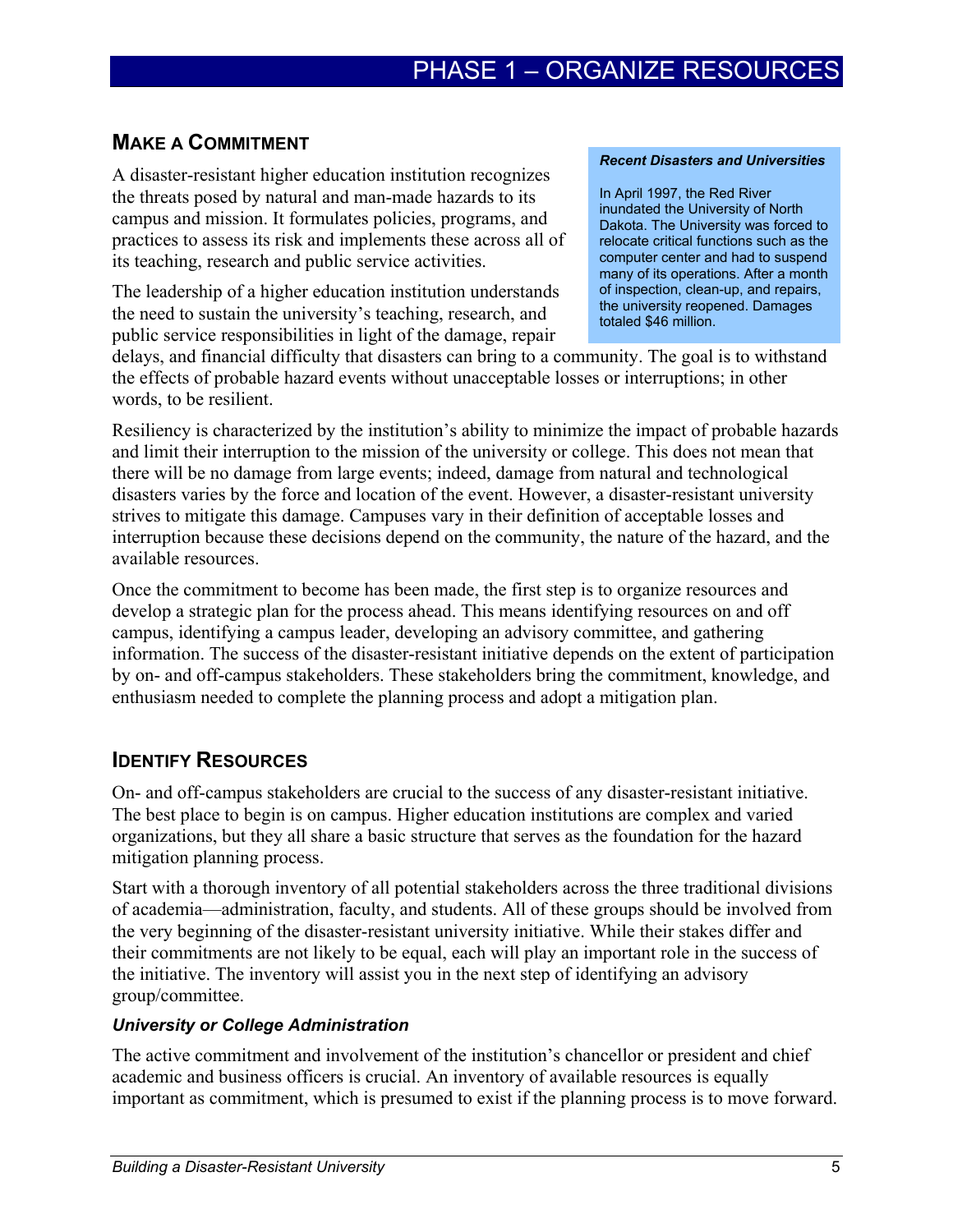# PHASE 1 – ORGANIZE RESOURCES

## MAKE A COMMITMENT

A disaster-resistant higher education institution recognizes the threats posed by natural and man-made hazards to its campus and mission. It formulates policies, programs, and practices to assess its risk and implements these across all of its teaching, research and public service activities.

The leadership of a higher education institution understands the need to sustain the university's teaching, research, and public service responsibilities in light of the damage, repair delays, and financial difficulty that disasters can bring to a community. The goal is to withstand the effects of probable hazard events without unacceptable losses or interruptions; in other words, to be resilient.

> ***Recent Disasters and Universities***
>
> In April 1997, the Red River inundated the University of North Dakota. The University was forced to relocate critical functions such as the computer center and had to suspend many of its operations. After a month of inspection, clean-up, and repairs, the university reopened. Damages totaled $46 million.

Resiliency is characterized by the institution's ability to minimize the impact of probable hazards and limit their interruption to the mission of the university or college. This does not mean that there will be no damage from large events; indeed, damage from natural and technological disasters varies by the force and location of the event. However, a disaster-resistant university strives to mitigate this damage. Campuses vary in their definition of acceptable losses and interruption because these decisions depend on the community, the nature of the hazard, and the available resources.

Once the commitment to become has been made, the first step is to organize resources and develop a strategic plan for the process ahead. This means identifying resources on and off campus, identifying a campus leader, developing an advisory committee, and gathering information. The success of the disaster-resistant initiative depends on the extent of participation by on- and off-campus stakeholders. These stakeholders bring the commitment, knowledge, and enthusiasm needed to complete the planning process and adopt a mitigation plan.

## IDENTIFY RESOURCES

On- and off-campus stakeholders are crucial to the success of any disaster-resistant initiative. The best place to begin is on campus. Higher education institutions are complex and varied organizations, but they all share a basic structure that serves as the foundation for the hazard mitigation planning process.

Start with a thorough inventory of all potential stakeholders across the three traditional divisions of academia—administration, faculty, and students. All of these groups should be involved from the very beginning of the disaster-resistant university initiative. While their stakes differ and their commitments are not likely to be equal, each will play an important role in the success of the initiative. The inventory will assist you in the next step of identifying an advisory group/committee.

### *University or College Administration*

The active commitment and involvement of the institution's chancellor or president and chief academic and business officers is crucial. An inventory of available resources is equally important as commitment, which is presumed to exist if the planning process is to move forward.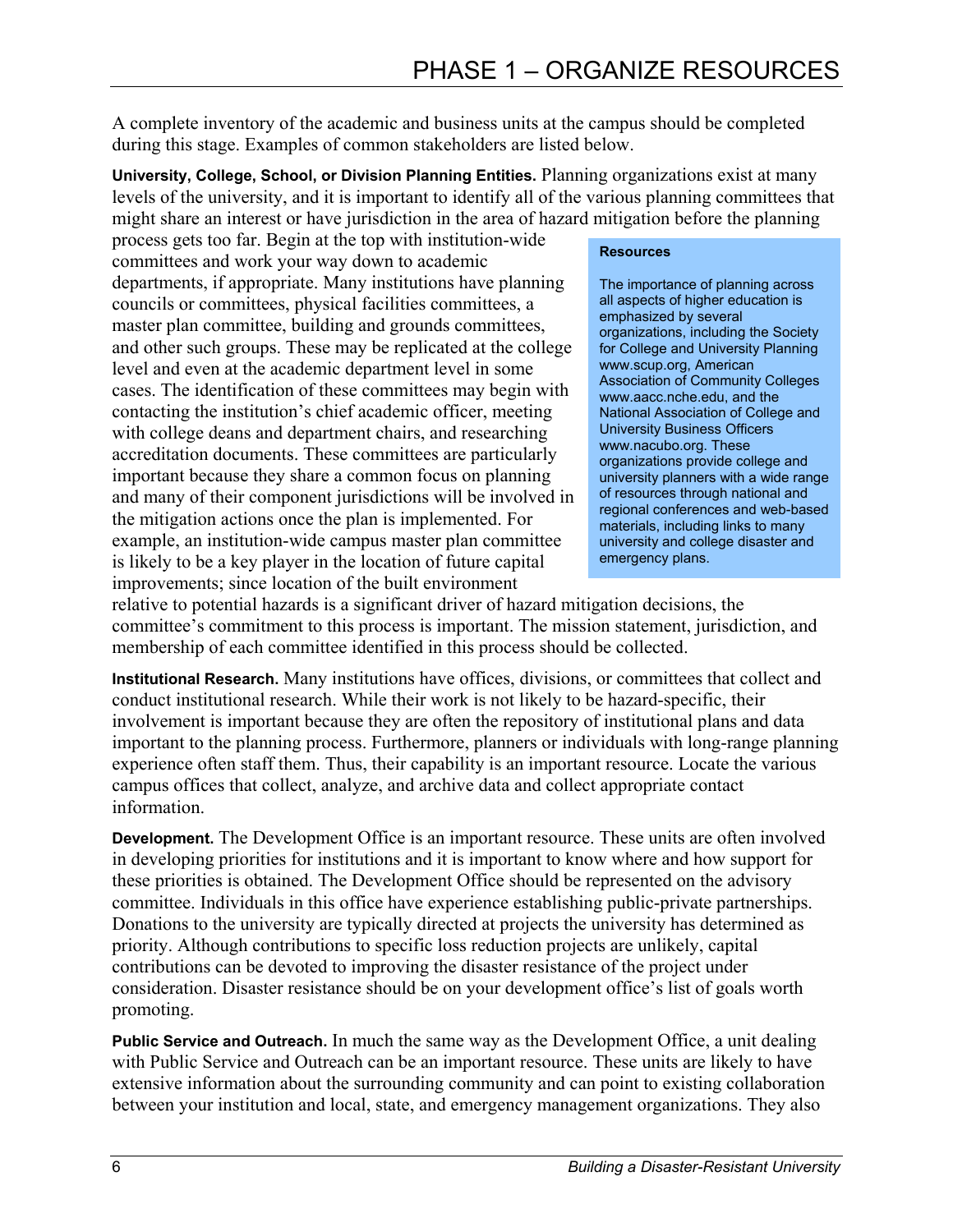A complete inventory of the academic and business units at the campus should be completed during this stage. Examples of common stakeholders are listed below.

**University, College, School, or Division Planning Entities.** Planning organizations exist at many levels of the university, and it is important to identify all of the various planning committees that might share an interest or have jurisdiction in the area of hazard mitigation before the planning process gets too far. Begin at the top with institution-wide committees and work your way down to academic departments, if appropriate. Many institutions have planning councils or committees, physical facilities committees, a master plan committee, building and grounds committees, and other such groups. These may be replicated at the college level and even at the academic department level in some cases. The identification of these committees may begin with contacting the institution's chief academic officer, meeting with college deans and department chairs, and researching accreditation documents. These committees are particularly important because they share a common focus on planning and many of their component jurisdictions will be involved in the mitigation actions once the plan is implemented. For example, an institution-wide campus master plan committee is likely to be a key player in the location of future capital improvements; since location of the built environment relative to potential hazards is a significant driver of hazard mitigation decisions, the committee's commitment to this process is important. The mission statement, jurisdiction, and membership of each committee identified in this process should be collected.

> **Resources**
>
> The importance of planning across all aspects of higher education is emphasized by several organizations, including the Society for College and University Planning www.scup.org, American Association of Community Colleges www.aacc.nche.edu, and the National Association of College and University Business Officers www.nacubo.org. These organizations provide college and university planners with a wide range of resources through national and regional conferences and web-based materials, including links to many university and college disaster and emergency plans.

**Institutional Research.** Many institutions have offices, divisions, or committees that collect and conduct institutional research. While their work is not likely to be hazard-specific, their involvement is important because they are often the repository of institutional plans and data important to the planning process. Furthermore, planners or individuals with long-range planning experience often staff them. Thus, their capability is an important resource. Locate the various campus offices that collect, analyze, and archive data and collect appropriate contact information.

**Development.** The Development Office is an important resource. These units are often involved in developing priorities for institutions and it is important to know where and how support for these priorities is obtained. The Development Office should be represented on the advisory committee. Individuals in this office have experience establishing public-private partnerships. Donations to the university are typically directed at projects the university has determined as priority. Although contributions to specific loss reduction projects are unlikely, capital contributions can be devoted to improving the disaster resistance of the project under consideration. Disaster resistance should be on your development office's list of goals worth promoting.

**Public Service and Outreach.** In much the same way as the Development Office, a unit dealing with Public Service and Outreach can be an important resource. These units are likely to have extensive information about the surrounding community and can point to existing collaboration between your institution and local, state, and emergency management organizations. They also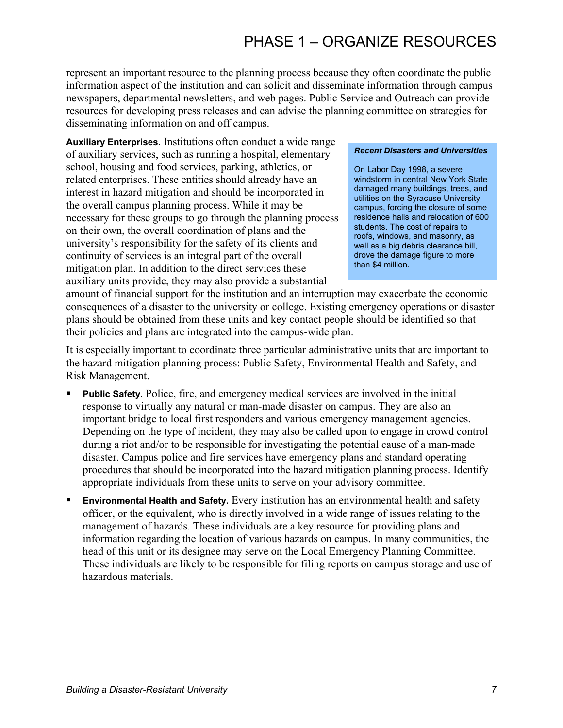represent an important resource to the planning process because they often coordinate the public information aspect of the institution and can solicit and disseminate information through campus newspapers, departmental newsletters, and web pages. Public Service and Outreach can provide resources for developing press releases and can advise the planning committee on strategies for disseminating information on and off campus.

**Auxiliary Enterprises.** Institutions often conduct a wide range of auxiliary services, such as running a hospital, elementary school, housing and food services, parking, athletics, or related enterprises. These entities should already have an interest in hazard mitigation and should be incorporated in the overall campus planning process. While it may be necessary for these groups to go through the planning process on their own, the overall coordination of plans and the university's responsibility for the safety of its clients and continuity of services is an integral part of the overall mitigation plan. In addition to the direct services these auxiliary units provide, they may also provide a substantial amount of financial support for the institution and an interruption may exacerbate the economic consequences of a disaster to the university or college. Existing emergency operations or disaster plans should be obtained from these units and key contact people should be identified so that their policies and plans are integrated into the campus-wide plan.

> ***Recent Disasters and Universities***
>
> On Labor Day 1998, a severe windstorm in central New York State damaged many buildings, trees, and utilities on the Syracuse University campus, forcing the closure of some residence halls and relocation of 600 students. The cost of repairs to roofs, windows, and masonry, as well as a big debris clearance bill, drove the damage figure to more than $4 million.

It is especially important to coordinate three particular administrative units that are important to the hazard mitigation planning process: Public Safety, Environmental Health and Safety, and Risk Management.

- **Public Safety.** Police, fire, and emergency medical services are involved in the initial response to virtually any natural or man-made disaster on campus. They are also an important bridge to local first responders and various emergency management agencies. Depending on the type of incident, they may also be called upon to engage in crowd control during a riot and/or to be responsible for investigating the potential cause of a man-made disaster. Campus police and fire services have emergency plans and standard operating procedures that should be incorporated into the hazard mitigation planning process. Identify appropriate individuals from these units to serve on your advisory committee.

- **Environmental Health and Safety.** Every institution has an environmental health and safety officer, or the equivalent, who is directly involved in a wide range of issues relating to the management of hazards. These individuals are a key resource for providing plans and information regarding the location of various hazards on campus. In many communities, the head of this unit or its designee may serve on the Local Emergency Planning Committee. These individuals are likely to be responsible for filing reports on campus storage and use of hazardous materials.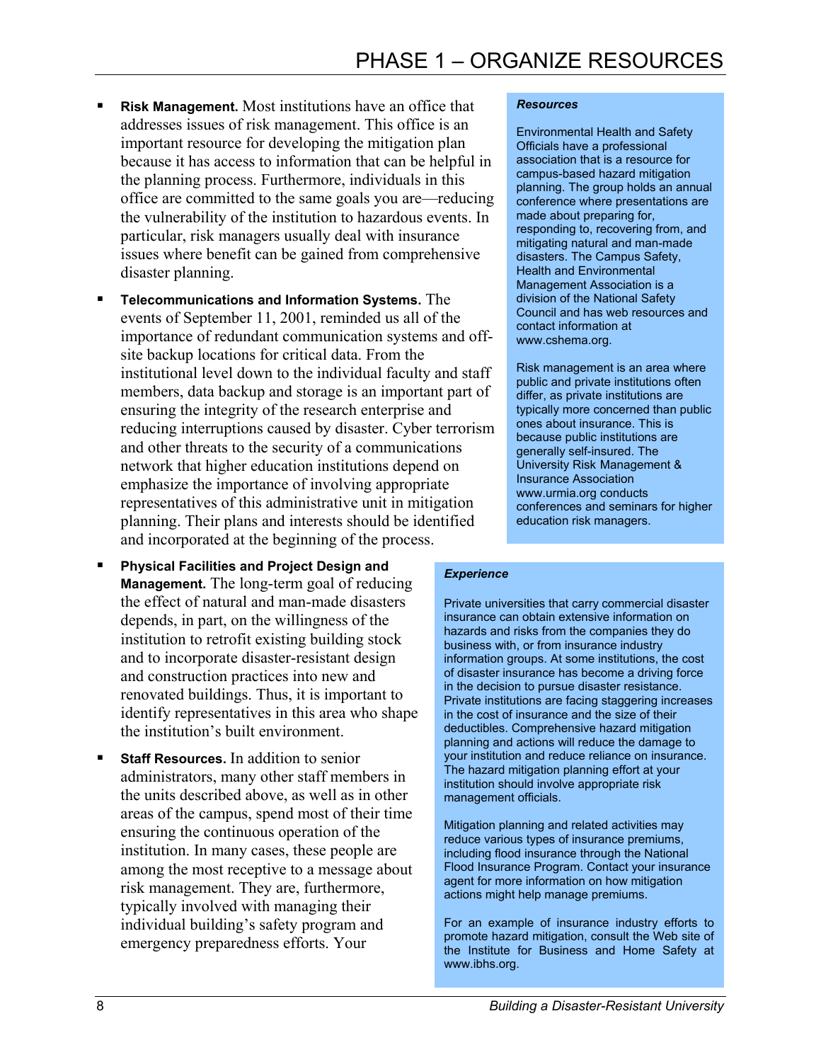- **Risk Management.** Most institutions have an office that addresses issues of risk management. This office is an important resource for developing the mitigation plan because it has access to information that can be helpful in the planning process. Furthermore, individuals in this office are committed to the same goals you are—reducing the vulnerability of the institution to hazardous events. In particular, risk managers usually deal with insurance issues where benefit can be gained from comprehensive disaster planning.
- **Telecommunications and Information Systems.** The events of September 11, 2001, reminded us all of the importance of redundant communication systems and off-site backup locations for critical data. From the institutional level down to the individual faculty and staff members, data backup and storage is an important part of ensuring the integrity of the research enterprise and reducing interruptions caused by disaster. Cyber terrorism and other threats to the security of a communications network that higher education institutions depend on emphasize the importance of involving appropriate representatives of this administrative unit in mitigation planning. Their plans and interests should be identified and incorporated at the beginning of the process.
- **Physical Facilities and Project Design and Management.** The long-term goal of reducing the effect of natural and man-made disasters depends, in part, on the willingness of the institution to retrofit existing building stock and to incorporate disaster-resistant design and construction practices into new and renovated buildings. Thus, it is important to identify representatives in this area who shape the institution's built environment.
- **Staff Resources.** In addition to senior administrators, many other staff members in the units described above, as well as in other areas of the campus, spend most of their time ensuring the continuous operation of the institution. In many cases, these people are among the most receptive to a message about risk management. They are, furthermore, typically involved with managing their individual building's safety program and emergency preparedness efforts. Your

***Resources***

Environmental Health and Safety Officials have a professional association that is a resource for campus-based hazard mitigation planning. The group holds an annual conference where presentations are made about preparing for, responding to, recovering from, and mitigating natural and man-made disasters. The Campus Safety, Health and Environmental Management Association is a division of the National Safety Council and has web resources and contact information at www.cshema.org.

Risk management is an area where public and private institutions often differ, as private institutions are typically more concerned than public ones about insurance. This is because public institutions are generally self-insured. The University Risk Management & Insurance Association www.urmia.org conducts conferences and seminars for higher education risk managers.

***Experience***

Private universities that carry commercial disaster insurance can obtain extensive information on hazards and risks from the companies they do business with, or from insurance industry information groups. At some institutions, the cost of disaster insurance has become a driving force in the decision to pursue disaster resistance. Private institutions are facing staggering increases in the cost of insurance and the size of their deductibles. Comprehensive hazard mitigation planning and actions will reduce the damage to your institution and reduce reliance on insurance. The hazard mitigation planning effort at your institution should involve appropriate risk management officials.

Mitigation planning and related activities may reduce various types of insurance premiums, including flood insurance through the National Flood Insurance Program. Contact your insurance agent for more information on how mitigation actions might help manage premiums.

For an example of insurance industry efforts to promote hazard mitigation, consult the Web site of the Institute for Business and Home Safety at www.ibhs.org.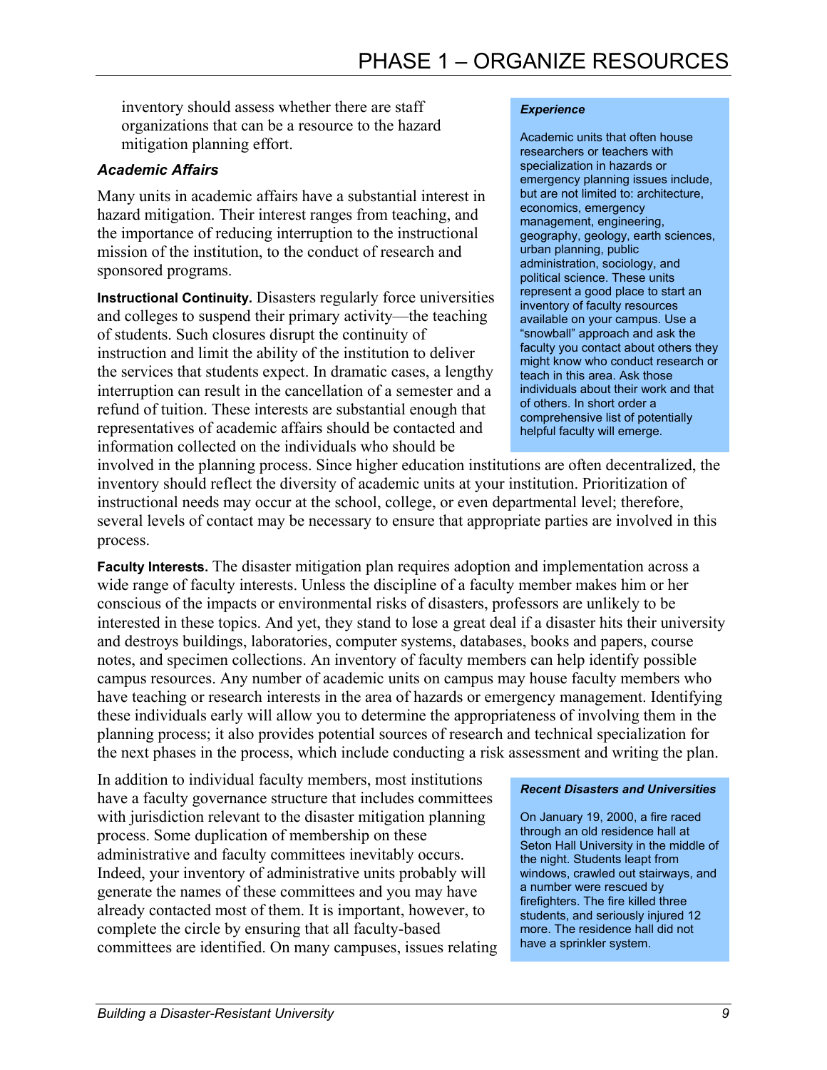inventory should assess whether there are staff organizations that can be a resource to the hazard mitigation planning effort.

### *Academic Affairs*

Many units in academic affairs have a substantial interest in hazard mitigation. Their interest ranges from teaching, and the importance of reducing interruption to the instructional mission of the institution, to the conduct of research and sponsored programs.

**Instructional Continuity.** Disasters regularly force universities and colleges to suspend their primary activity—the teaching of students. Such closures disrupt the continuity of instruction and limit the ability of the institution to deliver the services that students expect. In dramatic cases, a lengthy interruption can result in the cancellation of a semester and a refund of tuition. These interests are substantial enough that representatives of academic affairs should be contacted and information collected on the individuals who should be involved in the planning process. Since higher education institutions are often decentralized, the inventory should reflect the diversity of academic units at your institution. Prioritization of instructional needs may occur at the school, college, or even departmental level; therefore, several levels of contact may be necessary to ensure that appropriate parties are involved in this process.

> ***Experience***
>
> Academic units that often house researchers or teachers with specialization in hazards or emergency planning issues include, but are not limited to: architecture, economics, emergency management, engineering, geography, geology, earth sciences, urban planning, public administration, sociology, and political science. These units represent a good place to start an inventory of faculty resources available on your campus. Use a "snowball" approach and ask the faculty you contact about others they might know who conduct research or teach in this area. Ask those individuals about their work and that of others. In short order a comprehensive list of potentially helpful faculty will emerge.

**Faculty Interests.** The disaster mitigation plan requires adoption and implementation across a wide range of faculty interests. Unless the discipline of a faculty member makes him or her conscious of the impacts or environmental risks of disasters, professors are unlikely to be interested in these topics. And yet, they stand to lose a great deal if a disaster hits their university and destroys buildings, laboratories, computer systems, databases, books and papers, course notes, and specimen collections. An inventory of faculty members can help identify possible campus resources. Any number of academic units on campus may house faculty members who have teaching or research interests in the area of hazards or emergency management. Identifying these individuals early will allow you to determine the appropriateness of involving them in the planning process; it also provides potential sources of research and technical specialization for the next phases in the process, which include conducting a risk assessment and writing the plan.

In addition to individual faculty members, most institutions have a faculty governance structure that includes committees with jurisdiction relevant to the disaster mitigation planning process. Some duplication of membership on these administrative and faculty committees inevitably occurs. Indeed, your inventory of administrative units probably will generate the names of these committees and you may have already contacted most of them. It is important, however, to complete the circle by ensuring that all faculty-based committees are identified. On many campuses, issues relating

> ***Recent Disasters and Universities***
>
> On January 19, 2000, a fire raced through an old residence hall at Seton Hall University in the middle of the night. Students leapt from windows, crawled out stairways, and a number were rescued by firefighters. The fire killed three students, and seriously injured 12 more. The residence hall did not have a sprinkler system.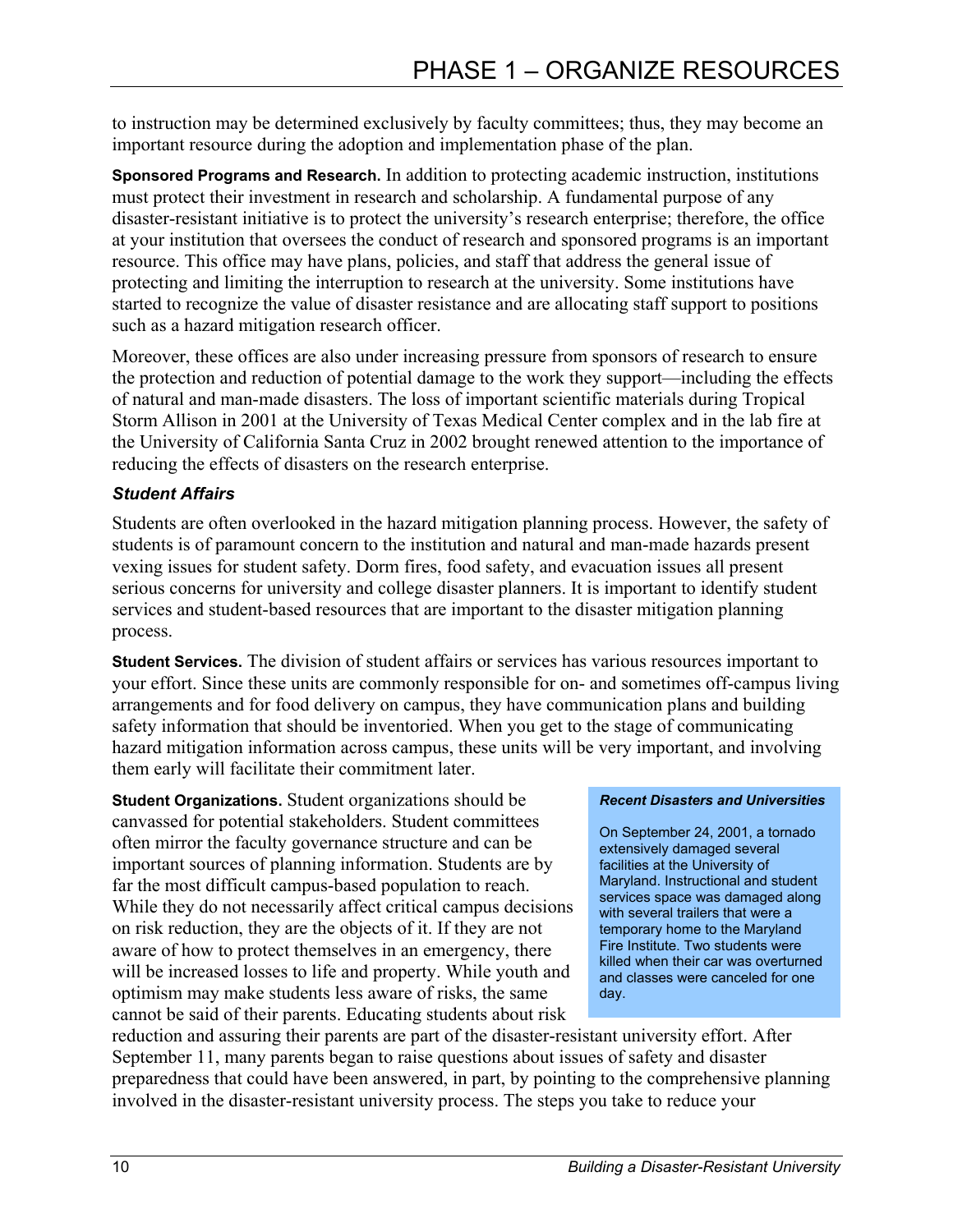to instruction may be determined exclusively by faculty committees; thus, they may become an important resource during the adoption and implementation phase of the plan.

**Sponsored Programs and Research.** In addition to protecting academic instruction, institutions must protect their investment in research and scholarship. A fundamental purpose of any disaster-resistant initiative is to protect the university's research enterprise; therefore, the office at your institution that oversees the conduct of research and sponsored programs is an important resource. This office may have plans, policies, and staff that address the general issue of protecting and limiting the interruption to research at the university. Some institutions have started to recognize the value of disaster resistance and are allocating staff support to positions such as a hazard mitigation research officer.

Moreover, these offices are also under increasing pressure from sponsors of research to ensure the protection and reduction of potential damage to the work they support—including the effects of natural and man-made disasters. The loss of important scientific materials during Tropical Storm Allison in 2001 at the University of Texas Medical Center complex and in the lab fire at the University of California Santa Cruz in 2002 brought renewed attention to the importance of reducing the effects of disasters on the research enterprise.

### *Student Affairs*

Students are often overlooked in the hazard mitigation planning process. However, the safety of students is of paramount concern to the institution and natural and man-made hazards present vexing issues for student safety. Dorm fires, food safety, and evacuation issues all present serious concerns for university and college disaster planners. It is important to identify student services and student-based resources that are important to the disaster mitigation planning process.

**Student Services.** The division of student affairs or services has various resources important to your effort. Since these units are commonly responsible for on- and sometimes off-campus living arrangements and for food delivery on campus, they have communication plans and building safety information that should be inventoried. When you get to the stage of communicating hazard mitigation information across campus, these units will be very important, and involving them early will facilitate their commitment later.

**Student Organizations.** Student organizations should be canvassed for potential stakeholders. Student committees often mirror the faculty governance structure and can be important sources of planning information. Students are by far the most difficult campus-based population to reach. While they do not necessarily affect critical campus decisions on risk reduction, they are the objects of it. If they are not aware of how to protect themselves in an emergency, there will be increased losses to life and property. While youth and optimism may make students less aware of risks, the same cannot be said of their parents. Educating students about risk reduction and assuring their parents are part of the disaster-resistant university effort. After September 11, many parents began to raise questions about issues of safety and disaster preparedness that could have been answered, in part, by pointing to the comprehensive planning involved in the disaster-resistant university process. The steps you take to reduce your

> ***Recent Disasters and Universities***
>
> On September 24, 2001, a tornado extensively damaged several facilities at the University of Maryland. Instructional and student services space was damaged along with several trailers that were a temporary home to the Maryland Fire Institute. Two students were killed when their car was overturned and classes were canceled for one day.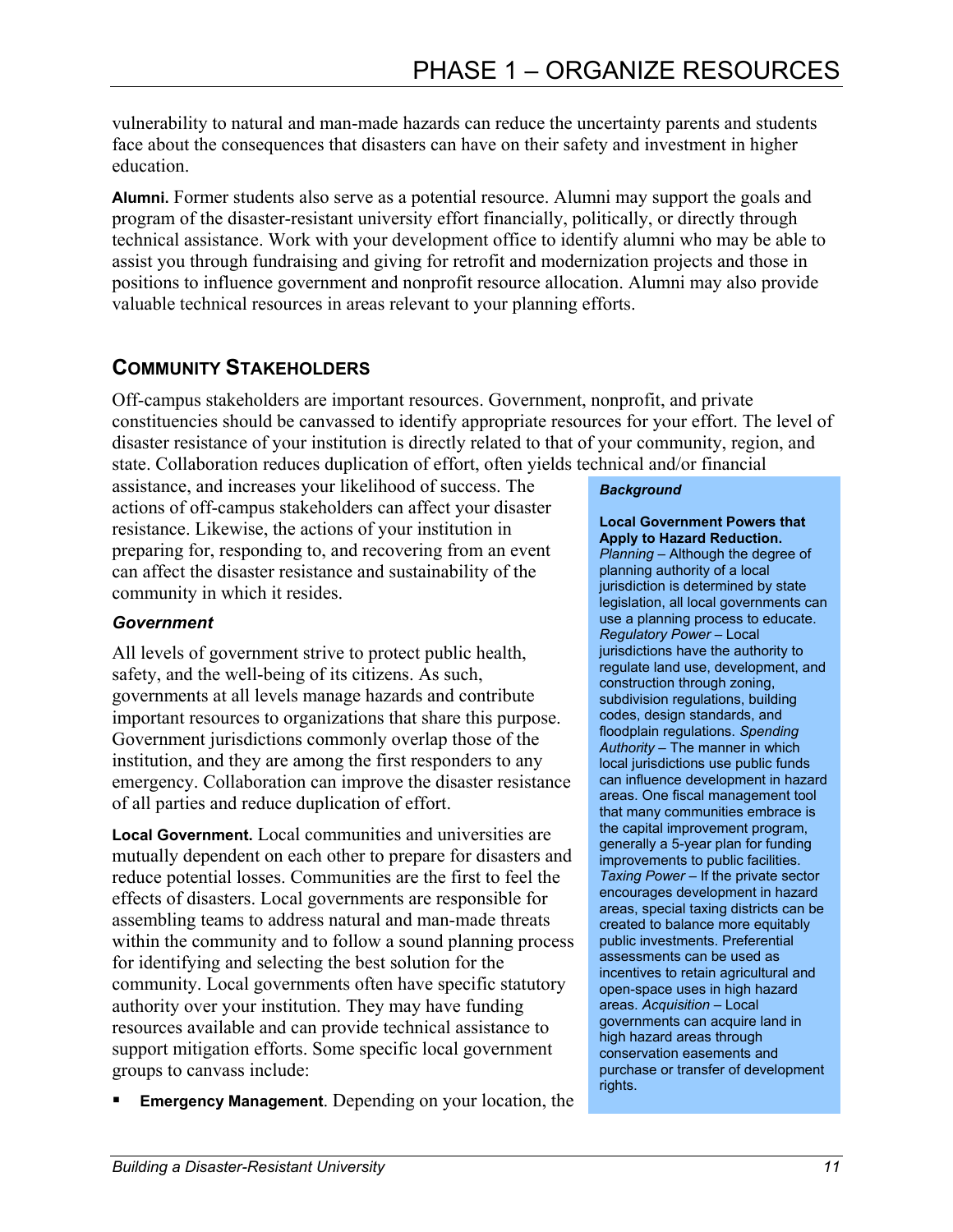vulnerability to natural and man-made hazards can reduce the uncertainty parents and students face about the consequences that disasters can have on their safety and investment in higher education.

**Alumni.** Former students also serve as a potential resource. Alumni may support the goals and program of the disaster-resistant university effort financially, politically, or directly through technical assistance. Work with your development office to identify alumni who may be able to assist you through fundraising and giving for retrofit and modernization projects and those in positions to influence government and nonprofit resource allocation. Alumni may also provide valuable technical resources in areas relevant to your planning efforts.

## COMMUNITY STAKEHOLDERS

Off-campus stakeholders are important resources. Government, nonprofit, and private constituencies should be canvassed to identify appropriate resources for your effort. The level of disaster resistance of your institution is directly related to that of your community, region, and state. Collaboration reduces duplication of effort, often yields technical and/or financial assistance, and increases your likelihood of success. The actions of off-campus stakeholders can affect your disaster resistance. Likewise, the actions of your institution in preparing for, responding to, and recovering from an event can affect the disaster resistance and sustainability of the community in which it resides.

### *Government*

All levels of government strive to protect public health, safety, and the well-being of its citizens. As such, governments at all levels manage hazards and contribute important resources to organizations that share this purpose. Government jurisdictions commonly overlap those of the institution, and they are among the first responders to any emergency. Collaboration can improve the disaster resistance of all parties and reduce duplication of effort.

**Local Government.** Local communities and universities are mutually dependent on each other to prepare for disasters and reduce potential losses. Communities are the first to feel the effects of disasters. Local governments are responsible for assembling teams to address natural and man-made threats within the community and to follow a sound planning process for identifying and selecting the best solution for the community. Local governments often have specific statutory authority over your institution. They may have funding resources available and can provide technical assistance to support mitigation efforts. Some specific local government groups to canvass include:

- **Emergency Management**. Depending on your location, the

> ***Background***
>
> **Local Government Powers that Apply to Hazard Reduction.**
> *Planning* – Although the degree of planning authority of a local jurisdiction is determined by state legislation, all local governments can use a planning process to educate. *Regulatory Power* – Local jurisdictions have the authority to regulate land use, development, and construction through zoning, subdivision regulations, building codes, design standards, and floodplain regulations. *Spending Authority* – The manner in which local jurisdictions use public funds can influence development in hazard areas. One fiscal management tool that many communities embrace is the capital improvement program, generally a 5-year plan for funding improvements to public facilities. *Taxing Power* – If the private sector encourages development in hazard areas, special taxing districts can be created to balance more equitably public investments. Preferential assessments can be used as incentives to retain agricultural and open-space uses in high hazard areas. *Acquisition* – Local governments can acquire land in high hazard areas through conservation easements and purchase or transfer of development rights.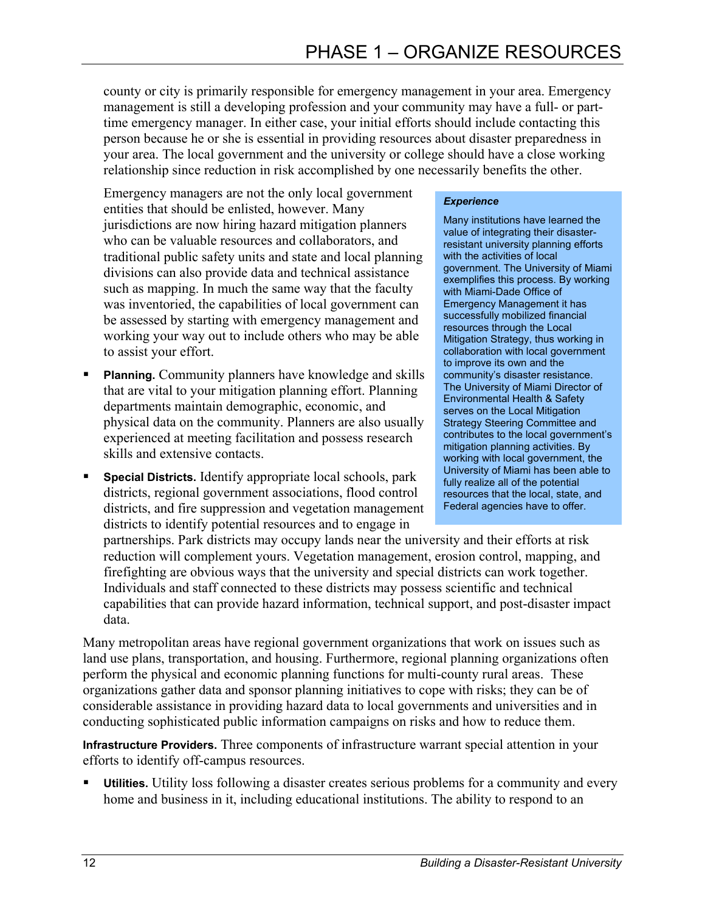county or city is primarily responsible for emergency management in your area. Emergency management is still a developing profession and your community may have a full- or part-time emergency manager. In either case, your initial efforts should include contacting this person because he or she is essential in providing resources about disaster preparedness in your area. The local government and the university or college should have a close working relationship since reduction in risk accomplished by one necessarily benefits the other.

Emergency managers are not the only local government entities that should be enlisted, however. Many jurisdictions are now hiring hazard mitigation planners who can be valuable resources and collaborators, and traditional public safety units and state and local planning divisions can also provide data and technical assistance such as mapping. In much the same way that the faculty was inventoried, the capabilities of local government can be assessed by starting with emergency management and working your way out to include others who may be able to assist your effort.

- **Planning.** Community planners have knowledge and skills that are vital to your mitigation planning effort. Planning departments maintain demographic, economic, and physical data on the community. Planners are also usually experienced at meeting facilitation and possess research skills and extensive contacts.
- **Special Districts.** Identify appropriate local schools, park districts, regional government associations, flood control districts, and fire suppression and vegetation management districts to identify potential resources and to engage in partnerships. Park districts may occupy lands near the university and their efforts at risk reduction will complement yours. Vegetation management, erosion control, mapping, and firefighting are obvious ways that the university and special districts can work together. Individuals and staff connected to these districts may possess scientific and technical capabilities that can provide hazard information, technical support, and post-disaster impact data.

> ***Experience***
>
> Many institutions have learned the value of integrating their disaster-resistant university planning efforts with the activities of local government. The University of Miami exemplifies this process. By working with Miami-Dade Office of Emergency Management it has successfully mobilized financial resources through the Local Mitigation Strategy, thus working in collaboration with local government to improve its own and the community's disaster resistance. The University of Miami Director of Environmental Health & Safety serves on the Local Mitigation Strategy Steering Committee and contributes to the local government's mitigation planning activities. By working with local government, the University of Miami has been able to fully realize all of the potential resources that the local, state, and Federal agencies have to offer.

Many metropolitan areas have regional government organizations that work on issues such as land use plans, transportation, and housing. Furthermore, regional planning organizations often perform the physical and economic planning functions for multi-county rural areas. These organizations gather data and sponsor planning initiatives to cope with risks; they can be of considerable assistance in providing hazard data to local governments and universities and in conducting sophisticated public information campaigns on risks and how to reduce them.

**Infrastructure Providers.** Three components of infrastructure warrant special attention in your efforts to identify off-campus resources.

- **Utilities.** Utility loss following a disaster creates serious problems for a community and every home and business in it, including educational institutions. The ability to respond to an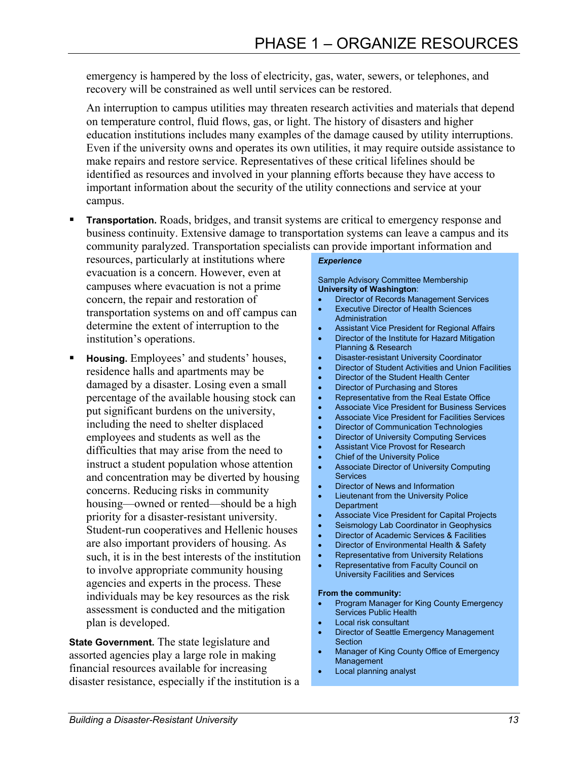emergency is hampered by the loss of electricity, gas, water, sewers, or telephones, and recovery will be constrained as well until services can be restored.

An interruption to campus utilities may threaten research activities and materials that depend on temperature control, fluid flows, gas, or light. The history of disasters and higher education institutions includes many examples of the damage caused by utility interruptions. Even if the university owns and operates its own utilities, it may require outside assistance to make repairs and restore service. Representatives of these critical lifelines should be identified as resources and involved in your planning efforts because they have access to important information about the security of the utility connections and service at your campus.

- **Transportation.** Roads, bridges, and transit systems are critical to emergency response and business continuity. Extensive damage to transportation systems can leave a campus and its community paralyzed. Transportation specialists can provide important information and resources, particularly at institutions where evacuation is a concern. However, even at campuses where evacuation is not a prime concern, the repair and restoration of transportation systems on and off campus can determine the extent of interruption to the institution's operations.

- **Housing.** Employees' and students' houses, residence halls and apartments may be damaged by a disaster. Losing even a small percentage of the available housing stock can put significant burdens on the university, including the need to shelter displaced employees and students as well as the difficulties that may arise from the need to instruct a student population whose attention and concentration may be diverted by housing concerns. Reducing risks in community housing—owned or rented—should be a high priority for a disaster-resistant university. Student-run cooperatives and Hellenic houses are also important providers of housing. As such, it is in the best interests of the institution to involve appropriate community housing agencies and experts in the process. These individuals may be key resources as the risk assessment is conducted and the mitigation plan is developed.

**State Government.** The state legislature and assorted agencies play a large role in making financial resources available for increasing disaster resistance, especially if the institution is a

> ***Experience***
>
> Sample Advisory Committee Membership
> **University of Washington**:
>
> - Director of Records Management Services
> - Executive Director of Health Sciences Administration
> - Assistant Vice President for Regional Affairs
> - Director of the Institute for Hazard Mitigation Planning & Research
> - Disaster-resistant University Coordinator
> - Director of Student Activities and Union Facilities
> - Director of the Student Health Center
> - Director of Purchasing and Stores
> - Representative from the Real Estate Office
> - Associate Vice President for Business Services
> - Associate Vice President for Facilities Services
> - Director of Communication Technologies
> - Director of University Computing Services
> - Assistant Vice Provost for Research
> - Chief of the University Police
> - Associate Director of University Computing Services
> - Director of News and Information
> - Lieutenant from the University Police Department
> - Associate Vice President for Capital Projects
> - Seismology Lab Coordinator in Geophysics
> - Director of Academic Services & Facilities
> - Director of Environmental Health & Safety
> - Representative from University Relations
> - Representative from Faculty Council on University Facilities and Services
>
> **From the community:**
>
> - Program Manager for King County Emergency Services Public Health
> - Local risk consultant
> - Director of Seattle Emergency Management Section
> - Manager of King County Office of Emergency Management
> - Local planning analyst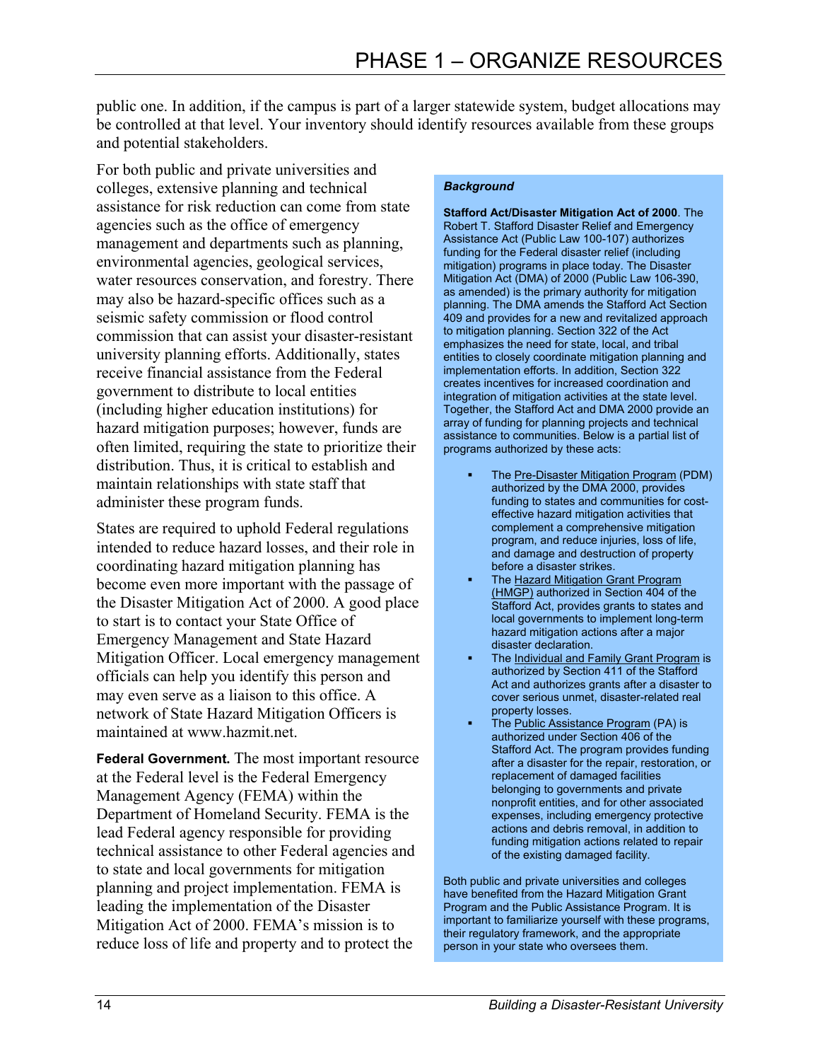public one. In addition, if the campus is part of a larger statewide system, budget allocations may be controlled at that level. Your inventory should identify resources available from these groups and potential stakeholders.

For both public and private universities and colleges, extensive planning and technical assistance for risk reduction can come from state agencies such as the office of emergency management and departments such as planning, environmental agencies, geological services, water resources conservation, and forestry. There may also be hazard-specific offices such as a seismic safety commission or flood control commission that can assist your disaster-resistant university planning efforts. Additionally, states receive financial assistance from the Federal government to distribute to local entities (including higher education institutions) for hazard mitigation purposes; however, funds are often limited, requiring the state to prioritize their distribution. Thus, it is critical to establish and maintain relationships with state staff that administer these program funds.

States are required to uphold Federal regulations intended to reduce hazard losses, and their role in coordinating hazard mitigation planning has become even more important with the passage of the Disaster Mitigation Act of 2000. A good place to start is to contact your State Office of Emergency Management and State Hazard Mitigation Officer. Local emergency management officials can help you identify this person and may even serve as a liaison to this office. A network of State Hazard Mitigation Officers is maintained at www.hazmit.net.

**Federal Government.** The most important resource at the Federal level is the Federal Emergency Management Agency (FEMA) within the Department of Homeland Security. FEMA is the lead Federal agency responsible for providing technical assistance to other Federal agencies and to state and local governments for mitigation planning and project implementation. FEMA is leading the implementation of the Disaster Mitigation Act of 2000. FEMA's mission is to reduce loss of life and property and to protect the

> ***Background***
>
> **Stafford Act/Disaster Mitigation Act of 2000**. The Robert T. Stafford Disaster Relief and Emergency Assistance Act (Public Law 100-107) authorizes funding for the Federal disaster relief (including mitigation) programs in place today. The Disaster Mitigation Act (DMA) of 2000 (Public Law 106-390, as amended) is the primary authority for mitigation planning. The DMA amends the Stafford Act Section 409 and provides for a new and revitalized approach to mitigation planning. Section 322 of the Act emphasizes the need for state, local, and tribal entities to closely coordinate mitigation planning and implementation efforts. In addition, Section 322 creates incentives for increased coordination and integration of mitigation activities at the state level. Together, the Stafford Act and DMA 2000 provide an array of funding for planning projects and technical assistance to communities. Below is a partial list of programs authorized by these acts:
>
> - The Pre-Disaster Mitigation Program (PDM) authorized by the DMA 2000, provides funding to states and communities for cost-effective hazard mitigation activities that complement a comprehensive mitigation program, and reduce injuries, loss of life, and damage and destruction of property before a disaster strikes.
> - The Hazard Mitigation Grant Program (HMGP) authorized in Section 404 of the Stafford Act, provides grants to states and local governments to implement long-term hazard mitigation actions after a major disaster declaration.
> - The Individual and Family Grant Program is authorized by Section 411 of the Stafford Act and authorizes grants after a disaster to cover serious unmet, disaster-related real property losses.
> - The Public Assistance Program (PA) is authorized under Section 406 of the Stafford Act. The program provides funding after a disaster for the repair, restoration, or replacement of damaged facilities belonging to governments and private nonprofit entities, and for other associated expenses, including emergency protective actions and debris removal, in addition to funding mitigation actions related to repair of the existing damaged facility.
>
> Both public and private universities and colleges have benefited from the Hazard Mitigation Grant Program and the Public Assistance Program. It is important to familiarize yourself with these programs, their regulatory framework, and the appropriate person in your state who oversees them.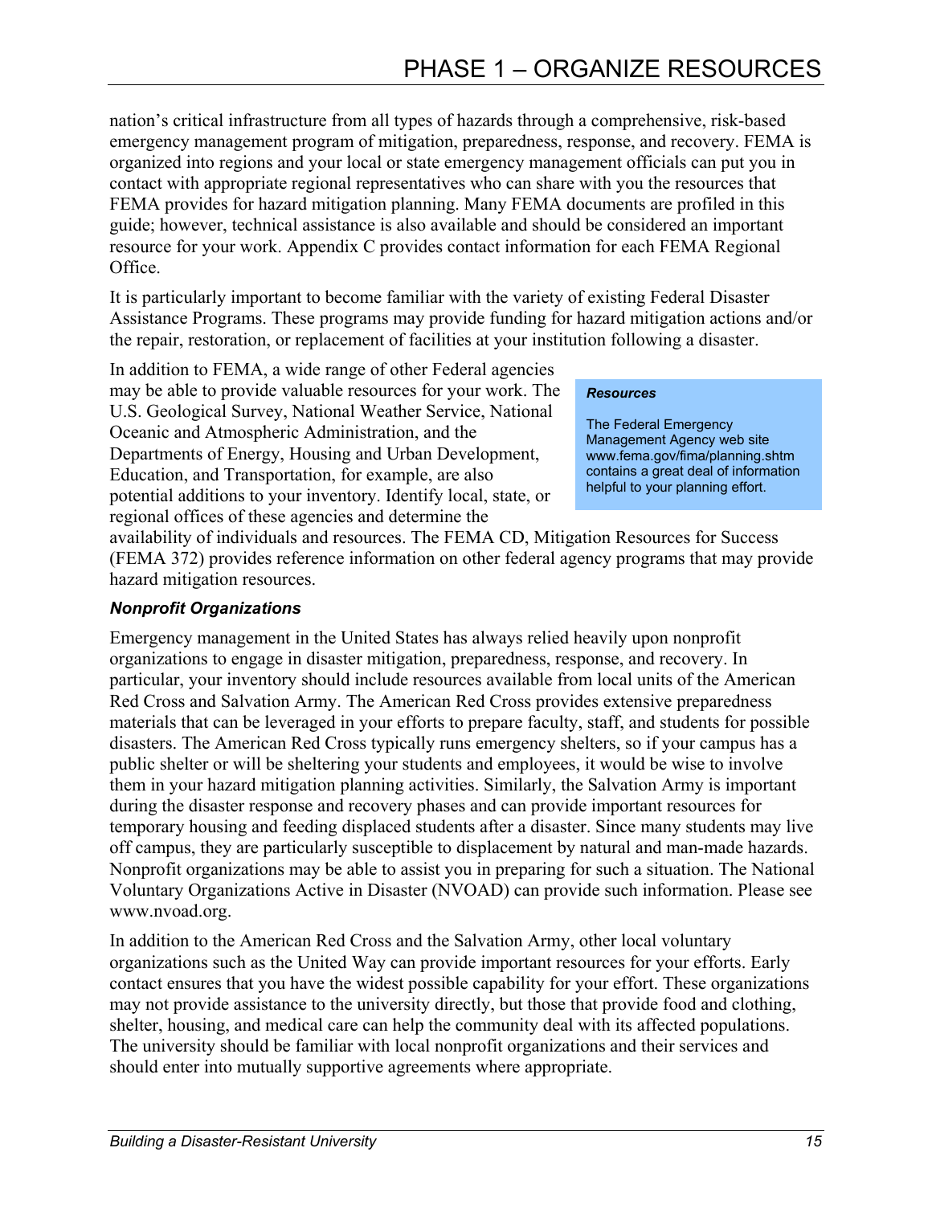nation's critical infrastructure from all types of hazards through a comprehensive, risk-based emergency management program of mitigation, preparedness, response, and recovery. FEMA is organized into regions and your local or state emergency management officials can put you in contact with appropriate regional representatives who can share with you the resources that FEMA provides for hazard mitigation planning. Many FEMA documents are profiled in this guide; however, technical assistance is also available and should be considered an important resource for your work. Appendix C provides contact information for each FEMA Regional Office.

It is particularly important to become familiar with the variety of existing Federal Disaster Assistance Programs. These programs may provide funding for hazard mitigation actions and/or the repair, restoration, or replacement of facilities at your institution following a disaster.

In addition to FEMA, a wide range of other Federal agencies may be able to provide valuable resources for your work. The U.S. Geological Survey, National Weather Service, National Oceanic and Atmospheric Administration, and the Departments of Energy, Housing and Urban Development, Education, and Transportation, for example, are also potential additions to your inventory. Identify local, state, or regional offices of these agencies and determine the availability of individuals and resources. The FEMA CD, Mitigation Resources for Success (FEMA 372) provides reference information on other federal agency programs that may provide hazard mitigation resources.

> ***Resources***
>
> The Federal Emergency Management Agency web site www.fema.gov/fima/planning.shtm contains a great deal of information helpful to your planning effort.

### *Nonprofit Organizations*

Emergency management in the United States has always relied heavily upon nonprofit organizations to engage in disaster mitigation, preparedness, response, and recovery. In particular, your inventory should include resources available from local units of the American Red Cross and Salvation Army. The American Red Cross provides extensive preparedness materials that can be leveraged in your efforts to prepare faculty, staff, and students for possible disasters. The American Red Cross typically runs emergency shelters, so if your campus has a public shelter or will be sheltering your students and employees, it would be wise to involve them in your hazard mitigation planning activities. Similarly, the Salvation Army is important during the disaster response and recovery phases and can provide important resources for temporary housing and feeding displaced students after a disaster. Since many students may live off campus, they are particularly susceptible to displacement by natural and man-made hazards. Nonprofit organizations may be able to assist you in preparing for such a situation. The National Voluntary Organizations Active in Disaster (NVOAD) can provide such information. Please see www.nvoad.org.

In addition to the American Red Cross and the Salvation Army, other local voluntary organizations such as the United Way can provide important resources for your efforts. Early contact ensures that you have the widest possible capability for your effort. These organizations may not provide assistance to the university directly, but those that provide food and clothing, shelter, housing, and medical care can help the community deal with its affected populations. The university should be familiar with local nonprofit organizations and their services and should enter into mutually supportive agreements where appropriate.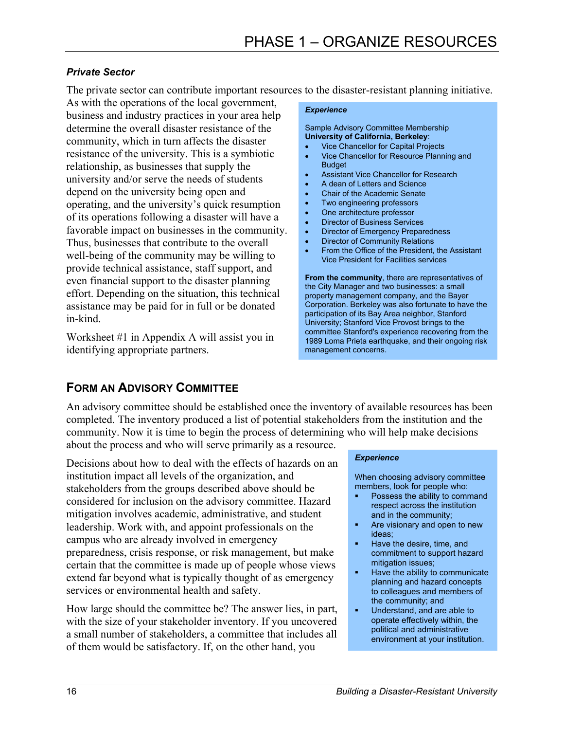### *Private Sector*

The private sector can contribute important resources to the disaster-resistant planning initiative. As with the operations of the local government, business and industry practices in your area help determine the overall disaster resistance of the community, which in turn affects the disaster resistance of the university. This is a symbiotic relationship, as businesses that supply the university and/or serve the needs of students depend on the university being open and operating, and the university's quick resumption of its operations following a disaster will have a favorable impact on businesses in the community. Thus, businesses that contribute to the overall well-being of the community may be willing to provide technical assistance, staff support, and even financial support to the disaster planning effort. Depending on the situation, this technical assistance may be paid for in full or be donated in-kind.

Worksheet #1 in Appendix A will assist you in identifying appropriate partners.

> ***Experience***
>
> Sample Advisory Committee Membership
> **University of California, Berkeley**:
>
> - Vice Chancellor for Capital Projects
> - Vice Chancellor for Resource Planning and Budget
> - Assistant Vice Chancellor for Research
> - A dean of Letters and Science
> - Chair of the Academic Senate
> - Two engineering professors
> - One architecture professor
> - Director of Business Services
> - Director of Emergency Preparedness
> - Director of Community Relations
> - From the Office of the President, the Assistant Vice President for Facilities services
>
> **From the community**, there are representatives of the City Manager and two businesses: a small property management company, and the Bayer Corporation. Berkeley was also fortunate to have the participation of its Bay Area neighbor, Stanford University; Stanford Vice Provost brings to the committee Stanford's experience recovering from the 1989 Loma Prieta earthquake, and their ongoing risk management concerns.

## FORM AN ADVISORY COMMITTEE

An advisory committee should be established once the inventory of available resources has been completed. The inventory produced a list of potential stakeholders from the institution and the community. Now it is time to begin the process of determining who will help make decisions about the process and who will serve primarily as a resource.

Decisions about how to deal with the effects of hazards on an institution impact all levels of the organization, and stakeholders from the groups described above should be considered for inclusion on the advisory committee. Hazard mitigation involves academic, administrative, and student leadership. Work with, and appoint professionals on the campus who are already involved in emergency preparedness, crisis response, or risk management, but make certain that the committee is made up of people whose views extend far beyond what is typically thought of as emergency services or environmental health and safety.

> ***Experience***
>
> When choosing advisory committee members, look for people who:
>
> - Possess the ability to command respect across the institution and in the community;
> - Are visionary and open to new ideas;
> - Have the desire, time, and commitment to support hazard mitigation issues;
> - Have the ability to communicate planning and hazard concepts to colleagues and members of the community; and
> - Understand, and are able to operate effectively within, the political and administrative environment at your institution.

How large should the committee be? The answer lies, in part, with the size of your stakeholder inventory. If you uncovered a small number of stakeholders, a committee that includes all of them would be satisfactory. If, on the other hand, you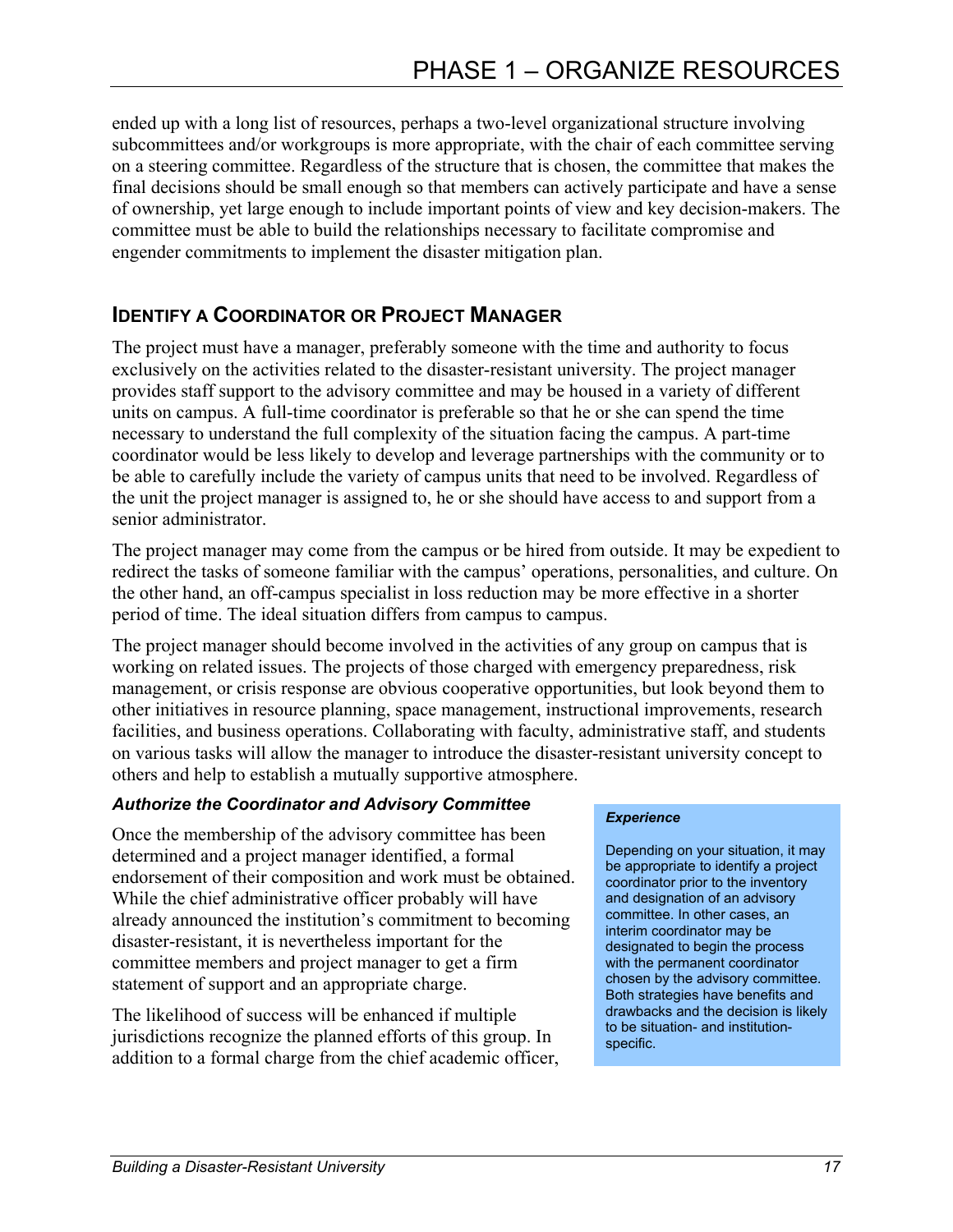ended up with a long list of resources, perhaps a two-level organizational structure involving subcommittees and/or workgroups is more appropriate, with the chair of each committee serving on a steering committee. Regardless of the structure that is chosen, the committee that makes the final decisions should be small enough so that members can actively participate and have a sense of ownership, yet large enough to include important points of view and key decision-makers. The committee must be able to build the relationships necessary to facilitate compromise and engender commitments to implement the disaster mitigation plan.

## Identify a Coordinator or Project Manager

The project must have a manager, preferably someone with the time and authority to focus exclusively on the activities related to the disaster-resistant university. The project manager provides staff support to the advisory committee and may be housed in a variety of different units on campus. A full-time coordinator is preferable so that he or she can spend the time necessary to understand the full complexity of the situation facing the campus. A part-time coordinator would be less likely to develop and leverage partnerships with the community or to be able to carefully include the variety of campus units that need to be involved. Regardless of the unit the project manager is assigned to, he or she should have access to and support from a senior administrator.

The project manager may come from the campus or be hired from outside. It may be expedient to redirect the tasks of someone familiar with the campus' operations, personalities, and culture. On the other hand, an off-campus specialist in loss reduction may be more effective in a shorter period of time. The ideal situation differs from campus to campus.

The project manager should become involved in the activities of any group on campus that is working on related issues. The projects of those charged with emergency preparedness, risk management, or crisis response are obvious cooperative opportunities, but look beyond them to other initiatives in resource planning, space management, instructional improvements, research facilities, and business operations. Collaborating with faculty, administrative staff, and students on various tasks will allow the manager to introduce the disaster-resistant university concept to others and help to establish a mutually supportive atmosphere.

### *Authorize the Coordinator and Advisory Committee*

Once the membership of the advisory committee has been determined and a project manager identified, a formal endorsement of their composition and work must be obtained. While the chief administrative officer probably will have already announced the institution's commitment to becoming disaster-resistant, it is nevertheless important for the committee members and project manager to get a firm statement of support and an appropriate charge.

The likelihood of success will be enhanced if multiple jurisdictions recognize the planned efforts of this group. In addition to a formal charge from the chief academic officer,

> ***Experience***
>
> Depending on your situation, it may be appropriate to identify a project coordinator prior to the inventory and designation of an advisory committee. In other cases, an interim coordinator may be designated to begin the process with the permanent coordinator chosen by the advisory committee. Both strategies have benefits and drawbacks and the decision is likely to be situation- and institution-specific.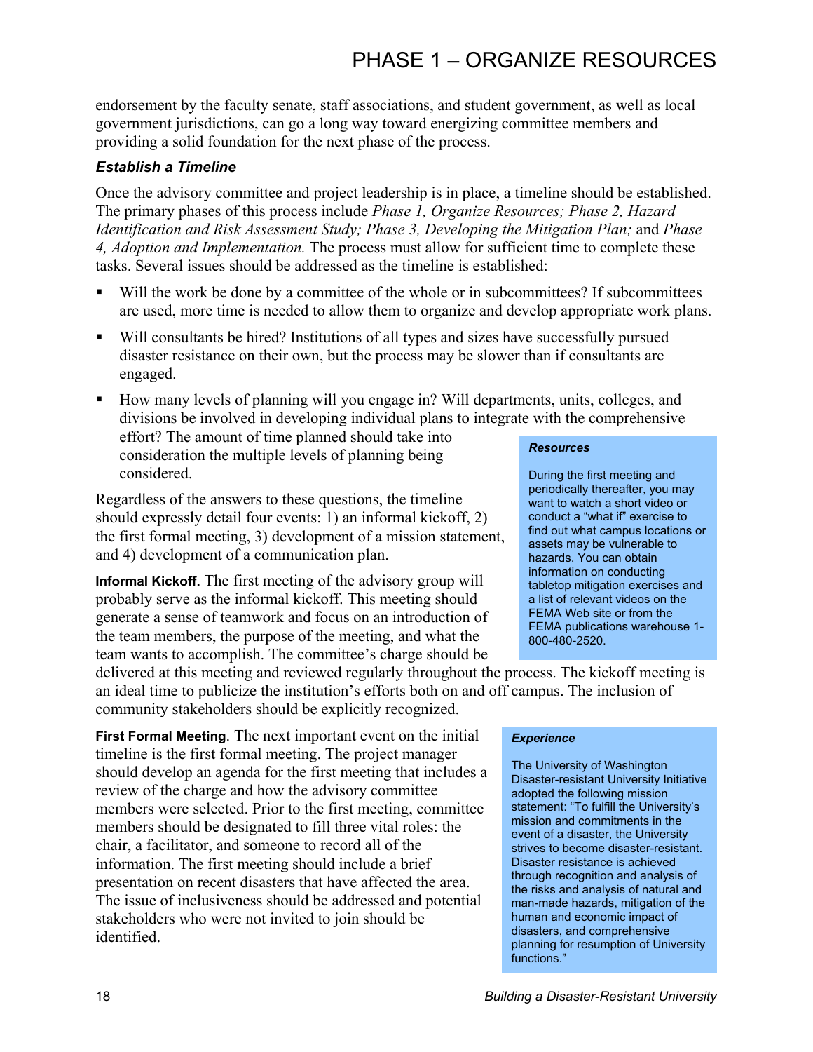endorsement by the faculty senate, staff associations, and student government, as well as local government jurisdictions, can go a long way toward energizing committee members and providing a solid foundation for the next phase of the process.

### *Establish a Timeline*

Once the advisory committee and project leadership is in place, a timeline should be established. The primary phases of this process include *Phase 1, Organize Resources; Phase 2, Hazard Identification and Risk Assessment Study; Phase 3, Developing the Mitigation Plan;* and *Phase 4, Adoption and Implementation.* The process must allow for sufficient time to complete these tasks. Several issues should be addressed as the timeline is established:

- Will the work be done by a committee of the whole or in subcommittees? If subcommittees are used, more time is needed to allow them to organize and develop appropriate work plans.
- Will consultants be hired? Institutions of all types and sizes have successfully pursued disaster resistance on their own, but the process may be slower than if consultants are engaged.
- How many levels of planning will you engage in? Will departments, units, colleges, and divisions be involved in developing individual plans to integrate with the comprehensive effort? The amount of time planned should take into consideration the multiple levels of planning being considered.

Regardless of the answers to these questions, the timeline should expressly detail four events: 1) an informal kickoff, 2) the first formal meeting, 3) development of a mission statement, and 4) development of a communication plan.

**Informal Kickoff.** The first meeting of the advisory group will probably serve as the informal kickoff. This meeting should generate a sense of teamwork and focus on an introduction of the team members, the purpose of the meeting, and what the team wants to accomplish. The committee's charge should be delivered at this meeting and reviewed regularly throughout the process. The kickoff meeting is an ideal time to publicize the institution's efforts both on and off campus. The inclusion of community stakeholders should be explicitly recognized.

> ***Resources***
>
> During the first meeting and periodically thereafter, you may want to watch a short video or conduct a "what if" exercise to find out what campus locations or assets may be vulnerable to hazards. You can obtain information on conducting tabletop mitigation exercises and a list of relevant videos on the FEMA Web site or from the FEMA publications warehouse 1-800-480-2520.

**First Formal Meeting**. The next important event on the initial timeline is the first formal meeting. The project manager should develop an agenda for the first meeting that includes a review of the charge and how the advisory committee members were selected. Prior to the first meeting, committee members should be designated to fill three vital roles: the chair, a facilitator, and someone to record all of the information. The first meeting should include a brief presentation on recent disasters that have affected the area. The issue of inclusiveness should be addressed and potential stakeholders who were not invited to join should be identified.

> ***Experience***
>
> The University of Washington Disaster-resistant University Initiative adopted the following mission statement: "To fulfill the University's mission and commitments in the event of a disaster, the University strives to become disaster-resistant. Disaster resistance is achieved through recognition and analysis of the risks and analysis of natural and man-made hazards, mitigation of the human and economic impact of disasters, and comprehensive planning for resumption of University functions."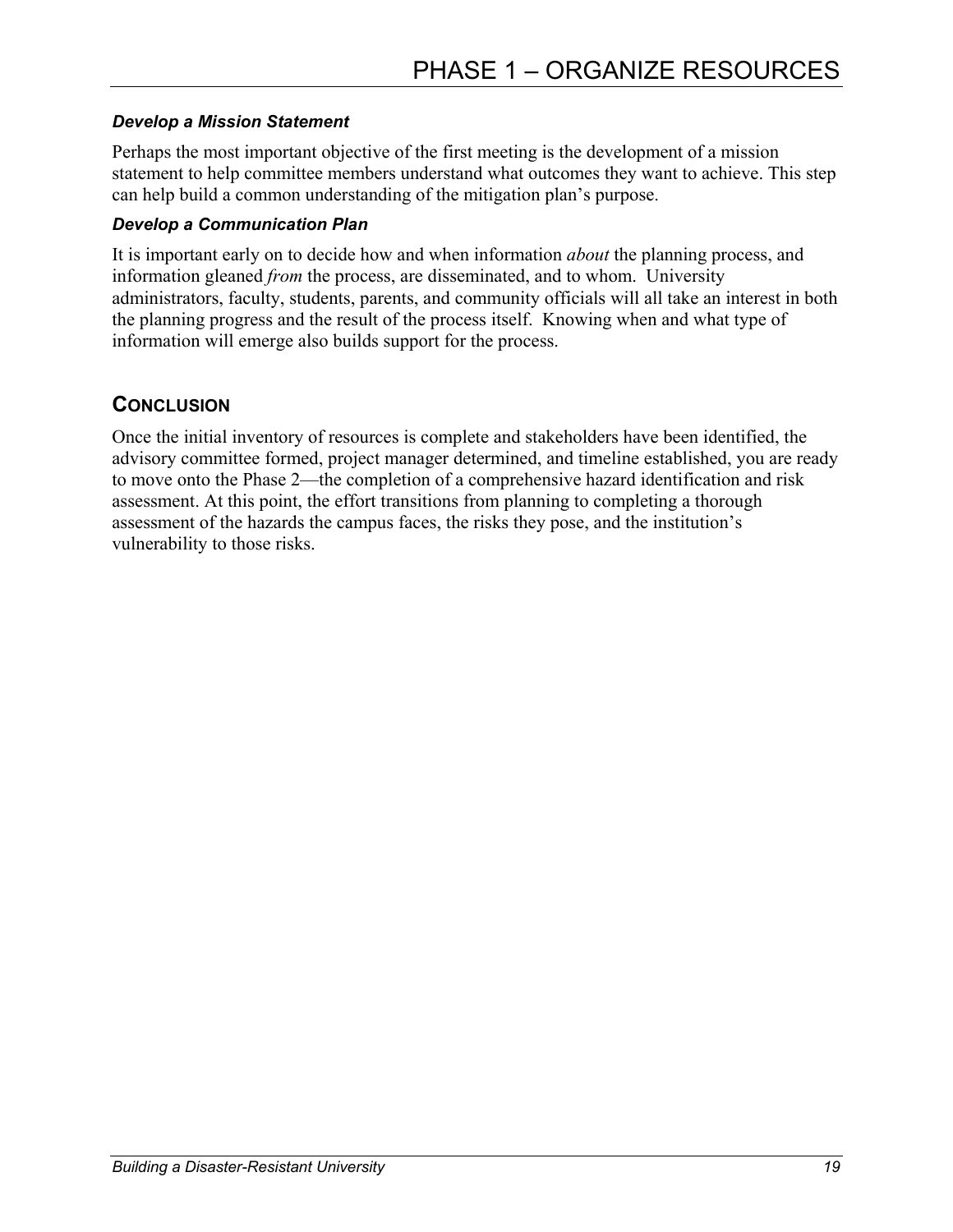### *Develop a Mission Statement*

Perhaps the most important objective of the first meeting is the development of a mission statement to help committee members understand what outcomes they want to achieve. This step can help build a common understanding of the mitigation plan's purpose.

### *Develop a Communication Plan*

It is important early on to decide how and when information *about* the planning process, and information gleaned *from* the process, are disseminated, and to whom. University administrators, faculty, students, parents, and community officials will all take an interest in both the planning progress and the result of the process itself. Knowing when and what type of information will emerge also builds support for the process.

## CONCLUSION

Once the initial inventory of resources is complete and stakeholders have been identified, the advisory committee formed, project manager determined, and timeline established, you are ready to move onto the Phase 2—the completion of a comprehensive hazard identification and risk assessment. At this point, the effort transitions from planning to completing a thorough assessment of the hazards the campus faces, the risks they pose, and the institution's vulnerability to those risks.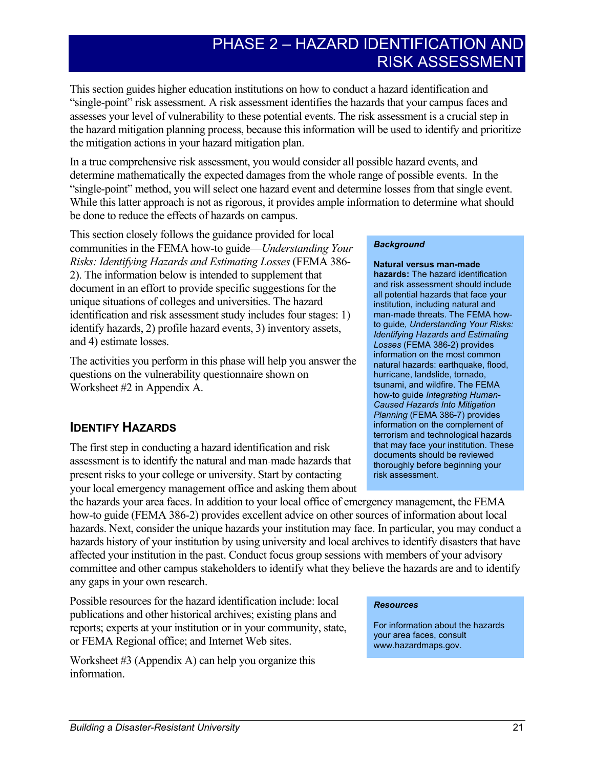# PHASE 2 – HAZARD IDENTIFICATION AND RISK ASSESSMENT

This section guides higher education institutions on how to conduct a hazard identification and "single-point" risk assessment. A risk assessment identifies the hazards that your campus faces and assesses your level of vulnerability to these potential events. The risk assessment is a crucial step in the hazard mitigation planning process, because this information will be used to identify and prioritize the mitigation actions in your hazard mitigation plan.

In a true comprehensive risk assessment, you would consider all possible hazard events, and determine mathematically the expected damages from the whole range of possible events. In the "single-point" method, you will select one hazard event and determine losses from that single event. While this latter approach is not as rigorous, it provides ample information to determine what should be done to reduce the effects of hazards on campus.

This section closely follows the guidance provided for local communities in the FEMA how-to guide—*Understanding Your Risks: Identifying Hazards and Estimating Losses* (FEMA 386-2). The information below is intended to supplement that document in an effort to provide specific suggestions for the unique situations of colleges and universities. The hazard identification and risk assessment study includes four stages: 1) identify hazards, 2) profile hazard events, 3) inventory assets, and 4) estimate losses.

The activities you perform in this phase will help you answer the questions on the vulnerability questionnaire shown on Worksheet #2 in Appendix A.

> ***Background***
>
> **Natural versus man-made hazards:** The hazard identification and risk assessment should include all potential hazards that face your institution, including natural and man-made threats. The FEMA how-to guide*, Understanding Your Risks: Identifying Hazards and Estimating Losses* (FEMA 386-2) provides information on the most common natural hazards: earthquake, flood, hurricane, landslide, tornado, tsunami, and wildfire. The FEMA how-to guide *Integrating Human-Caused Hazards Into Mitigation Planning* (FEMA 386-7) provides information on the complement of terrorism and technological hazards that may face your institution. These documents should be reviewed thoroughly before beginning your risk assessment.

## IDENTIFY HAZARDS

The first step in conducting a hazard identification and risk assessment is to identify the natural and man-made hazards that present risks to your college or university. Start by contacting your local emergency management office and asking them about the hazards your area faces. In addition to your local office of emergency management, the FEMA how-to guide (FEMA 386-2) provides excellent advice on other sources of information about local hazards. Next, consider the unique hazards your institution may face. In particular, you may conduct a hazards history of your institution by using university and local archives to identify disasters that have affected your institution in the past. Conduct focus group sessions with members of your advisory committee and other campus stakeholders to identify what they believe the hazards are and to identify any gaps in your own research.

Possible resources for the hazard identification include: local publications and other historical archives; existing plans and reports; experts at your institution or in your community, state, or FEMA Regional office; and Internet Web sites.

Worksheet #3 (Appendix A) can help you organize this information.

> ***Resources***
>
> For information about the hazards your area faces, consult www.hazardmaps.gov.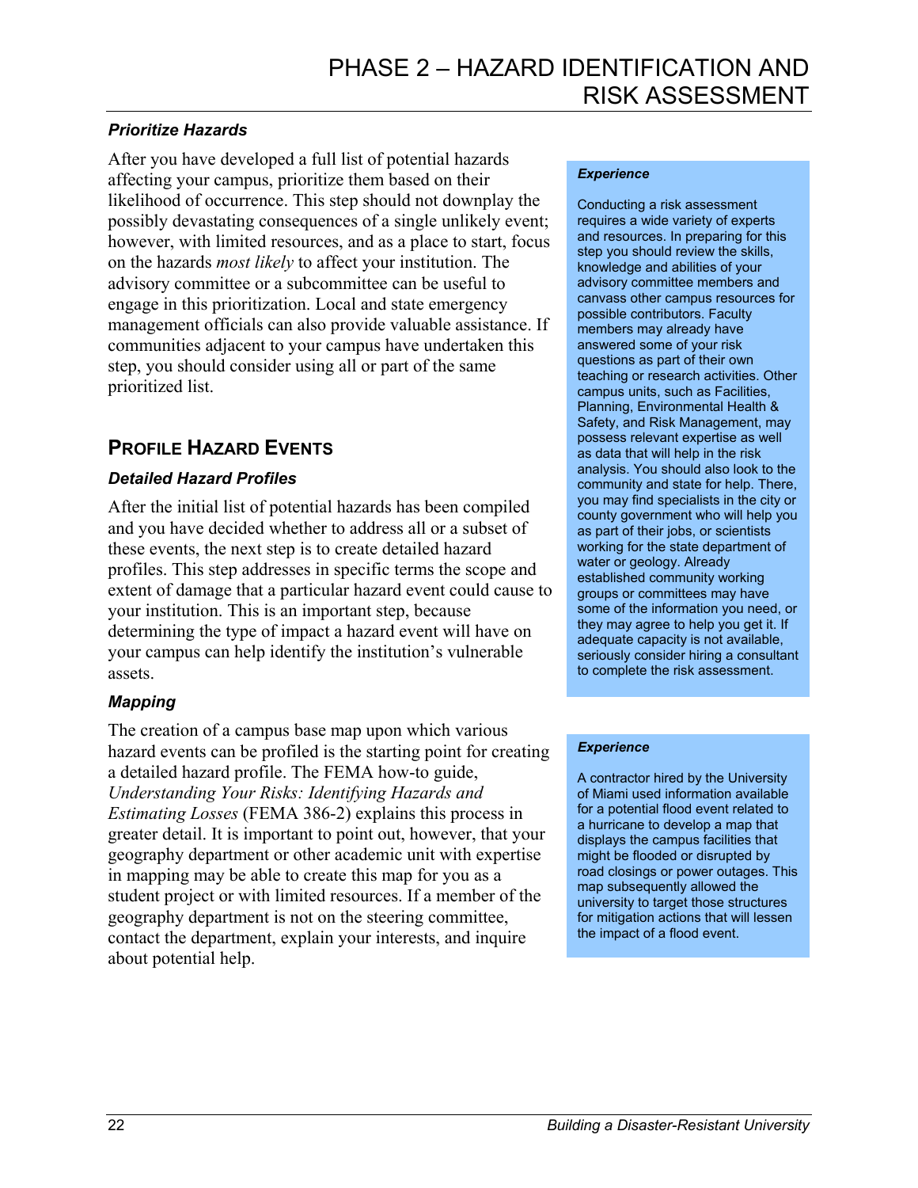### *Prioritize Hazards*

After you have developed a full list of potential hazards affecting your campus, prioritize them based on their likelihood of occurrence. This step should not downplay the possibly devastating consequences of a single unlikely event; however, with limited resources, and as a place to start, focus on the hazards *most likely* to affect your institution. The advisory committee or a subcommittee can be useful to engage in this prioritization. Local and state emergency management officials can also provide valuable assistance. If communities adjacent to your campus have undertaken this step, you should consider using all or part of the same prioritized list.

> ***Experience***
>
> Conducting a risk assessment requires a wide variety of experts and resources. In preparing for this step you should review the skills, knowledge and abilities of your advisory committee members and canvass other campus resources for possible contributors. Faculty members may already have answered some of your risk questions as part of their own teaching or research activities. Other campus units, such as Facilities, Planning, Environmental Health & Safety, and Risk Management, may possess relevant expertise as well as data that will help in the risk analysis. You should also look to the community and state for help. There, you may find specialists in the city or county government who will help you as part of their jobs, or scientists working for the state department of water or geology. Already established community working groups or committees may have some of the information you need, or they may agree to help you get it. If adequate capacity is not available, seriously consider hiring a consultant to complete the risk assessment.

## PROFILE HAZARD EVENTS

### *Detailed Hazard Profiles*

After the initial list of potential hazards has been compiled and you have decided whether to address all or a subset of these events, the next step is to create detailed hazard profiles. This step addresses in specific terms the scope and extent of damage that a particular hazard event could cause to your institution. This is an important step, because determining the type of impact a hazard event will have on your campus can help identify the institution's vulnerable assets.

### *Mapping*

The creation of a campus base map upon which various hazard events can be profiled is the starting point for creating a detailed hazard profile. The FEMA how-to guide, *Understanding Your Risks: Identifying Hazards and Estimating Losses* (FEMA 386-2) explains this process in greater detail. It is important to point out, however, that your geography department or other academic unit with expertise in mapping may be able to create this map for you as a student project or with limited resources. If a member of the geography department is not on the steering committee, contact the department, explain your interests, and inquire about potential help.

> ***Experience***
>
> A contractor hired by the University of Miami used information available for a potential flood event related to a hurricane to develop a map that displays the campus facilities that might be flooded or disrupted by road closings or power outages. This map subsequently allowed the university to target those structures for mitigation actions that will lessen the impact of a flood event.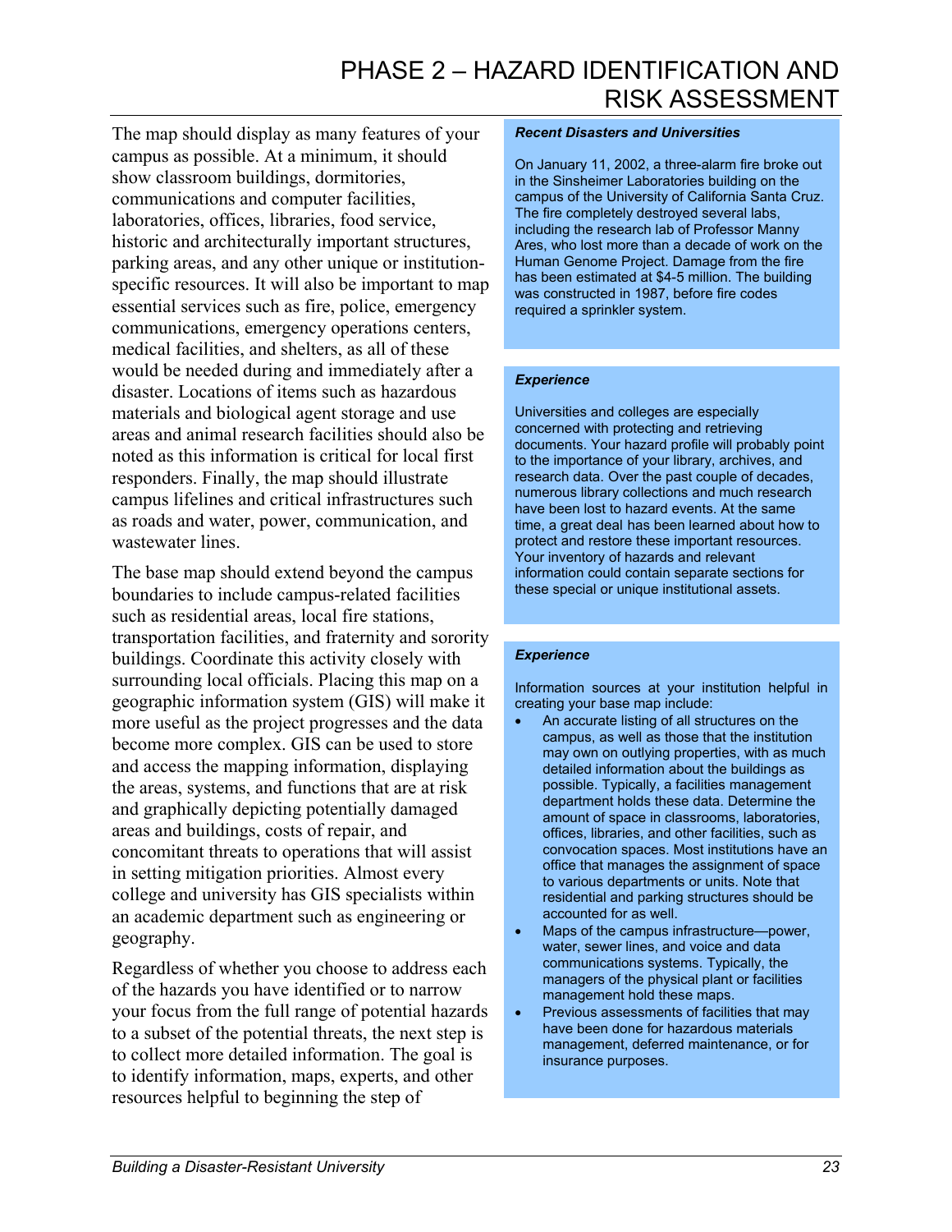The map should display as many features of your campus as possible. At a minimum, it should show classroom buildings, dormitories, communications and computer facilities, laboratories, offices, libraries, food service, historic and architecturally important structures, parking areas, and any other unique or institution-specific resources. It will also be important to map essential services such as fire, police, emergency communications, emergency operations centers, medical facilities, and shelters, as all of these would be needed during and immediately after a disaster. Locations of items such as hazardous materials and biological agent storage and use areas and animal research facilities should also be noted as this information is critical for local first responders. Finally, the map should illustrate campus lifelines and critical infrastructures such as roads and water, power, communication, and wastewater lines.

The base map should extend beyond the campus boundaries to include campus-related facilities such as residential areas, local fire stations, transportation facilities, and fraternity and sorority buildings. Coordinate this activity closely with surrounding local officials. Placing this map on a geographic information system (GIS) will make it more useful as the project progresses and the data become more complex. GIS can be used to store and access the mapping information, displaying the areas, systems, and functions that are at risk and graphically depicting potentially damaged areas and buildings, costs of repair, and concomitant threats to operations that will assist in setting mitigation priorities. Almost every college and university has GIS specialists within an academic department such as engineering or geography.

Regardless of whether you choose to address each of the hazards you have identified or to narrow your focus from the full range of potential hazards to a subset of the potential threats, the next step is to collect more detailed information. The goal is to identify information, maps, experts, and other resources helpful to beginning the step of

***Recent Disasters and Universities***

On January 11, 2002, a three-alarm fire broke out in the Sinsheimer Laboratories building on the campus of the University of California Santa Cruz. The fire completely destroyed several labs, including the research lab of Professor Manny Ares, who lost more than a decade of work on the Human Genome Project. Damage from the fire has been estimated at $4-5 million. The building was constructed in 1987, before fire codes required a sprinkler system.

***Experience***

Universities and colleges are especially concerned with protecting and retrieving documents. Your hazard profile will probably point to the importance of your library, archives, and research data. Over the past couple of decades, numerous library collections and much research have been lost to hazard events. At the same time, a great deal has been learned about how to protect and restore these important resources. Your inventory of hazards and relevant information could contain separate sections for these special or unique institutional assets.

***Experience***

Information sources at your institution helpful in creating your base map include:

- An accurate listing of all structures on the campus, as well as those that the institution may own on outlying properties, with as much detailed information about the buildings as possible. Typically, a facilities management department holds these data. Determine the amount of space in classrooms, laboratories, offices, libraries, and other facilities, such as convocation spaces. Most institutions have an office that manages the assignment of space to various departments or units. Note that residential and parking structures should be accounted for as well.
- Maps of the campus infrastructure—power, water, sewer lines, and voice and data communications systems. Typically, the managers of the physical plant or facilities management hold these maps.
- Previous assessments of facilities that may have been done for hazardous materials management, deferred maintenance, or for insurance purposes.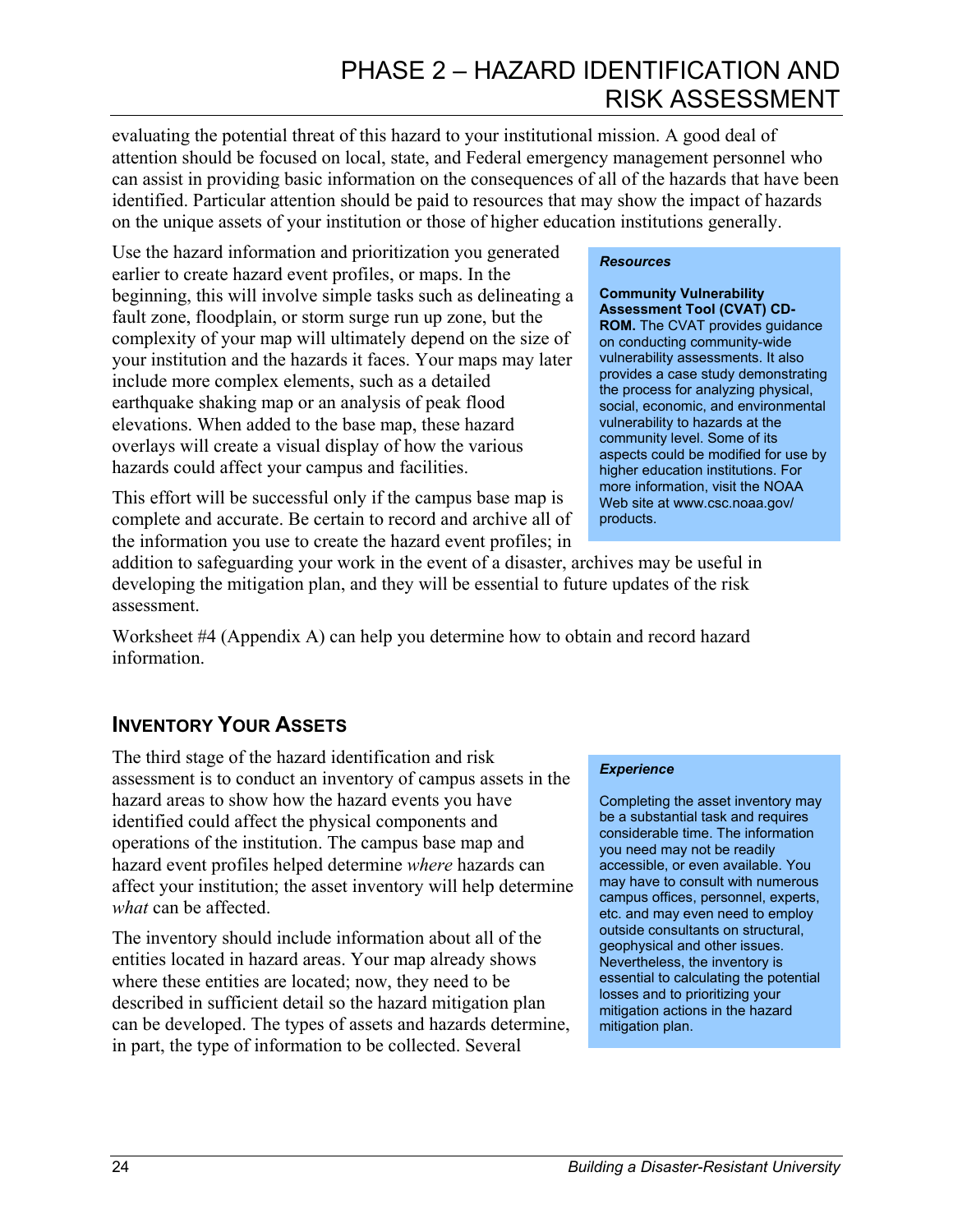evaluating the potential threat of this hazard to your institutional mission. A good deal of attention should be focused on local, state, and Federal emergency management personnel who can assist in providing basic information on the consequences of all of the hazards that have been identified. Particular attention should be paid to resources that may show the impact of hazards on the unique assets of your institution or those of higher education institutions generally.

Use the hazard information and prioritization you generated earlier to create hazard event profiles, or maps. In the beginning, this will involve simple tasks such as delineating a fault zone, floodplain, or storm surge run up zone, but the complexity of your map will ultimately depend on the size of your institution and the hazards it faces. Your maps may later include more complex elements, such as a detailed earthquake shaking map or an analysis of peak flood elevations. When added to the base map, these hazard overlays will create a visual display of how the various hazards could affect your campus and facilities.

This effort will be successful only if the campus base map is complete and accurate. Be certain to record and archive all of the information you use to create the hazard event profiles; in addition to safeguarding your work in the event of a disaster, archives may be useful in developing the mitigation plan, and they will be essential to future updates of the risk assessment.

Worksheet #4 (Appendix A) can help you determine how to obtain and record hazard information.

> ***Resources***
>
> **Community Vulnerability Assessment Tool (CVAT) CD-ROM.** The CVAT provides guidance on conducting community-wide vulnerability assessments. It also provides a case study demonstrating the process for analyzing physical, social, economic, and environmental vulnerability to hazards at the community level. Some of its aspects could be modified for use by higher education institutions. For more information, visit the NOAA Web site at www.csc.noaa.gov/products.

## Inventory Your Assets

The third stage of the hazard identification and risk assessment is to conduct an inventory of campus assets in the hazard areas to show how the hazard events you have identified could affect the physical components and operations of the institution. The campus base map and hazard event profiles helped determine *where* hazards can affect your institution; the asset inventory will help determine *what* can be affected.

The inventory should include information about all of the entities located in hazard areas. Your map already shows where these entities are located; now, they need to be described in sufficient detail so the hazard mitigation plan can be developed. The types of assets and hazards determine, in part, the type of information to be collected. Several

> ***Experience***
>
> Completing the asset inventory may be a substantial task and requires considerable time. The information you need may not be readily accessible, or even available. You may have to consult with numerous campus offices, personnel, experts, etc. and may even need to employ outside consultants on structural, geophysical and other issues. Nevertheless, the inventory is essential to calculating the potential losses and to prioritizing your mitigation actions in the hazard mitigation plan.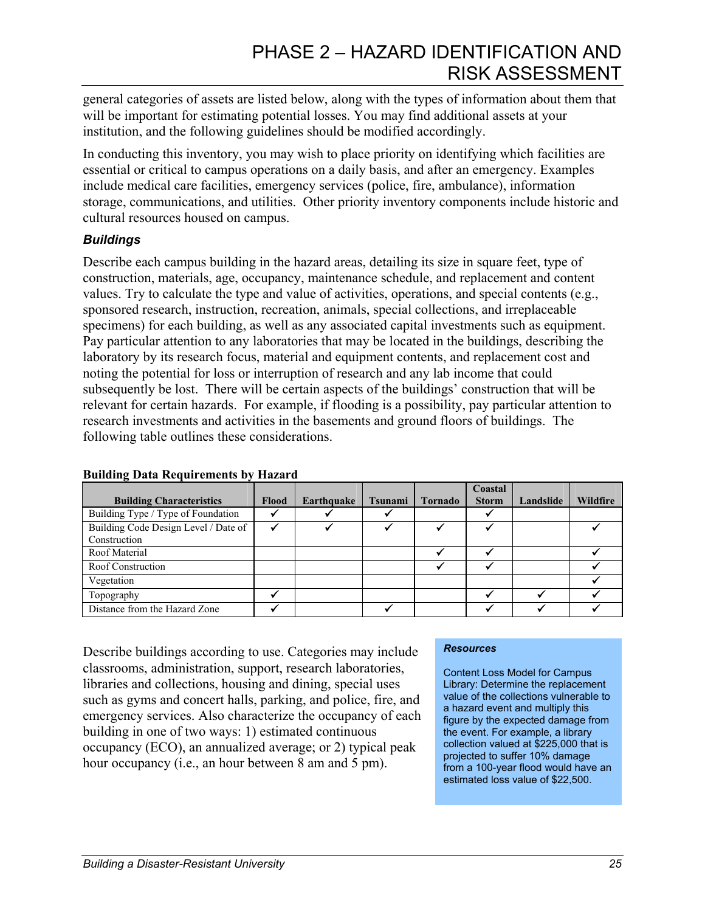general categories of assets are listed below, along with the types of information about them that will be important for estimating potential losses. You may find additional assets at your institution, and the following guidelines should be modified accordingly.

In conducting this inventory, you may wish to place priority on identifying which facilities are essential or critical to campus operations on a daily basis, and after an emergency. Examples include medical care facilities, emergency services (police, fire, ambulance), information storage, communications, and utilities. Other priority inventory components include historic and cultural resources housed on campus.

### *Buildings*

Describe each campus building in the hazard areas, detailing its size in square feet, type of construction, materials, age, occupancy, maintenance schedule, and replacement and content values. Try to calculate the type and value of activities, operations, and special contents (e.g., sponsored research, instruction, recreation, animals, special collections, and irreplaceable specimens) for each building, as well as any associated capital investments such as equipment. Pay particular attention to any laboratories that may be located in the buildings, describing the laboratory by its research focus, material and equipment contents, and replacement cost and noting the potential for loss or interruption of research and any lab income that could subsequently be lost. There will be certain aspects of the buildings' construction that will be relevant for certain hazards. For example, if flooding is a possibility, pay particular attention to research investments and activities in the basements and ground floors of buildings. The following table outlines these considerations.

**Building Data Requirements by Hazard**

| Building Characteristics | Flood | Earthquake | Tsunami | Tornado | Coastal Storm | Landslide | Wildfire |
|---|---|---|---|---|---|---|---|
| Building Type / Type of Foundation | ✓ | ✓ | ✓ | | ✓ | | |
| Building Code Design Level / Date of Construction | ✓ | ✓ | ✓ | ✓ | ✓ | | ✓ |
| Roof Material | | | | ✓ | ✓ | | ✓ |
| Roof Construction | | | | ✓ | ✓ | | ✓ |
| Vegetation | | | | | | | ✓ |
| Topography | ✓ | | | | ✓ | ✓ | ✓ |
| Distance from the Hazard Zone | ✓ | | ✓ | | ✓ | ✓ | ✓ |

Describe buildings according to use. Categories may include classrooms, administration, support, research laboratories, libraries and collections, housing and dining, special uses such as gyms and concert halls, parking, and police, fire, and emergency services. Also characterize the occupancy of each building in one of two ways: 1) estimated continuous occupancy (ECO), an annualized average; or 2) typical peak hour occupancy (i.e., an hour between 8 am and 5 pm).

> ***Resources***
>
> Content Loss Model for Campus Library: Determine the replacement value of the collections vulnerable to a hazard event and multiply this figure by the expected damage from the event. For example, a library collection valued at $225,000 that is projected to suffer 10% damage from a 100-year flood would have an estimated loss value of $22,500.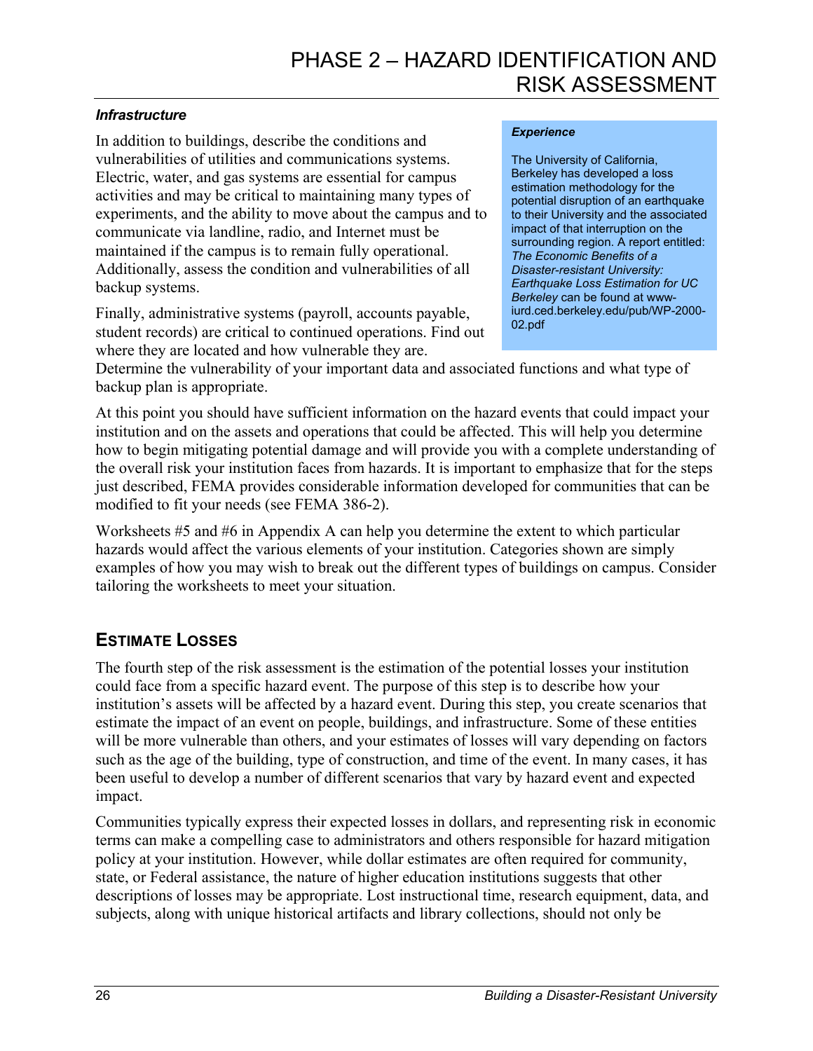### *Infrastructure*

In addition to buildings, describe the conditions and vulnerabilities of utilities and communications systems. Electric, water, and gas systems are essential for campus activities and may be critical to maintaining many types of experiments, and the ability to move about the campus and to communicate via landline, radio, and Internet must be maintained if the campus is to remain fully operational. Additionally, assess the condition and vulnerabilities of all backup systems.

Finally, administrative systems (payroll, accounts payable, student records) are critical to continued operations. Find out where they are located and how vulnerable they are. Determine the vulnerability of your important data and associated functions and what type of backup plan is appropriate.

> ***Experience***
>
> The University of California, Berkeley has developed a loss estimation methodology for the potential disruption of an earthquake to their University and the associated impact of that interruption on the surrounding region. A report entitled: *The Economic Benefits of a Disaster-resistant University: Earthquake Loss Estimation for UC Berkeley* can be found at www-iurd.ced.berkeley.edu/pub/WP-2000-02.pdf

At this point you should have sufficient information on the hazard events that could impact your institution and on the assets and operations that could be affected. This will help you determine how to begin mitigating potential damage and will provide you with a complete understanding of the overall risk your institution faces from hazards. It is important to emphasize that for the steps just described, FEMA provides considerable information developed for communities that can be modified to fit your needs (see FEMA 386-2).

Worksheets #5 and #6 in Appendix A can help you determine the extent to which particular hazards would affect the various elements of your institution. Categories shown are simply examples of how you may wish to break out the different types of buildings on campus. Consider tailoring the worksheets to meet your situation.

## ESTIMATE LOSSES

The fourth step of the risk assessment is the estimation of the potential losses your institution could face from a specific hazard event. The purpose of this step is to describe how your institution's assets will be affected by a hazard event. During this step, you create scenarios that estimate the impact of an event on people, buildings, and infrastructure. Some of these entities will be more vulnerable than others, and your estimates of losses will vary depending on factors such as the age of the building, type of construction, and time of the event. In many cases, it has been useful to develop a number of different scenarios that vary by hazard event and expected impact.

Communities typically express their expected losses in dollars, and representing risk in economic terms can make a compelling case to administrators and others responsible for hazard mitigation policy at your institution. However, while dollar estimates are often required for community, state, or Federal assistance, the nature of higher education institutions suggests that other descriptions of losses may be appropriate. Lost instructional time, research equipment, data, and subjects, along with unique historical artifacts and library collections, should not only be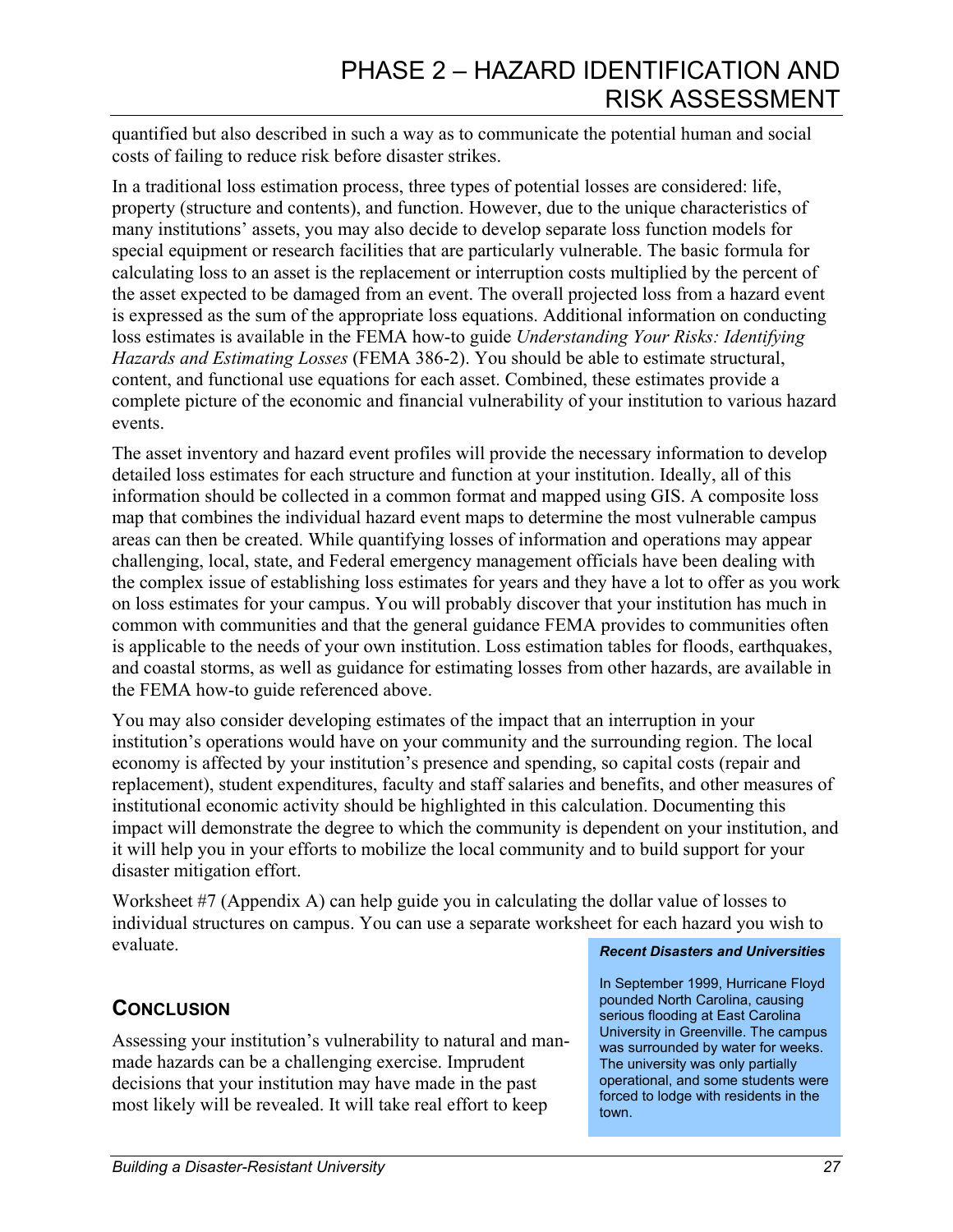quantified but also described in such a way as to communicate the potential human and social costs of failing to reduce risk before disaster strikes.

In a traditional loss estimation process, three types of potential losses are considered: life, property (structure and contents), and function. However, due to the unique characteristics of many institutions' assets, you may also decide to develop separate loss function models for special equipment or research facilities that are particularly vulnerable. The basic formula for calculating loss to an asset is the replacement or interruption costs multiplied by the percent of the asset expected to be damaged from an event. The overall projected loss from a hazard event is expressed as the sum of the appropriate loss equations. Additional information on conducting loss estimates is available in the FEMA how-to guide *Understanding Your Risks: Identifying Hazards and Estimating Losses* (FEMA 386-2). You should be able to estimate structural, content, and functional use equations for each asset. Combined, these estimates provide a complete picture of the economic and financial vulnerability of your institution to various hazard events.

The asset inventory and hazard event profiles will provide the necessary information to develop detailed loss estimates for each structure and function at your institution. Ideally, all of this information should be collected in a common format and mapped using GIS. A composite loss map that combines the individual hazard event maps to determine the most vulnerable campus areas can then be created. While quantifying losses of information and operations may appear challenging, local, state, and Federal emergency management officials have been dealing with the complex issue of establishing loss estimates for years and they have a lot to offer as you work on loss estimates for your campus. You will probably discover that your institution has much in common with communities and that the general guidance FEMA provides to communities often is applicable to the needs of your own institution. Loss estimation tables for floods, earthquakes, and coastal storms, as well as guidance for estimating losses from other hazards, are available in the FEMA how-to guide referenced above.

You may also consider developing estimates of the impact that an interruption in your institution's operations would have on your community and the surrounding region. The local economy is affected by your institution's presence and spending, so capital costs (repair and replacement), student expenditures, faculty and staff salaries and benefits, and other measures of institutional economic activity should be highlighted in this calculation. Documenting this impact will demonstrate the degree to which the community is dependent on your institution, and it will help you in your efforts to mobilize the local community and to build support for your disaster mitigation effort.

Worksheet #7 (Appendix A) can help guide you in calculating the dollar value of losses to individual structures on campus. You can use a separate worksheet for each hazard you wish to evaluate.

## CONCLUSION

Assessing your institution's vulnerability to natural and man-made hazards can be a challenging exercise. Imprudent decisions that your institution may have made in the past most likely will be revealed. It will take real effort to keep

> ***Recent Disasters and Universities***
>
> In September 1999, Hurricane Floyd pounded North Carolina, causing serious flooding at East Carolina University in Greenville. The campus was surrounded by water for weeks. The university was only partially operational, and some students were forced to lodge with residents in the town.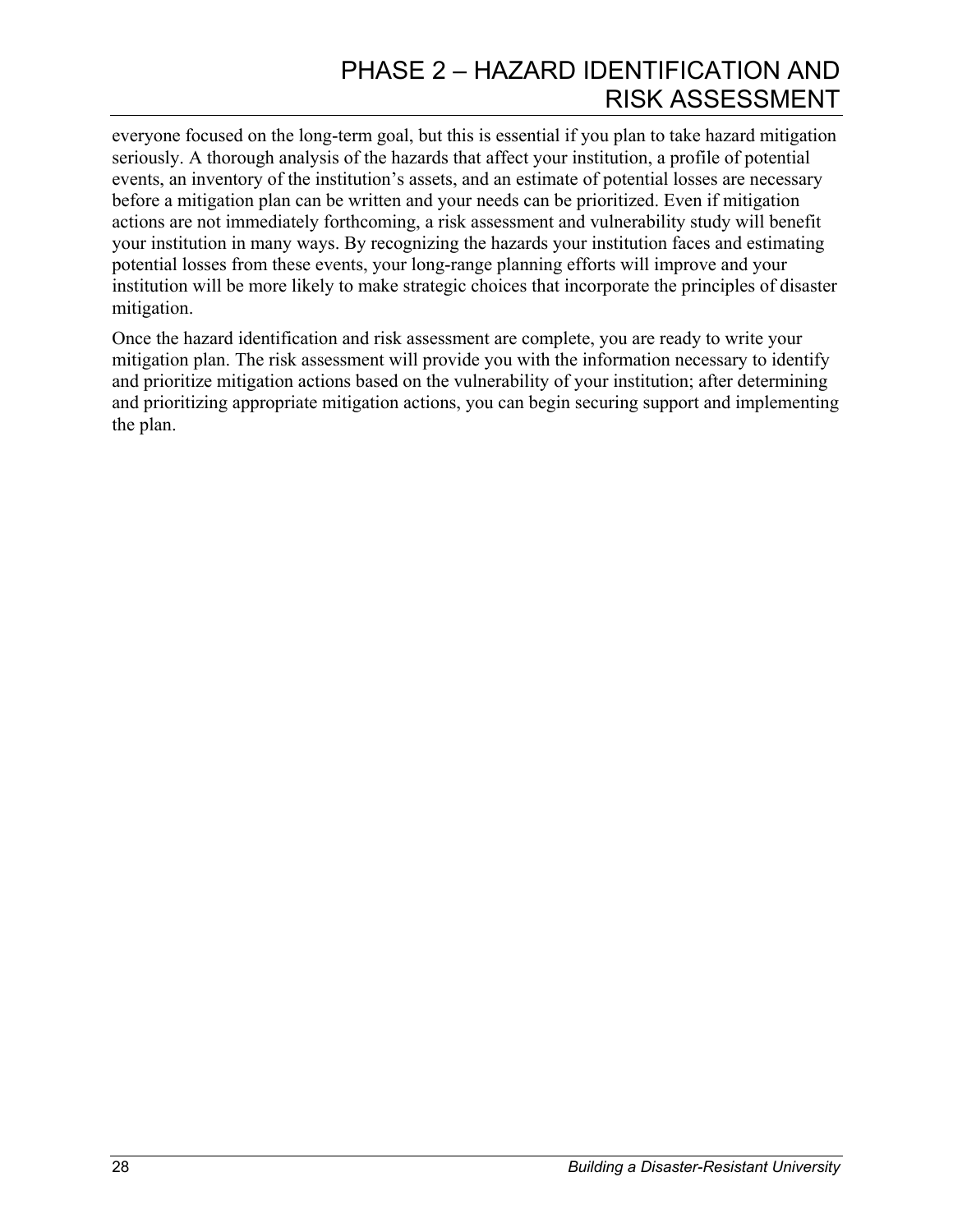everyone focused on the long-term goal, but this is essential if you plan to take hazard mitigation seriously. A thorough analysis of the hazards that affect your institution, a profile of potential events, an inventory of the institution's assets, and an estimate of potential losses are necessary before a mitigation plan can be written and your needs can be prioritized. Even if mitigation actions are not immediately forthcoming, a risk assessment and vulnerability study will benefit your institution in many ways. By recognizing the hazards your institution faces and estimating potential losses from these events, your long-range planning efforts will improve and your institution will be more likely to make strategic choices that incorporate the principles of disaster mitigation.

Once the hazard identification and risk assessment are complete, you are ready to write your mitigation plan. The risk assessment will provide you with the information necessary to identify and prioritize mitigation actions based on the vulnerability of your institution; after determining and prioritizing appropriate mitigation actions, you can begin securing support and implementing the plan.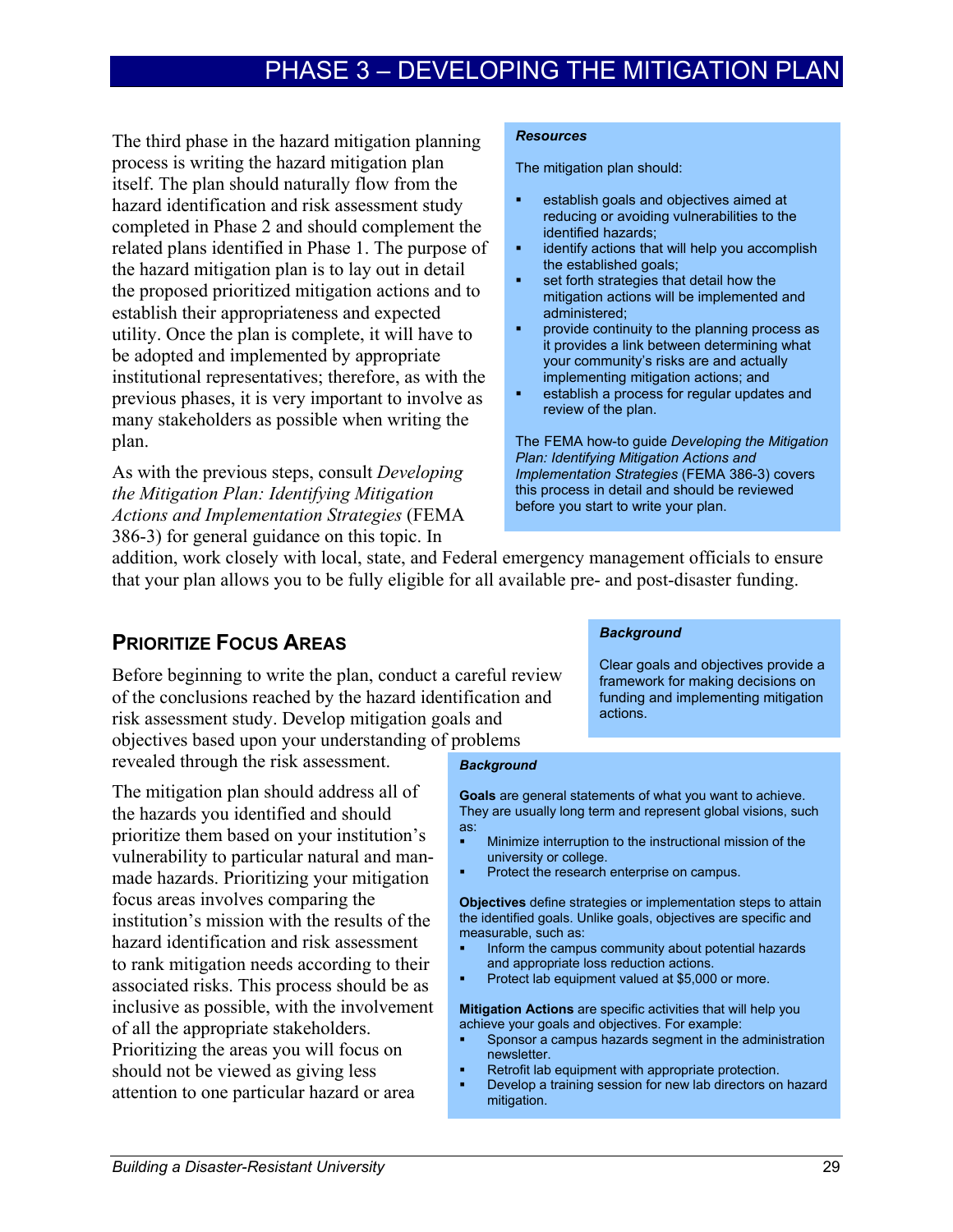# PHASE 3 – DEVELOPING THE MITIGATION PLAN

The third phase in the hazard mitigation planning process is writing the hazard mitigation plan itself. The plan should naturally flow from the hazard identification and risk assessment study completed in Phase 2 and should complement the related plans identified in Phase 1. The purpose of the hazard mitigation plan is to lay out in detail the proposed prioritized mitigation actions and to establish their appropriateness and expected utility. Once the plan is complete, it will have to be adopted and implemented by appropriate institutional representatives; therefore, as with the previous phases, it is very important to involve as many stakeholders as possible when writing the plan.

As with the previous steps, consult *Developing the Mitigation Plan: Identifying Mitigation Actions and Implementation Strategies* (FEMA 386-3) for general guidance on this topic. In addition, work closely with local, state, and Federal emergency management officials to ensure that your plan allows you to be fully eligible for all available pre- and post-disaster funding.

> ***Resources***
>
> The mitigation plan should:
>
> - establish goals and objectives aimed at reducing or avoiding vulnerabilities to the identified hazards;
> - identify actions that will help you accomplish the established goals;
> - set forth strategies that detail how the mitigation actions will be implemented and administered;
> - provide continuity to the planning process as it provides a link between determining what your community's risks are and actually implementing mitigation actions; and
> - establish a process for regular updates and review of the plan.
>
> The FEMA how-to guide *Developing the Mitigation Plan: Identifying Mitigation Actions and Implementation Strategies* (FEMA 386-3) covers this process in detail and should be reviewed before you start to write your plan.

## PRIORITIZE FOCUS AREAS

Before beginning to write the plan, conduct a careful review of the conclusions reached by the hazard identification and risk assessment study. Develop mitigation goals and objectives based upon your understanding of problems revealed through the risk assessment.

The mitigation plan should address all of the hazards you identified and should prioritize them based on your institution's vulnerability to particular natural and man-made hazards. Prioritizing your mitigation focus areas involves comparing the institution's mission with the results of the hazard identification and risk assessment to rank mitigation needs according to their associated risks. This process should be as inclusive as possible, with the involvement of all the appropriate stakeholders. Prioritizing the areas you will focus on should not be viewed as giving less attention to one particular hazard or area

> ***Background***
>
> Clear goals and objectives provide a framework for making decisions on funding and implementing mitigation actions.

> ***Background***
>
> **Goals** are general statements of what you want to achieve. They are usually long term and represent global visions, such as:
>
> - Minimize interruption to the instructional mission of the university or college.
> - Protect the research enterprise on campus.
>
> **Objectives** define strategies or implementation steps to attain the identified goals. Unlike goals, objectives are specific and measurable, such as:
>
> - Inform the campus community about potential hazards and appropriate loss reduction actions.
> - Protect lab equipment valued at $5,000 or more.
>
> **Mitigation Actions** are specific activities that will help you achieve your goals and objectives. For example:
>
> - Sponsor a campus hazards segment in the administration newsletter.
> - Retrofit lab equipment with appropriate protection.
> - Develop a training session for new lab directors on hazard mitigation.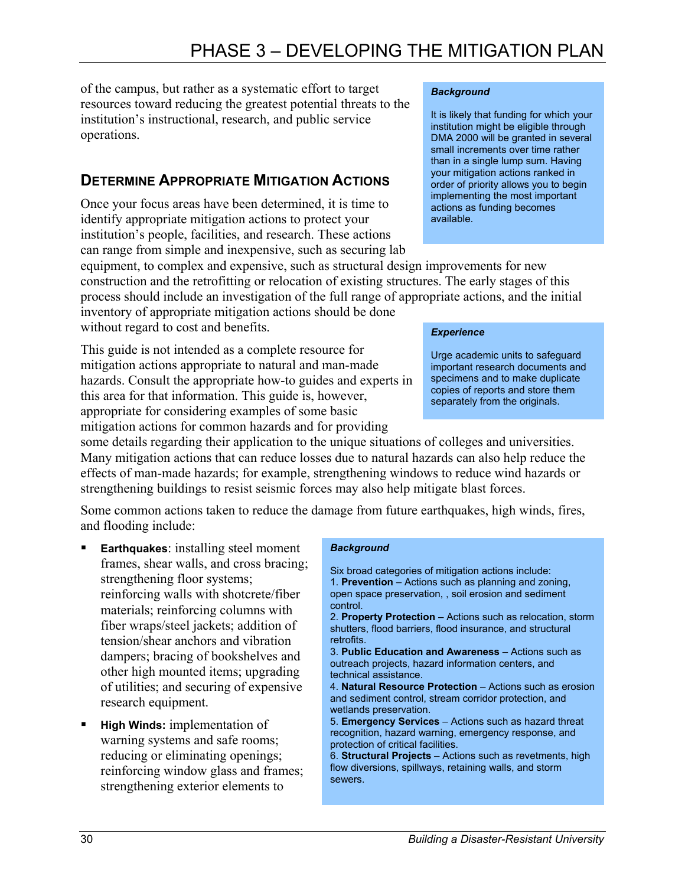of the campus, but rather as a systematic effort to target resources toward reducing the greatest potential threats to the institution's instructional, research, and public service operations.

> ***Background***
>
> It is likely that funding for which your institution might be eligible through DMA 2000 will be granted in several small increments over time rather than in a single lump sum. Having your mitigation actions ranked in order of priority allows you to begin implementing the most important actions as funding becomes available.

## DETERMINE APPROPRIATE MITIGATION ACTIONS

Once your focus areas have been determined, it is time to identify appropriate mitigation actions to protect your institution's people, facilities, and research. These actions can range from simple and inexpensive, such as securing lab equipment, to complex and expensive, such as structural design improvements for new construction and the retrofitting or relocation of existing structures. The early stages of this process should include an investigation of the full range of appropriate actions, and the initial inventory of appropriate mitigation actions should be done without regard to cost and benefits.

> ***Experience***
>
> Urge academic units to safeguard important research documents and specimens and to make duplicate copies of reports and store them separately from the originals.

This guide is not intended as a complete resource for mitigation actions appropriate to natural and man-made hazards. Consult the appropriate how-to guides and experts in this area for that information. This guide is, however, appropriate for considering examples of some basic mitigation actions for common hazards and for providing some details regarding their application to the unique situations of colleges and universities. Many mitigation actions that can reduce losses due to natural hazards can also help reduce the effects of man-made hazards; for example, strengthening windows to reduce wind hazards or strengthening buildings to resist seismic forces may also help mitigate blast forces.

Some common actions taken to reduce the damage from future earthquakes, high winds, fires, and flooding include:

- **Earthquakes**: installing steel moment frames, shear walls, and cross bracing; strengthening floor systems; reinforcing walls with shotcrete/fiber materials; reinforcing columns with fiber wraps/steel jackets; addition of tension/shear anchors and vibration dampers; bracing of bookshelves and other high mounted items; upgrading of utilities; and securing of expensive research equipment.
- **High Winds:** implementation of warning systems and safe rooms; reducing or eliminating openings; reinforcing window glass and frames; strengthening exterior elements to

> ***Background***
>
> Six broad categories of mitigation actions include:
>
> 1. **Prevention** – Actions such as planning and zoning, open space preservation, , soil erosion and sediment control.
> 2. **Property Protection** – Actions such as relocation, storm shutters, flood barriers, flood insurance, and structural retrofits.
> 3. **Public Education and Awareness** – Actions such as outreach projects, hazard information centers, and technical assistance.
> 4. **Natural Resource Protection** – Actions such as erosion and sediment control, stream corridor protection, and wetlands preservation.
> 5. **Emergency Services** – Actions such as hazard threat recognition, hazard warning, emergency response, and protection of critical facilities.
> 6. **Structural Projects** – Actions such as revetments, high flow diversions, spillways, retaining walls, and storm sewers.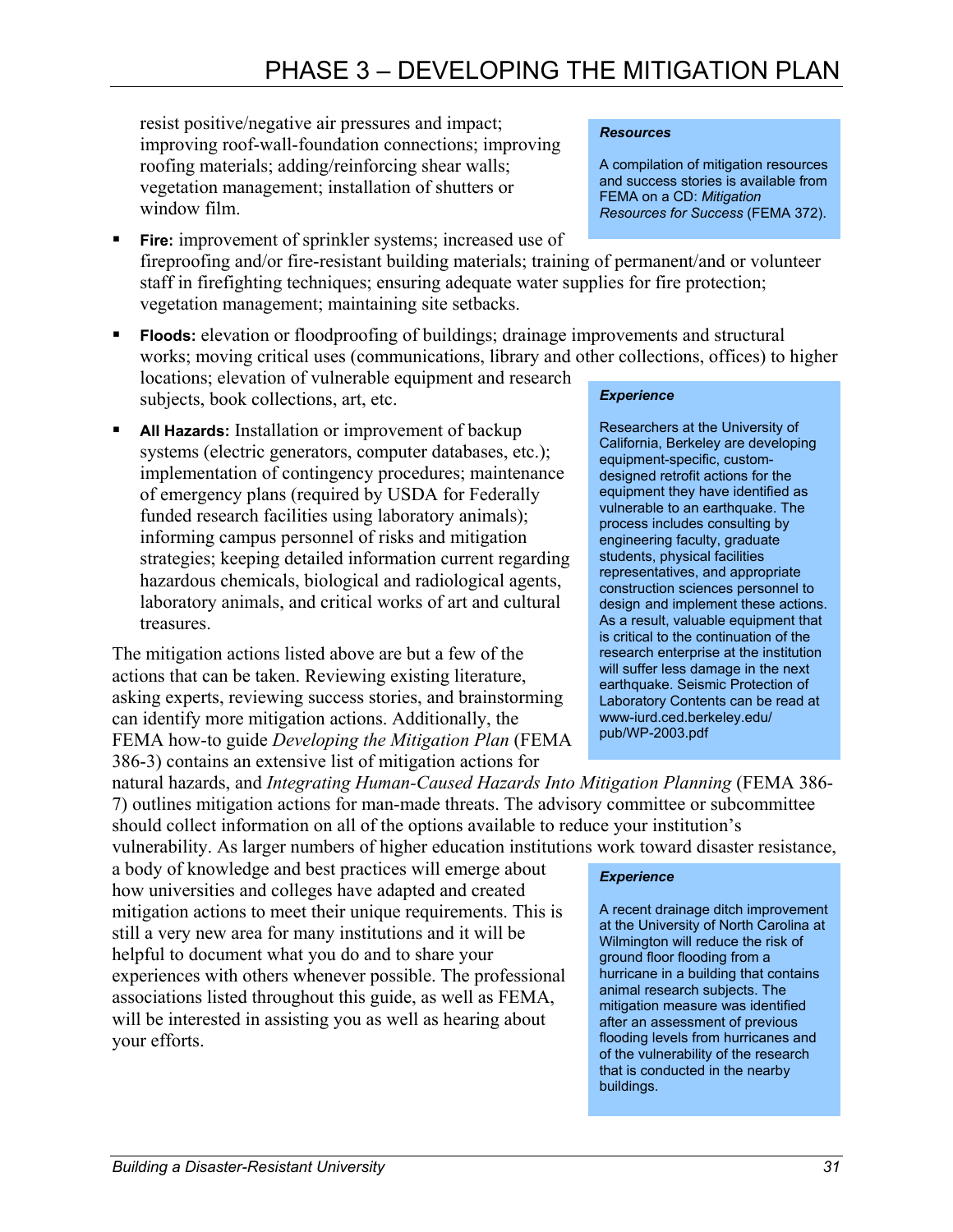resist positive/negative air pressures and impact; improving roof-wall-foundation connections; improving roofing materials; adding/reinforcing shear walls; vegetation management; installation of shutters or window film.

- **Fire:** improvement of sprinkler systems; increased use of fireproofing and/or fire-resistant building materials; training of permanent/and or volunteer staff in firefighting techniques; ensuring adequate water supplies for fire protection; vegetation management; maintaining site setbacks.
- **Floods:** elevation or floodproofing of buildings; drainage improvements and structural works; moving critical uses (communications, library and other collections, offices) to higher locations; elevation of vulnerable equipment and research subjects, book collections, art, etc.
- **All Hazards:** Installation or improvement of backup systems (electric generators, computer databases, etc.); implementation of contingency procedures; maintenance of emergency plans (required by USDA for Federally funded research facilities using laboratory animals); informing campus personnel of risks and mitigation strategies; keeping detailed information current regarding hazardous chemicals, biological and radiological agents, laboratory animals, and critical works of art and cultural treasures.

The mitigation actions listed above are but a few of the actions that can be taken. Reviewing existing literature, asking experts, reviewing success stories, and brainstorming can identify more mitigation actions. Additionally, the FEMA how-to guide *Developing the Mitigation Plan* (FEMA 386-3) contains an extensive list of mitigation actions for natural hazards, and *Integrating Human-Caused Hazards Into Mitigation Planning* (FEMA 386-7) outlines mitigation actions for man-made threats. The advisory committee or subcommittee should collect information on all of the options available to reduce your institution's vulnerability. As larger numbers of higher education institutions work toward disaster resistance, a body of knowledge and best practices will emerge about how universities and colleges have adapted and created mitigation actions to meet their unique requirements. This is still a very new area for many institutions and it will be helpful to document what you do and to share your experiences with others whenever possible. The professional associations listed throughout this guide, as well as FEMA, will be interested in assisting you as well as hearing about your efforts.

> ***Resources***
>
> A compilation of mitigation resources and success stories is available from FEMA on a CD: *Mitigation Resources for Success* (FEMA 372).

> ***Experience***
>
> Researchers at the University of California, Berkeley are developing equipment-specific, custom-designed retrofit actions for the equipment they have identified as vulnerable to an earthquake. The process includes consulting by engineering faculty, graduate students, physical facilities representatives, and appropriate construction sciences personnel to design and implement these actions. As a result, valuable equipment that is critical to the continuation of the research enterprise at the institution will suffer less damage in the next earthquake. Seismic Protection of Laboratory Contents can be read at www-iurd.ced.berkeley.edu/pub/WP-2003.pdf

> ***Experience***
>
> A recent drainage ditch improvement at the University of North Carolina at Wilmington will reduce the risk of ground floor flooding from a hurricane in a building that contains animal research subjects. The mitigation measure was identified after an assessment of previous flooding levels from hurricanes and of the vulnerability of the research that is conducted in the nearby buildings.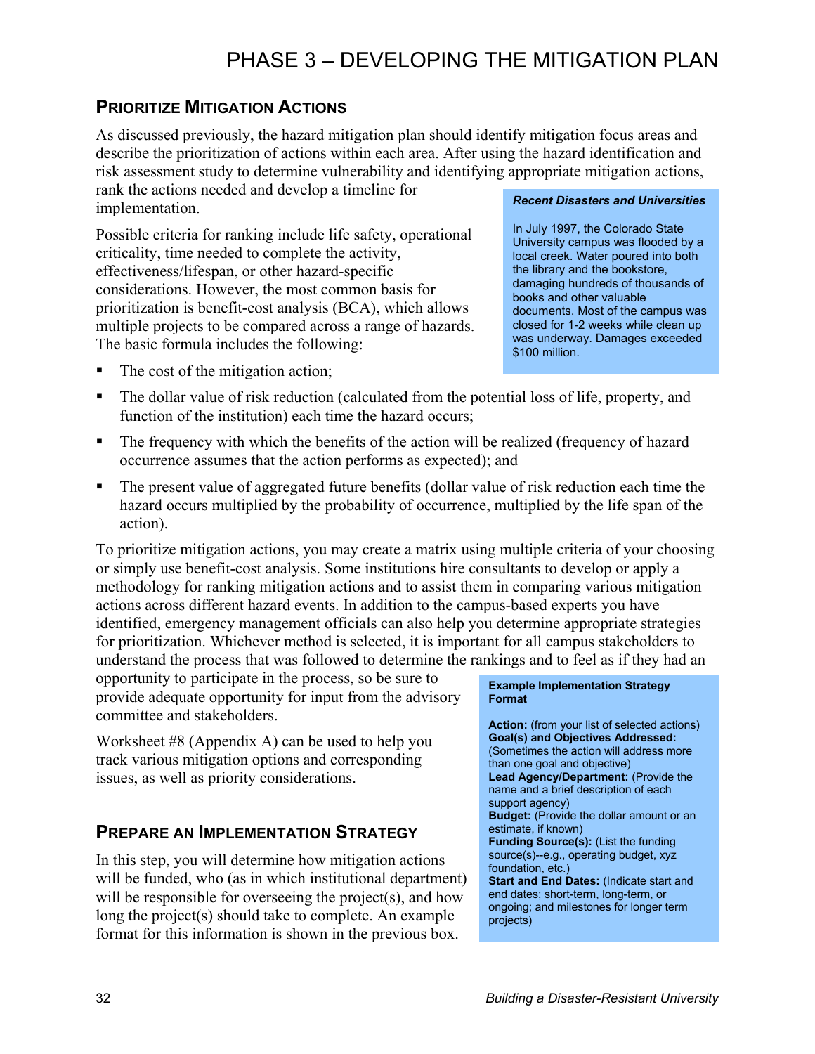## Prioritize Mitigation Actions

As discussed previously, the hazard mitigation plan should identify mitigation focus areas and describe the prioritization of actions within each area. After using the hazard identification and risk assessment study to determine vulnerability and identifying appropriate mitigation actions, rank the actions needed and develop a timeline for implementation.

Possible criteria for ranking include life safety, operational criticality, time needed to complete the activity, effectiveness/lifespan, or other hazard-specific considerations. However, the most common basis for prioritization is benefit-cost analysis (BCA), which allows multiple projects to be compared across a range of hazards. The basic formula includes the following:

- The cost of the mitigation action;
- The dollar value of risk reduction (calculated from the potential loss of life, property, and function of the institution) each time the hazard occurs;
- The frequency with which the benefits of the action will be realized (frequency of hazard occurrence assumes that the action performs as expected); and
- The present value of aggregated future benefits (dollar value of risk reduction each time the hazard occurs multiplied by the probability of occurrence, multiplied by the life span of the action).

> ***Recent Disasters and Universities***
>
> In July 1997, the Colorado State University campus was flooded by a local creek. Water poured into both the library and the bookstore, damaging hundreds of thousands of books and other valuable documents. Most of the campus was closed for 1-2 weeks while clean up was underway. Damages exceeded $100 million.

To prioritize mitigation actions, you may create a matrix using multiple criteria of your choosing or simply use benefit-cost analysis. Some institutions hire consultants to develop or apply a methodology for ranking mitigation actions and to assist them in comparing various mitigation actions across different hazard events. In addition to the campus-based experts you have identified, emergency management officials can also help you determine appropriate strategies for prioritization. Whichever method is selected, it is important for all campus stakeholders to understand the process that was followed to determine the rankings and to feel as if they had an opportunity to participate in the process, so be sure to provide adequate opportunity for input from the advisory committee and stakeholders.

Worksheet #8 (Appendix A) can be used to help you track various mitigation options and corresponding issues, as well as priority considerations.

## Prepare an Implementation Strategy

In this step, you will determine how mitigation actions will be funded, who (as in which institutional department) will be responsible for overseeing the project(s), and how long the project(s) should take to complete. An example format for this information is shown in the previous box.

> **Example Implementation Strategy Format**
>
> **Action:** (from your list of selected actions)
> **Goal(s) and Objectives Addressed:** (Sometimes the action will address more than one goal and objective)
> **Lead Agency/Department:** (Provide the name and a brief description of each support agency)
> **Budget:** (Provide the dollar amount or an estimate, if known)
> **Funding Source(s):** (List the funding source(s)--e.g., operating budget, xyz foundation, etc.)
> **Start and End Dates:** (Indicate start and end dates; short-term, long-term, or ongoing; and milestones for longer term projects)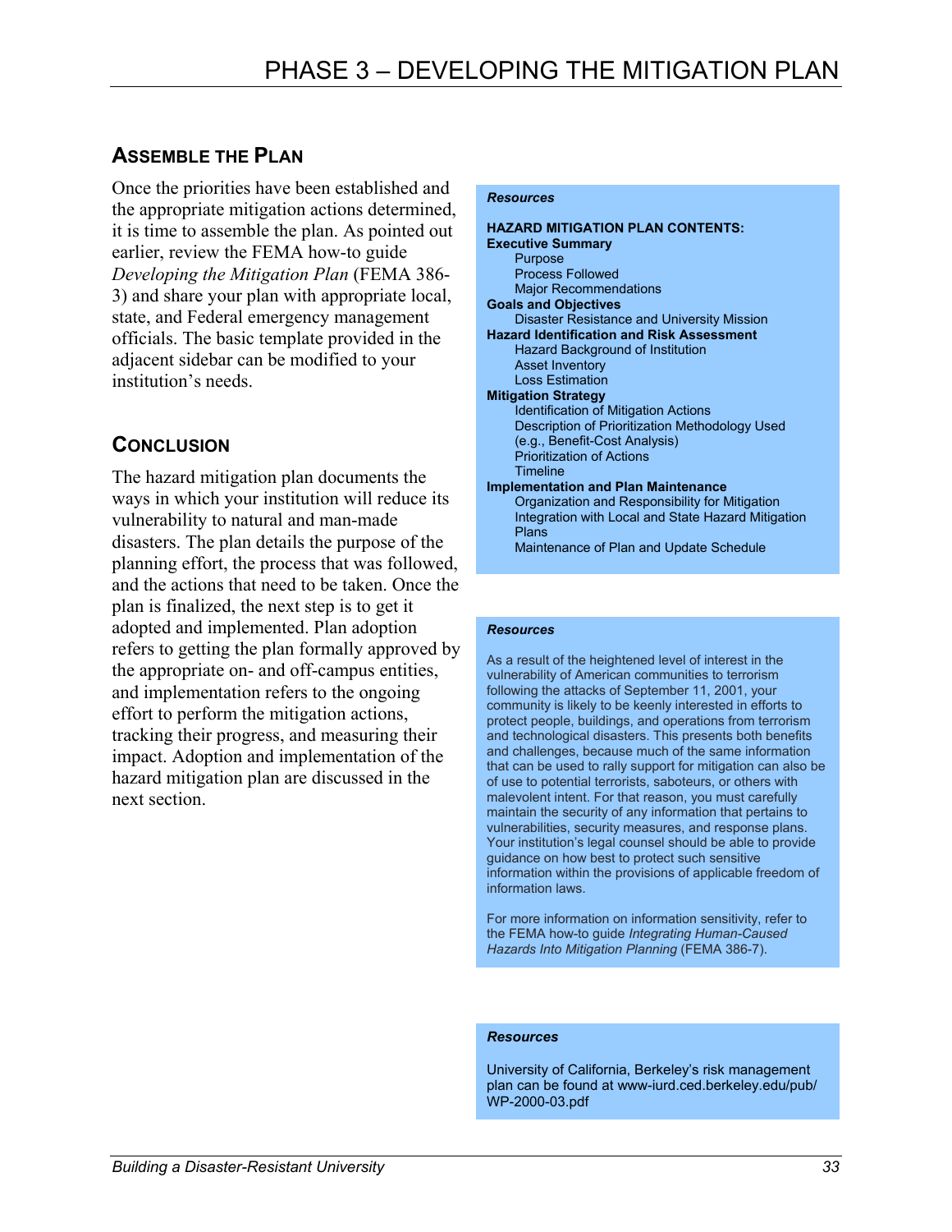## Assemble the Plan

Once the priorities have been established and the appropriate mitigation actions determined, it is time to assemble the plan. As pointed out earlier, review the FEMA how-to guide *Developing the Mitigation Plan* (FEMA 386-3) and share your plan with appropriate local, state, and Federal emergency management officials. The basic template provided in the adjacent sidebar can be modified to your institution's needs.

## Conclusion

The hazard mitigation plan documents the ways in which your institution will reduce its vulnerability to natural and man-made disasters. The plan details the purpose of the planning effort, the process that was followed, and the actions that need to be taken. Once the plan is finalized, the next step is to get it adopted and implemented. Plan adoption refers to getting the plan formally approved by the appropriate on- and off-campus entities, and implementation refers to the ongoing effort to perform the mitigation actions, tracking their progress, and measuring their impact. Adoption and implementation of the hazard mitigation plan are discussed in the next section.

> ***Resources***
>
> **HAZARD MITIGATION PLAN CONTENTS:**
>
> **Executive Summary**
> - Purpose
> - Process Followed
> - Major Recommendations
>
> **Goals and Objectives**
> - Disaster Resistance and University Mission
>
> **Hazard Identification and Risk Assessment**
> - Hazard Background of Institution
> - Asset Inventory
> - Loss Estimation
>
> **Mitigation Strategy**
> - Identification of Mitigation Actions
> - Description of Prioritization Methodology Used (e.g., Benefit-Cost Analysis)
> - Prioritization of Actions
> - Timeline
>
> **Implementation and Plan Maintenance**
> - Organization and Responsibility for Mitigation
> - Integration with Local and State Hazard Mitigation Plans
> - Maintenance of Plan and Update Schedule

> ***Resources***
>
> As a result of the heightened level of interest in the vulnerability of American communities to terrorism following the attacks of September 11, 2001, your community is likely to be keenly interested in efforts to protect people, buildings, and operations from terrorism and technological disasters. This presents both benefits and challenges, because much of the same information that can be used to rally support for mitigation can also be of use to potential terrorists, saboteurs, or others with malevolent intent. For that reason, you must carefully maintain the security of any information that pertains to vulnerabilities, security measures, and response plans. Your institution's legal counsel should be able to provide guidance on how best to protect such sensitive information within the provisions of applicable freedom of information laws.
>
> For more information on information sensitivity, refer to the FEMA how-to guide *Integrating Human-Caused Hazards Into Mitigation Planning* (FEMA 386-7).

> ***Resources***
>
> University of California, Berkeley's risk management plan can be found at www-iurd.ced.berkeley.edu/pub/WP-2000-03.pdf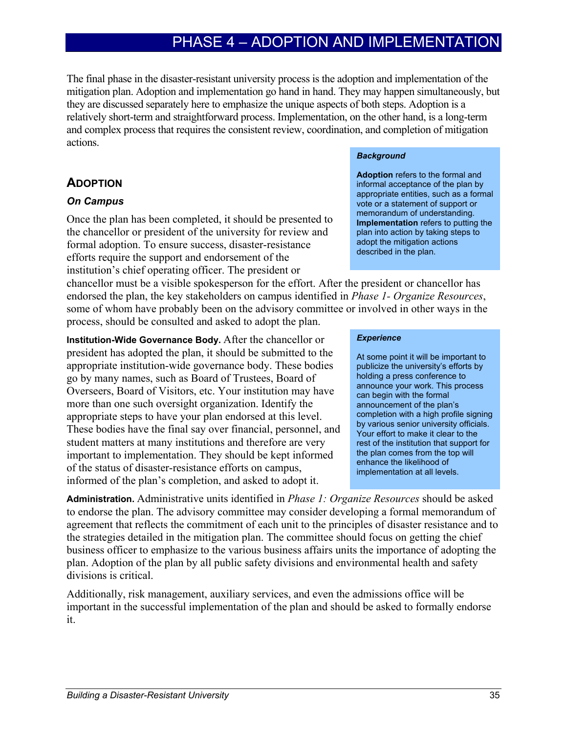# PHASE 4 – ADOPTION AND IMPLEMENTATION

The final phase in the disaster-resistant university process is the adoption and implementation of the mitigation plan. Adoption and implementation go hand in hand. They may happen simultaneously, but they are discussed separately here to emphasize the unique aspects of both steps. Adoption is a relatively short-term and straightforward process. Implementation, on the other hand, is a long-term and complex process that requires the consistent review, coordination, and completion of mitigation actions.

> ***Background***
>
> **Adoption** refers to the formal and informal acceptance of the plan by appropriate entities, such as a formal vote or a statement of support or memorandum of understanding. **Implementation** refers to putting the plan into action by taking steps to adopt the mitigation actions described in the plan.

## ADOPTION

### *On Campus*

Once the plan has been completed, it should be presented to the chancellor or president of the university for review and formal adoption. To ensure success, disaster-resistance efforts require the support and endorsement of the institution's chief operating officer. The president or chancellor must be a visible spokesperson for the effort. After the president or chancellor has endorsed the plan, the key stakeholders on campus identified in *Phase 1- Organize Resources*, some of whom have probably been on the advisory committee or involved in other ways in the process, should be consulted and asked to adopt the plan.

**Institution-Wide Governance Body.** After the chancellor or president has adopted the plan, it should be submitted to the appropriate institution-wide governance body. These bodies go by many names, such as Board of Trustees, Board of Overseers, Board of Visitors, etc. Your institution may have more than one such oversight organization. Identify the appropriate steps to have your plan endorsed at this level. These bodies have the final say over financial, personnel, and student matters at many institutions and therefore are very important to implementation. They should be kept informed of the status of disaster-resistance efforts on campus, informed of the plan's completion, and asked to adopt it.

> ***Experience***
>
> At some point it will be important to publicize the university's efforts by holding a press conference to announce your work. This process can begin with the formal announcement of the plan's completion with a high profile signing by various senior university officials. Your effort to make it clear to the rest of the institution that support for the plan comes from the top will enhance the likelihood of implementation at all levels.

**Administration.** Administrative units identified in *Phase 1: Organize Resources* should be asked to endorse the plan. The advisory committee may consider developing a formal memorandum of agreement that reflects the commitment of each unit to the principles of disaster resistance and to the strategies detailed in the mitigation plan. The committee should focus on getting the chief business officer to emphasize to the various business affairs units the importance of adopting the plan. Adoption of the plan by all public safety divisions and environmental health and safety divisions is critical.

Additionally, risk management, auxiliary services, and even the admissions office will be important in the successful implementation of the plan and should be asked to formally endorse it.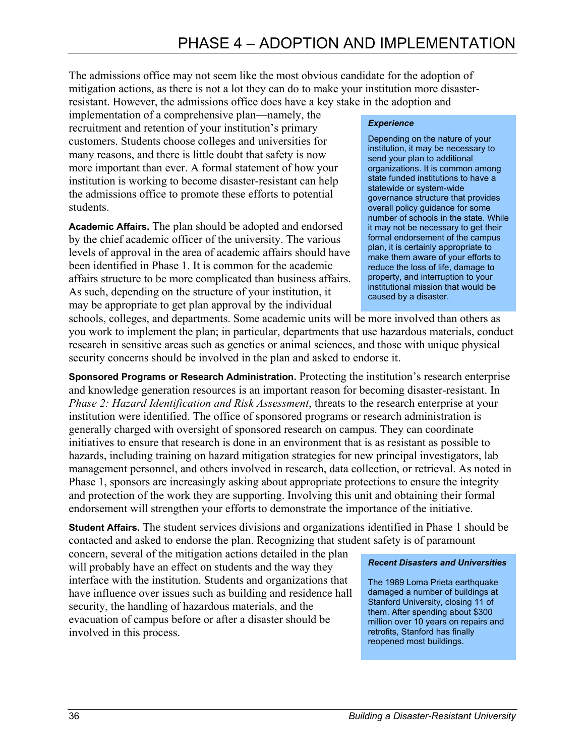The admissions office may not seem like the most obvious candidate for the adoption of mitigation actions, as there is not a lot they can do to make your institution more disaster-resistant. However, the admissions office does have a key stake in the adoption and implementation of a comprehensive plan—namely, the recruitment and retention of your institution's primary customers. Students choose colleges and universities for many reasons, and there is little doubt that safety is now more important than ever. A formal statement of how your institution is working to become disaster-resistant can help the admissions office to promote these efforts to potential students.

> ***Experience***
>
> Depending on the nature of your institution, it may be necessary to send your plan to additional organizations. It is common among state funded institutions to have a statewide or system-wide governance structure that provides overall policy guidance for some number of schools in the state. While it may not be necessary to get their formal endorsement of the campus plan, it is certainly appropriate to make them aware of your efforts to reduce the loss of life, damage to property, and interruption to your institutional mission that would be caused by a disaster.

**Academic Affairs.** The plan should be adopted and endorsed by the chief academic officer of the university. The various levels of approval in the area of academic affairs should have been identified in Phase 1. It is common for the academic affairs structure to be more complicated than business affairs. As such, depending on the structure of your institution, it may be appropriate to get plan approval by the individual schools, colleges, and departments. Some academic units will be more involved than others as you work to implement the plan; in particular, departments that use hazardous materials, conduct research in sensitive areas such as genetics or animal sciences, and those with unique physical security concerns should be involved in the plan and asked to endorse it.

**Sponsored Programs or Research Administration.** Protecting the institution's research enterprise and knowledge generation resources is an important reason for becoming disaster-resistant. In *Phase 2: Hazard Identification and Risk Assessment*, threats to the research enterprise at your institution were identified. The office of sponsored programs or research administration is generally charged with oversight of sponsored research on campus. They can coordinate initiatives to ensure that research is done in an environment that is as resistant as possible to hazards, including training on hazard mitigation strategies for new principal investigators, lab management personnel, and others involved in research, data collection, or retrieval. As noted in Phase 1, sponsors are increasingly asking about appropriate protections to ensure the integrity and protection of the work they are supporting. Involving this unit and obtaining their formal endorsement will strengthen your efforts to demonstrate the importance of the initiative.

**Student Affairs.** The student services divisions and organizations identified in Phase 1 should be contacted and asked to endorse the plan. Recognizing that student safety is of paramount concern, several of the mitigation actions detailed in the plan will probably have an effect on students and the way they interface with the institution. Students and organizations that have influence over issues such as building and residence hall security, the handling of hazardous materials, and the evacuation of campus before or after a disaster should be involved in this process.

> ***Recent Disasters and Universities***
>
> The 1989 Loma Prieta earthquake damaged a number of buildings at Stanford University, closing 11 of them. After spending about $300 million over 10 years on repairs and retrofits, Stanford has finally reopened most buildings.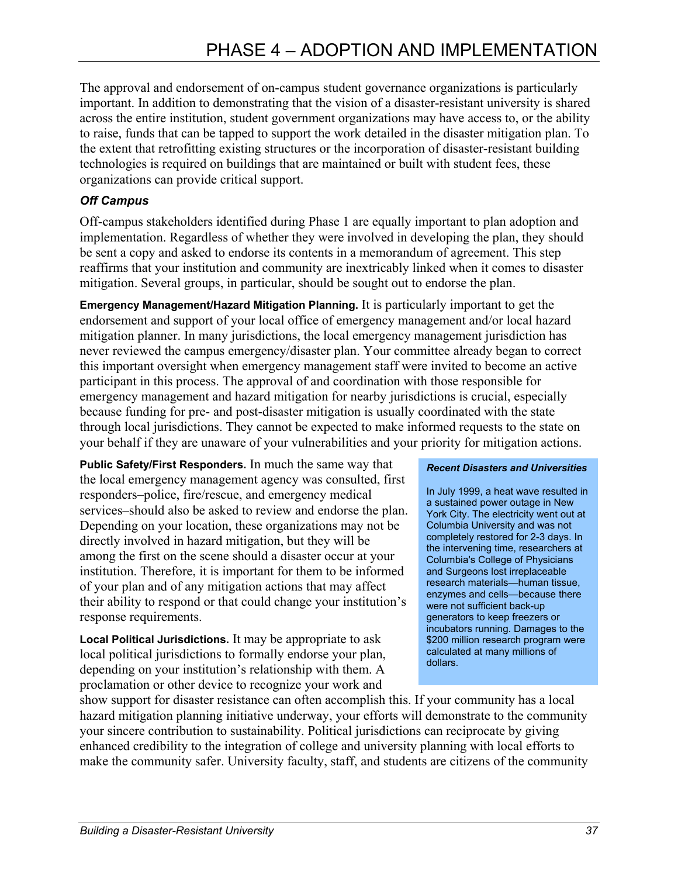The approval and endorsement of on-campus student governance organizations is particularly important. In addition to demonstrating that the vision of a disaster-resistant university is shared across the entire institution, student government organizations may have access to, or the ability to raise, funds that can be tapped to support the work detailed in the disaster mitigation plan. To the extent that retrofitting existing structures or the incorporation of disaster-resistant building technologies is required on buildings that are maintained or built with student fees, these organizations can provide critical support.

### *Off Campus*

Off-campus stakeholders identified during Phase 1 are equally important to plan adoption and implementation. Regardless of whether they were involved in developing the plan, they should be sent a copy and asked to endorse its contents in a memorandum of agreement. This step reaffirms that your institution and community are inextricably linked when it comes to disaster mitigation. Several groups, in particular, should be sought out to endorse the plan.

**Emergency Management/Hazard Mitigation Planning.** It is particularly important to get the endorsement and support of your local office of emergency management and/or local hazard mitigation planner. In many jurisdictions, the local emergency management jurisdiction has never reviewed the campus emergency/disaster plan. Your committee already began to correct this important oversight when emergency management staff were invited to become an active participant in this process. The approval of and coordination with those responsible for emergency management and hazard mitigation for nearby jurisdictions is crucial, especially because funding for pre- and post-disaster mitigation is usually coordinated with the state through local jurisdictions. They cannot be expected to make informed requests to the state on your behalf if they are unaware of your vulnerabilities and your priority for mitigation actions.

**Public Safety/First Responders.** In much the same way that the local emergency management agency was consulted, first responders–police, fire/rescue, and emergency medical services–should also be asked to review and endorse the plan. Depending on your location, these organizations may not be directly involved in hazard mitigation, but they will be among the first on the scene should a disaster occur at your institution. Therefore, it is important for them to be informed of your plan and of any mitigation actions that may affect their ability to respond or that could change your institution's response requirements.

**Local Political Jurisdictions.** It may be appropriate to ask local political jurisdictions to formally endorse your plan, depending on your institution's relationship with them. A proclamation or other device to recognize your work and show support for disaster resistance can often accomplish this. If your community has a local hazard mitigation planning initiative underway, your efforts will demonstrate to the community your sincere contribution to sustainability. Political jurisdictions can reciprocate by giving enhanced credibility to the integration of college and university planning with local efforts to make the community safer. University faculty, staff, and students are citizens of the community

> ***Recent Disasters and Universities***
>
> In July 1999, a heat wave resulted in a sustained power outage in New York City. The electricity went out at Columbia University and was not completely restored for 2-3 days. In the intervening time, researchers at Columbia's College of Physicians and Surgeons lost irreplaceable research materials—human tissue, enzymes and cells—because there were not sufficient back-up generators to keep freezers or incubators running. Damages to the $200 million research program were calculated at many millions of dollars.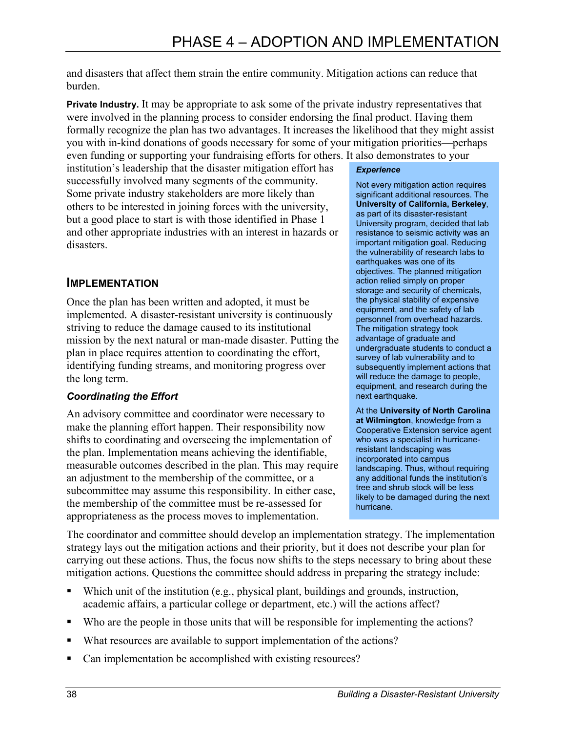and disasters that affect them strain the entire community. Mitigation actions can reduce that burden.

**Private Industry.** It may be appropriate to ask some of the private industry representatives that were involved in the planning process to consider endorsing the final product. Having them formally recognize the plan has two advantages. It increases the likelihood that they might assist you with in-kind donations of goods necessary for some of your mitigation priorities—perhaps even funding or supporting your fundraising efforts for others. It also demonstrates to your institution's leadership that the disaster mitigation effort has successfully involved many segments of the community. Some private industry stakeholders are more likely than others to be interested in joining forces with the university, but a good place to start is with those identified in Phase 1 and other appropriate industries with an interest in hazards or disasters.

> ***Experience***
>
> Not every mitigation action requires significant additional resources. The **University of California, Berkeley**, as part of its disaster-resistant University program, decided that lab resistance to seismic activity was an important mitigation goal. Reducing the vulnerability of research labs to earthquakes was one of its objectives. The planned mitigation action relied simply on proper storage and security of chemicals, the physical stability of expensive equipment, and the safety of lab personnel from overhead hazards. The mitigation strategy took advantage of graduate and undergraduate students to conduct a survey of lab vulnerability and to subsequently implement actions that will reduce the damage to people, equipment, and research during the next earthquake.
>
> At the **University of North Carolina at Wilmington**, knowledge from a Cooperative Extension service agent who was a specialist in hurricane-resistant landscaping was incorporated into campus landscaping. Thus, without requiring any additional funds the institution's tree and shrub stock will be less likely to be damaged during the next hurricane.

## IMPLEMENTATION

Once the plan has been written and adopted, it must be implemented. A disaster-resistant university is continuously striving to reduce the damage caused to its institutional mission by the next natural or man-made disaster. Putting the plan in place requires attention to coordinating the effort, identifying funding streams, and monitoring progress over the long term.

### *Coordinating the Effort*

An advisory committee and coordinator were necessary to make the planning effort happen. Their responsibility now shifts to coordinating and overseeing the implementation of the plan. Implementation means achieving the identifiable, measurable outcomes described in the plan. This may require an adjustment to the membership of the committee, or a subcommittee may assume this responsibility. In either case, the membership of the committee must be re-assessed for appropriateness as the process moves to implementation.

The coordinator and committee should develop an implementation strategy. The implementation strategy lays out the mitigation actions and their priority, but it does not describe your plan for carrying out these actions. Thus, the focus now shifts to the steps necessary to bring about these mitigation actions. Questions the committee should address in preparing the strategy include:

- Which unit of the institution (e.g., physical plant, buildings and grounds, instruction, academic affairs, a particular college or department, etc.) will the actions affect?
- Who are the people in those units that will be responsible for implementing the actions?
- What resources are available to support implementation of the actions?
- Can implementation be accomplished with existing resources?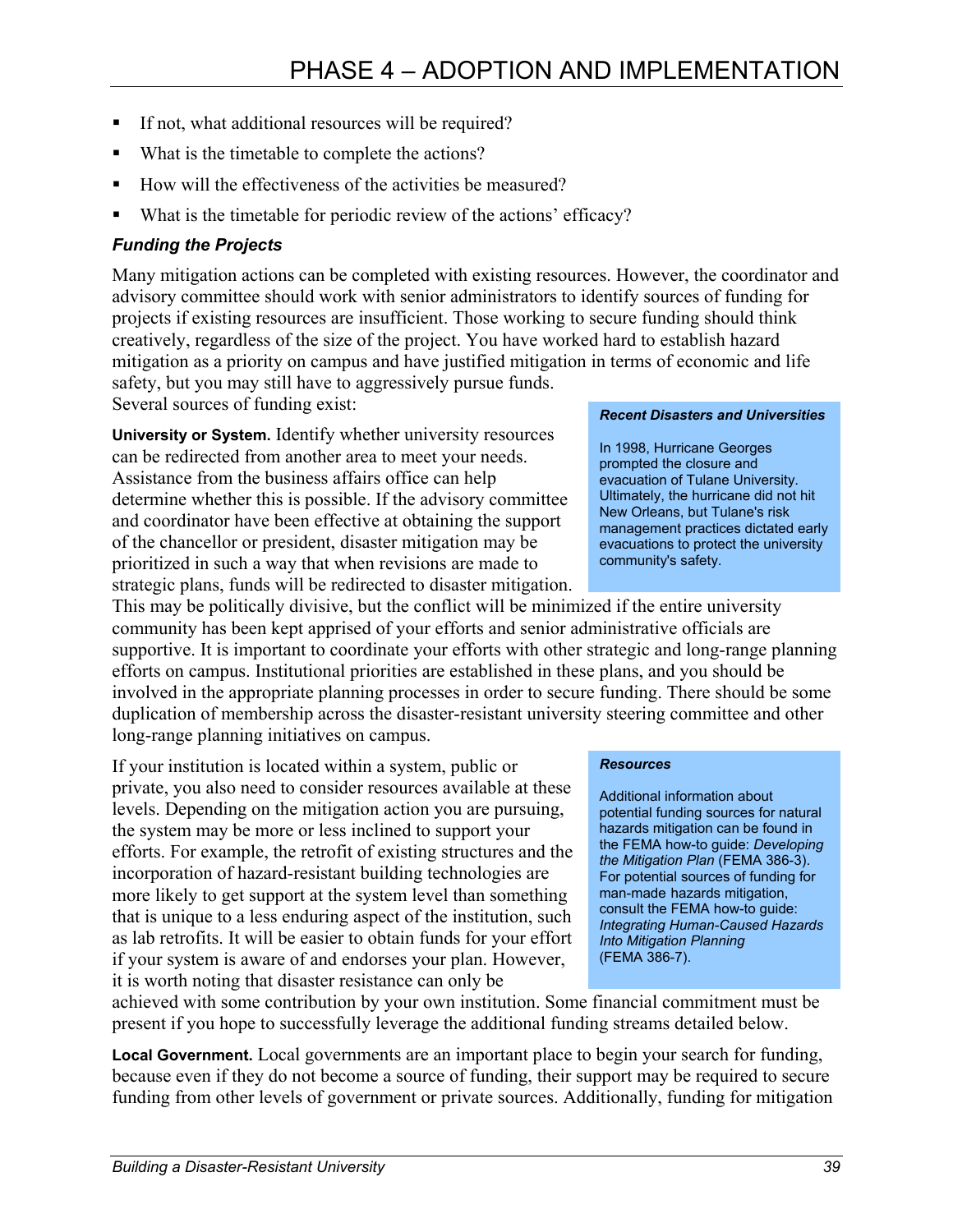- If not, what additional resources will be required?
- What is the timetable to complete the actions?
- How will the effectiveness of the activities be measured?
- What is the timetable for periodic review of the actions' efficacy?

### *Funding the Projects*

Many mitigation actions can be completed with existing resources. However, the coordinator and advisory committee should work with senior administrators to identify sources of funding for projects if existing resources are insufficient. Those working to secure funding should think creatively, regardless of the size of the project. You have worked hard to establish hazard mitigation as a priority on campus and have justified mitigation in terms of economic and life safety, but you may still have to aggressively pursue funds. Several sources of funding exist:

**University or System.** Identify whether university resources can be redirected from another area to meet your needs. Assistance from the business affairs office can help determine whether this is possible. If the advisory committee and coordinator have been effective at obtaining the support of the chancellor or president, disaster mitigation may be prioritized in such a way that when revisions are made to strategic plans, funds will be redirected to disaster mitigation. This may be politically divisive, but the conflict will be minimized if the entire university community has been kept apprised of your efforts and senior administrative officials are supportive. It is important to coordinate your efforts with other strategic and long-range planning efforts on campus. Institutional priorities are established in these plans, and you should be involved in the appropriate planning processes in order to secure funding. There should be some duplication of membership across the disaster-resistant university steering committee and other long-range planning initiatives on campus.

> ***Recent Disasters and Universities***
>
> In 1998, Hurricane Georges prompted the closure and evacuation of Tulane University. Ultimately, the hurricane did not hit New Orleans, but Tulane's risk management practices dictated early evacuations to protect the university community's safety.

If your institution is located within a system, public or private, you also need to consider resources available at these levels. Depending on the mitigation action you are pursuing, the system may be more or less inclined to support your efforts. For example, the retrofit of existing structures and the incorporation of hazard-resistant building technologies are more likely to get support at the system level than something that is unique to a less enduring aspect of the institution, such as lab retrofits. It will be easier to obtain funds for your effort if your system is aware of and endorses your plan. However, it is worth noting that disaster resistance can only be achieved with some contribution by your own institution. Some financial commitment must be present if you hope to successfully leverage the additional funding streams detailed below.

> ***Resources***
>
> Additional information about potential funding sources for natural hazards mitigation can be found in the FEMA how-to guide: *Developing the Mitigation Plan* (FEMA 386-3). For potential sources of funding for man-made hazards mitigation, consult the FEMA how-to guide: *Integrating Human-Caused Hazards Into Mitigation Planning* (FEMA 386-7).

**Local Government.** Local governments are an important place to begin your search for funding, because even if they do not become a source of funding, their support may be required to secure funding from other levels of government or private sources. Additionally, funding for mitigation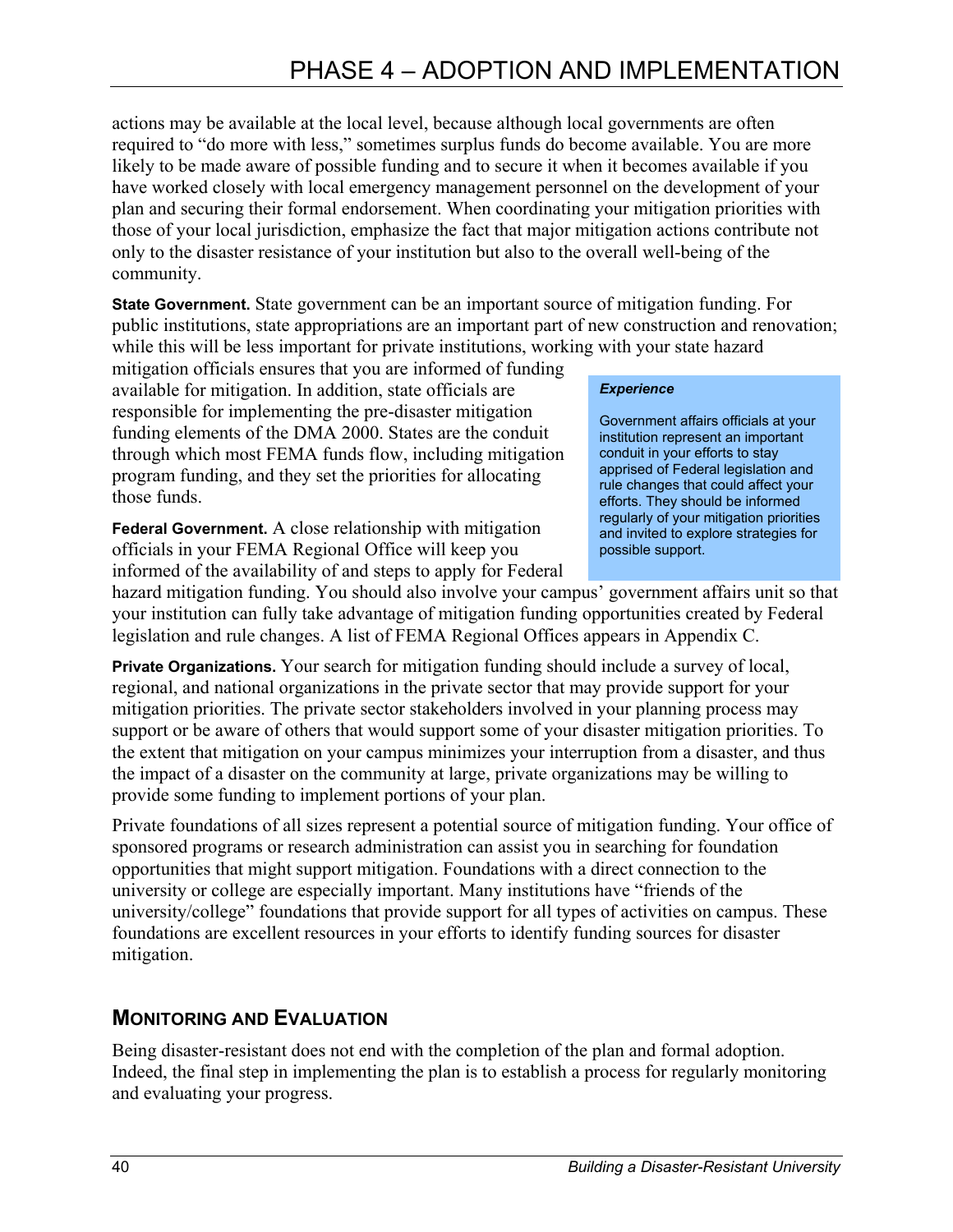actions may be available at the local level, because although local governments are often required to "do more with less," sometimes surplus funds do become available. You are more likely to be made aware of possible funding and to secure it when it becomes available if you have worked closely with local emergency management personnel on the development of your plan and securing their formal endorsement. When coordinating your mitigation priorities with those of your local jurisdiction, emphasize the fact that major mitigation actions contribute not only to the disaster resistance of your institution but also to the overall well-being of the community.

**State Government.** State government can be an important source of mitigation funding. For public institutions, state appropriations are an important part of new construction and renovation; while this will be less important for private institutions, working with your state hazard mitigation officials ensures that you are informed of funding available for mitigation. In addition, state officials are responsible for implementing the pre-disaster mitigation funding elements of the DMA 2000. States are the conduit through which most FEMA funds flow, including mitigation program funding, and they set the priorities for allocating those funds.

> ***Experience***
>
> Government affairs officials at your institution represent an important conduit in your efforts to stay apprised of Federal legislation and rule changes that could affect your efforts. They should be informed regularly of your mitigation priorities and invited to explore strategies for possible support.

**Federal Government.** A close relationship with mitigation officials in your FEMA Regional Office will keep you informed of the availability of and steps to apply for Federal hazard mitigation funding. You should also involve your campus' government affairs unit so that your institution can fully take advantage of mitigation funding opportunities created by Federal legislation and rule changes. A list of FEMA Regional Offices appears in Appendix C.

**Private Organizations.** Your search for mitigation funding should include a survey of local, regional, and national organizations in the private sector that may provide support for your mitigation priorities. The private sector stakeholders involved in your planning process may support or be aware of others that would support some of your disaster mitigation priorities. To the extent that mitigation on your campus minimizes your interruption from a disaster, and thus the impact of a disaster on the community at large, private organizations may be willing to provide some funding to implement portions of your plan.

Private foundations of all sizes represent a potential source of mitigation funding. Your office of sponsored programs or research administration can assist you in searching for foundation opportunities that might support mitigation. Foundations with a direct connection to the university or college are especially important. Many institutions have "friends of the university/college" foundations that provide support for all types of activities on campus. These foundations are excellent resources in your efforts to identify funding sources for disaster mitigation.

## MONITORING AND EVALUATION

Being disaster-resistant does not end with the completion of the plan and formal adoption. Indeed, the final step in implementing the plan is to establish a process for regularly monitoring and evaluating your progress.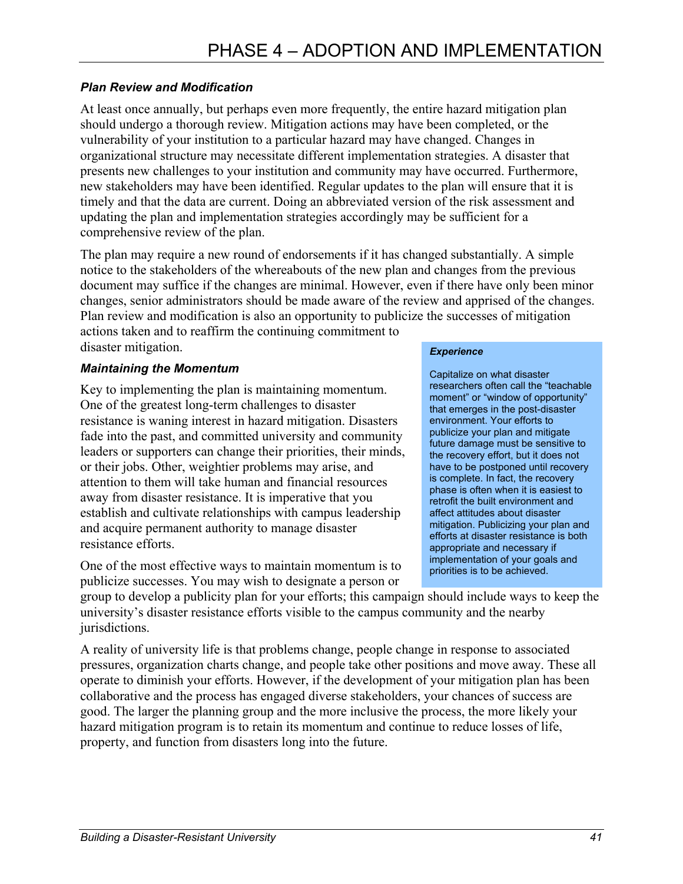# PHASE 4 – ADOPTION AND IMPLEMENTATION

### *Plan Review and Modification*

At least once annually, but perhaps even more frequently, the entire hazard mitigation plan should undergo a thorough review. Mitigation actions may have been completed, or the vulnerability of your institution to a particular hazard may have changed. Changes in organizational structure may necessitate different implementation strategies. A disaster that presents new challenges to your institution and community may have occurred. Furthermore, new stakeholders may have been identified. Regular updates to the plan will ensure that it is timely and that the data are current. Doing an abbreviated version of the risk assessment and updating the plan and implementation strategies accordingly may be sufficient for a comprehensive review of the plan.

The plan may require a new round of endorsements if it has changed substantially. A simple notice to the stakeholders of the whereabouts of the new plan and changes from the previous document may suffice if the changes are minimal. However, even if there have only been minor changes, senior administrators should be made aware of the review and apprised of the changes. Plan review and modification is also an opportunity to publicize the successes of mitigation actions taken and to reaffirm the continuing commitment to disaster mitigation.

### *Maintaining the Momentum*

Key to implementing the plan is maintaining momentum. One of the greatest long-term challenges to disaster resistance is waning interest in hazard mitigation. Disasters fade into the past, and committed university and community leaders or supporters can change their priorities, their minds, or their jobs. Other, weightier problems may arise, and attention to them will take human and financial resources away from disaster resistance. It is imperative that you establish and cultivate relationships with campus leadership and acquire permanent authority to manage disaster resistance efforts.

One of the most effective ways to maintain momentum is to publicize successes. You may wish to designate a person or group to develop a publicity plan for your efforts; this campaign should include ways to keep the university's disaster resistance efforts visible to the campus community and the nearby jurisdictions.

A reality of university life is that problems change, people change in response to associated pressures, organization charts change, and people take other positions and move away. These all operate to diminish your efforts. However, if the development of your mitigation plan has been collaborative and the process has engaged diverse stakeholders, your chances of success are good. The larger the planning group and the more inclusive the process, the more likely your hazard mitigation program is to retain its momentum and continue to reduce losses of life, property, and function from disasters long into the future.

> ***Experience***
>
> Capitalize on what disaster researchers often call the "teachable moment" or "window of opportunity" that emerges in the post-disaster environment. Your efforts to publicize your plan and mitigate future damage must be sensitive to the recovery effort, but it does not have to be postponed until recovery is complete. In fact, the recovery phase is often when it is easiest to retrofit the built environment and affect attitudes about disaster mitigation. Publicizing your plan and efforts at disaster resistance is both appropriate and necessary if implementation of your goals and priorities is to be achieved.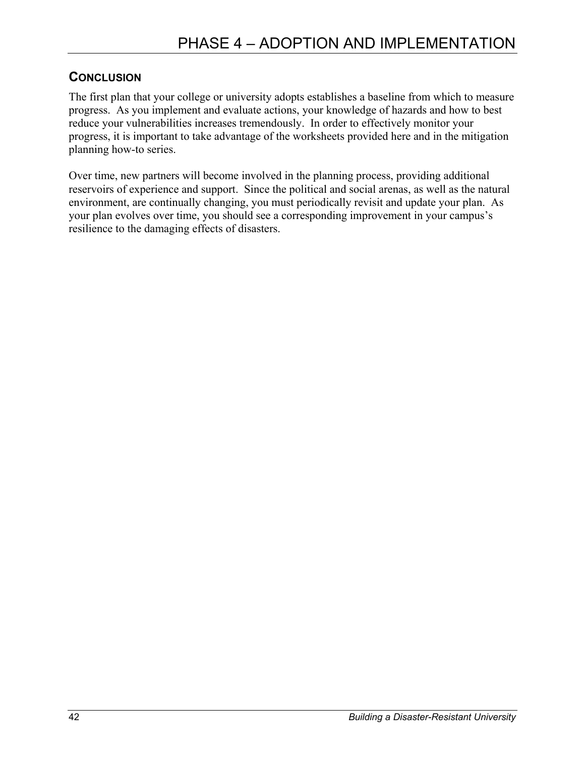## CONCLUSION

The first plan that your college or university adopts establishes a baseline from which to measure progress. As you implement and evaluate actions, your knowledge of hazards and how to best reduce your vulnerabilities increases tremendously. In order to effectively monitor your progress, it is important to take advantage of the worksheets provided here and in the mitigation planning how-to series.

Over time, new partners will become involved in the planning process, providing additional reservoirs of experience and support. Since the political and social arenas, as well as the natural environment, are continually changing, you must periodically revisit and update your plan. As your plan evolves over time, you should see a corresponding improvement in your campus's resilience to the damaging effects of disasters.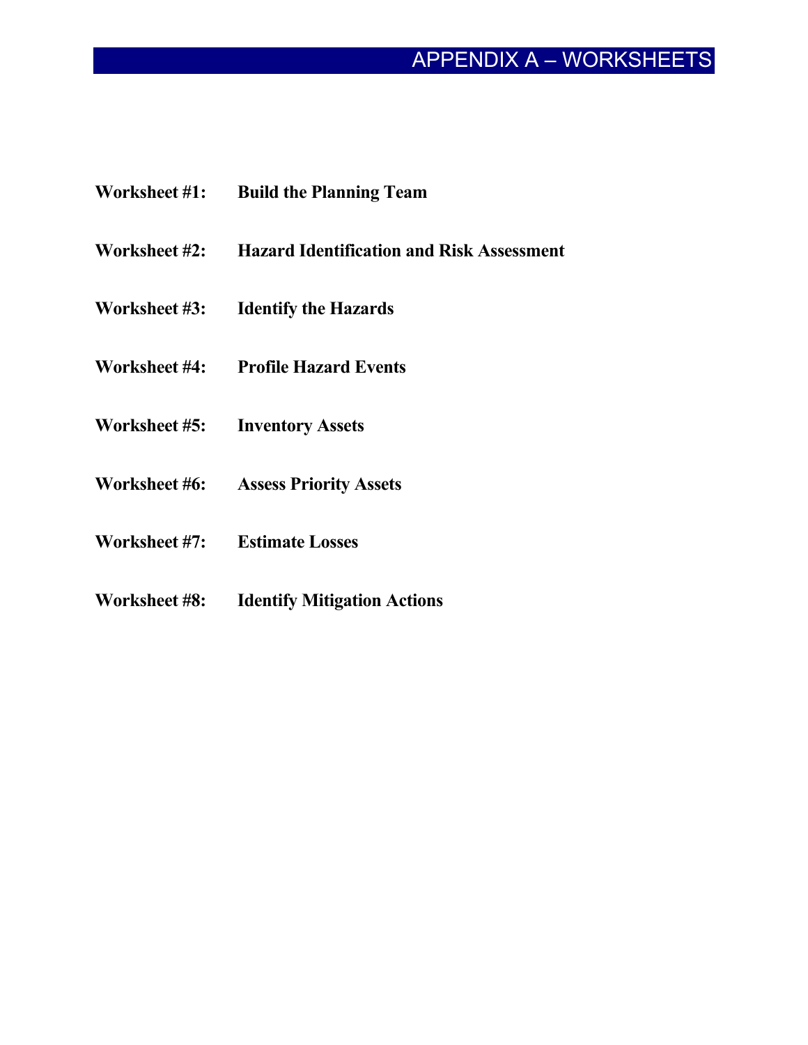# APPENDIX A – WORKSHEETS

**Worksheet #1:** **Build the Planning Team**

**Worksheet #2:** **Hazard Identification and Risk Assessment**

**Worksheet #3:** **Identify the Hazards**

**Worksheet #4:** **Profile Hazard Events**

**Worksheet #5:** **Inventory Assets**

**Worksheet #6:** **Assess Priority Assets**

**Worksheet #7:** **Estimate Losses**

**Worksheet #8:** **Identify Mitigation Actions**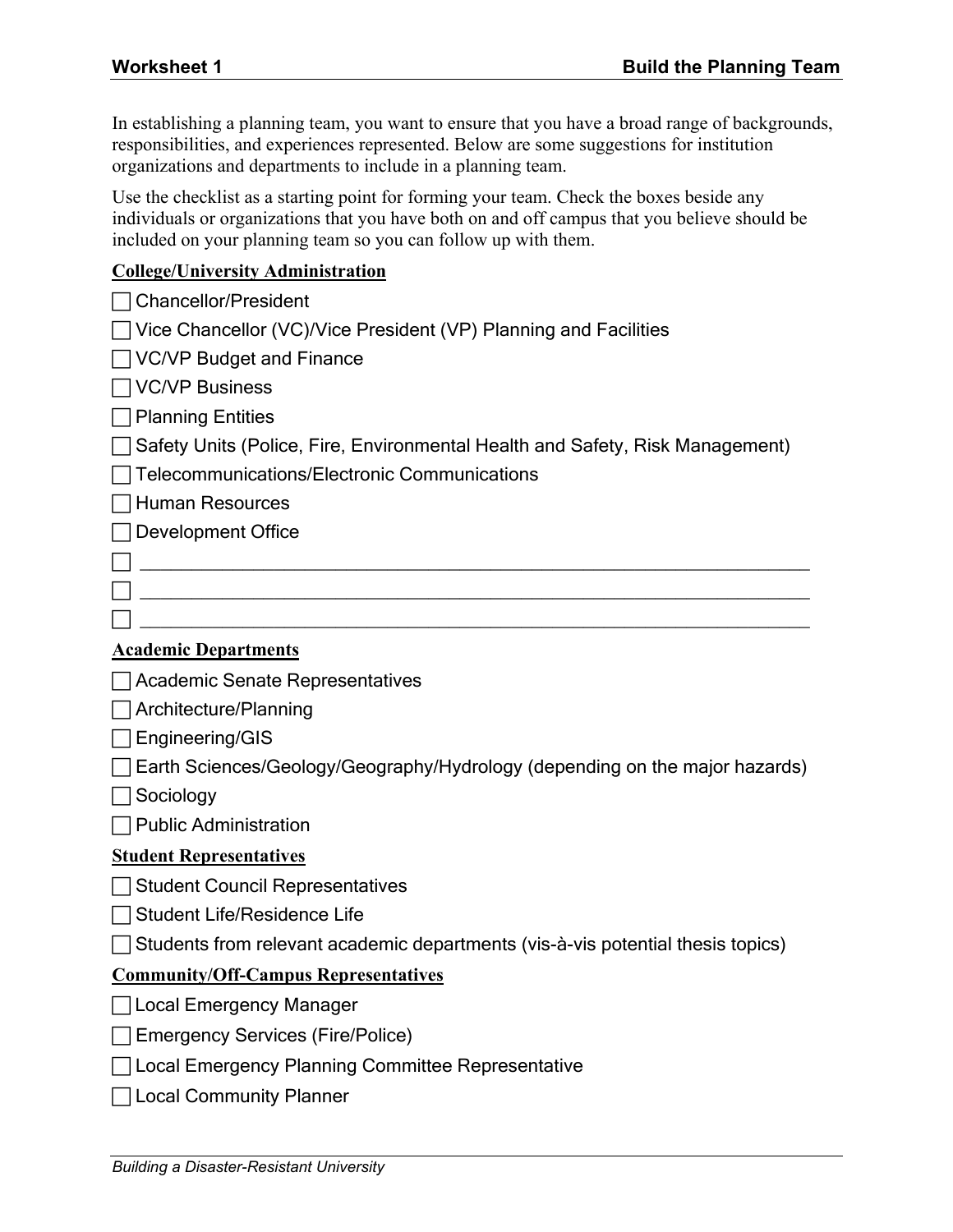## Worksheet 1 — Build the Planning Team

In establishing a planning team, you want to ensure that you have a broad range of backgrounds, responsibilities, and experiences represented. Below are some suggestions for institution organizations and departments to include in a planning team.

Use the checklist as a starting point for forming your team. Check the boxes beside any individuals or organizations that you have both on and off campus that you believe should be included on your planning team so you can follow up with them.

**College/University Administration**

- [ ] Chancellor/President
- [ ] Vice Chancellor (VC)/Vice President (VP) Planning and Facilities
- [ ] VC/VP Budget and Finance
- [ ] VC/VP Business
- [ ] Planning Entities
- [ ] Safety Units (Police, Fire, Environmental Health and Safety, Risk Management)
- [ ] Telecommunications/Electronic Communications
- [ ] Human Resources
- [ ] Development Office
- [ ] ______________________________
- [ ] ______________________________
- [ ] ______________________________

**Academic Departments**

- [ ] Academic Senate Representatives
- [ ] Architecture/Planning
- [ ] Engineering/GIS
- [ ] Earth Sciences/Geology/Geography/Hydrology (depending on the major hazards)
- [ ] Sociology
- [ ] Public Administration

**Student Representatives**

- [ ] Student Council Representatives
- [ ] Student Life/Residence Life
- [ ] Students from relevant academic departments (vis-à-vis potential thesis topics)

**Community/Off-Campus Representatives**

- [ ] Local Emergency Manager
- [ ] Emergency Services (Fire/Police)
- [ ] Local Emergency Planning Committee Representative
- [ ] Local Community Planner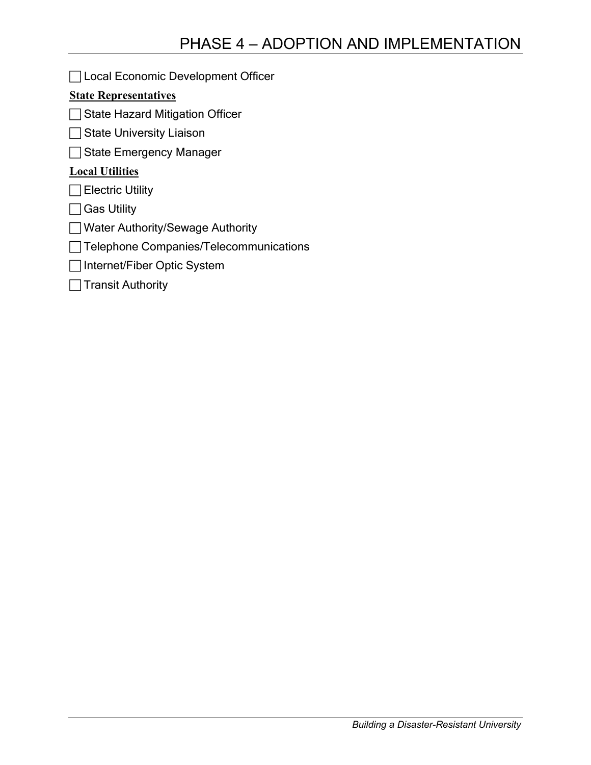- [ ] Local Economic Development Officer

**State Representatives**

- [ ] State Hazard Mitigation Officer
- [ ] State University Liaison
- [ ] State Emergency Manager

**Local Utilities**

- [ ] Electric Utility
- [ ] Gas Utility
- [ ] Water Authority/Sewage Authority
- [ ] Telephone Companies/Telecommunications
- [ ] Internet/Fiber Optic System
- [ ] Transit Authority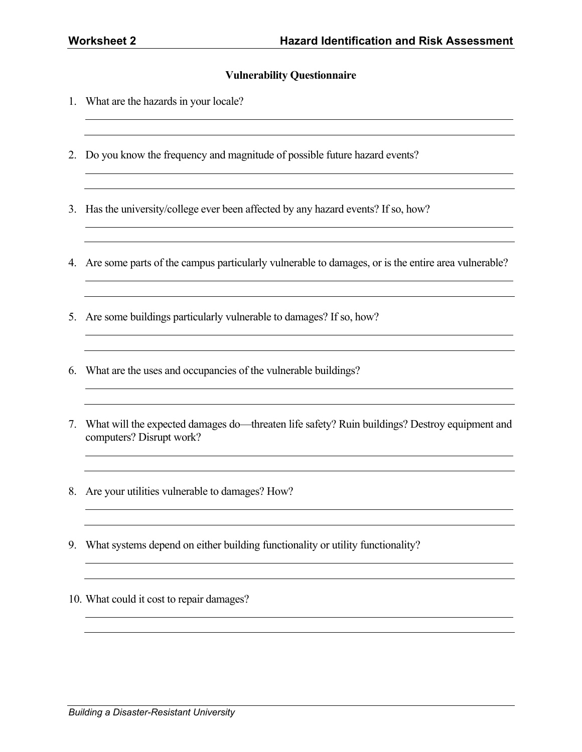## Vulnerability Questionnaire

1. What are the hazards in your locale?

2. Do you know the frequency and magnitude of possible future hazard events?

3. Has the university/college ever been affected by any hazard events? If so, how?

4. Are some parts of the campus particularly vulnerable to damages, or is the entire area vulnerable?

5. Are some buildings particularly vulnerable to damages? If so, how?

6. What are the uses and occupancies of the vulnerable buildings?

7. What will the expected damages do—threaten life safety? Ruin buildings? Destroy equipment and computers? Disrupt work?

8. Are your utilities vulnerable to damages? How?

9. What systems depend on either building functionality or utility functionality?

10. What could it cost to repair damages?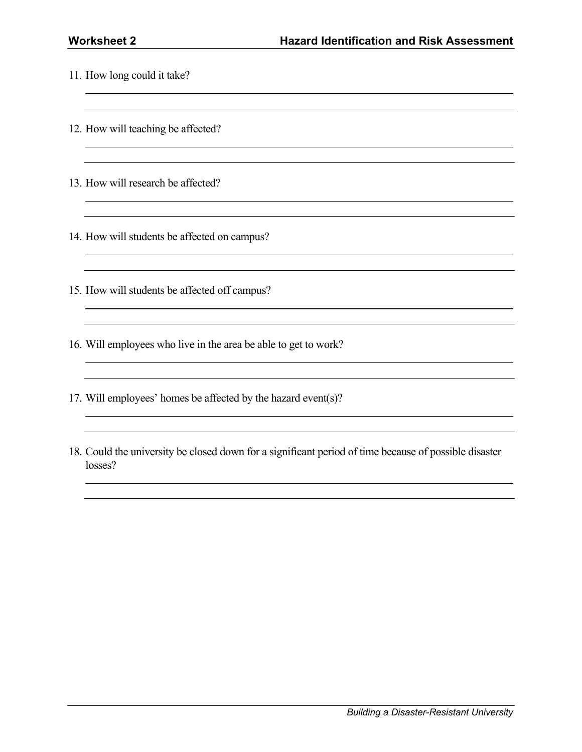11. How long could it take?

12. How will teaching be affected?

13. How will research be affected?

14. How will students be affected on campus?

15. How will students be affected off campus?

16. Will employees who live in the area be able to get to work?

17. Will employees' homes be affected by the hazard event(s)?

18. Could the university be closed down for a significant period of time because of possible disaster losses?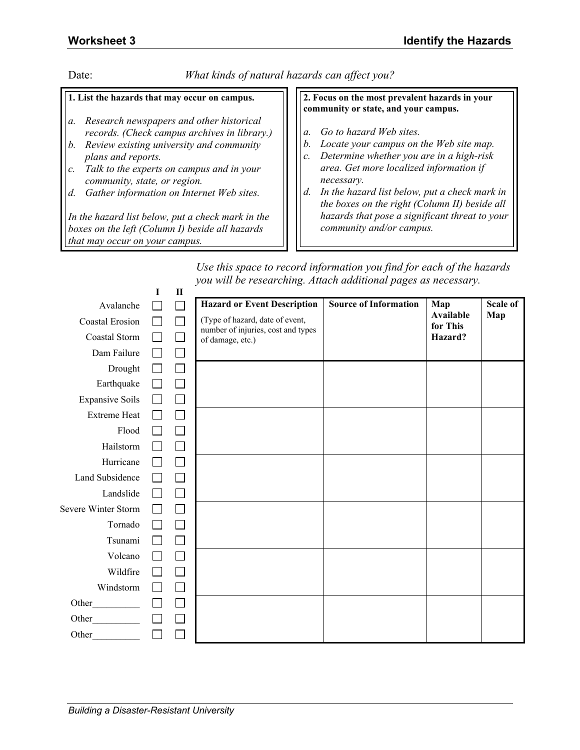## Worksheet 3 — Identify the Hazards

Date: *What kinds of natural hazards can affect you?*

**1. List the hazards that may occur on campus.**

*a. Research newspapers and other historical records. (Check campus archives in library.)*
*b. Review existing university and community plans and reports.*
*c. Talk to the experts on campus and in your community, state, or region.*
*d. Gather information on Internet Web sites.*

*In the hazard list below, put a check mark in the boxes on the left (Column I) beside all hazards that may occur on your campus.*

**2. Focus on the most prevalent hazards in your community or state, and your campus.**

*a. Go to hazard Web sites.*
*b. Locate your campus on the Web site map.*
*c. Determine whether you are in a high-risk area. Get more localized information if necessary.*
*d. In the hazard list below, put a check mark in the boxes on the right (Column II) beside all hazards that pose a significant threat to your community and/or campus.*

| Hazard | I | II |
|---|---|---|
| Avalanche | ☐ | ☐ |
| Coastal Erosion | ☐ | ☐ |
| Coastal Storm | ☐ | ☐ |
| Dam Failure | ☐ | ☐ |
| Drought | ☐ | ☐ |
| Earthquake | ☐ | ☐ |
| Expansive Soils | ☐ | ☐ |
| Extreme Heat | ☐ | ☐ |
| Flood | ☐ | ☐ |
| Hailstorm | ☐ | ☐ |
| Hurricane | ☐ | ☐ |
| Land Subsidence | ☐ | ☐ |
| Landslide | ☐ | ☐ |
| Severe Winter Storm | ☐ | ☐ |
| Tornado | ☐ | ☐ |
| Tsunami | ☐ | ☐ |
| Volcano | ☐ | ☐ |
| Wildfire | ☐ | ☐ |
| Windstorm | ☐ | ☐ |
| Other__________ | ☐ | ☐ |
| Other__________ | ☐ | ☐ |
| Other__________ | ☐ | ☐ |

*Use this space to record information you find for each of the hazards you will be researching. Attach additional pages as necessary.*

| **Hazard or Event Description** (Type of hazard, date of event, number of injuries, cost and types of damage, etc.) | **Source of Information** | **Map Available for This Hazard?** | **Scale of Map** |
|---|---|---|---|
| | | | |
| | | | |
| | | | |
| | | | |
| | | | |
| | | | |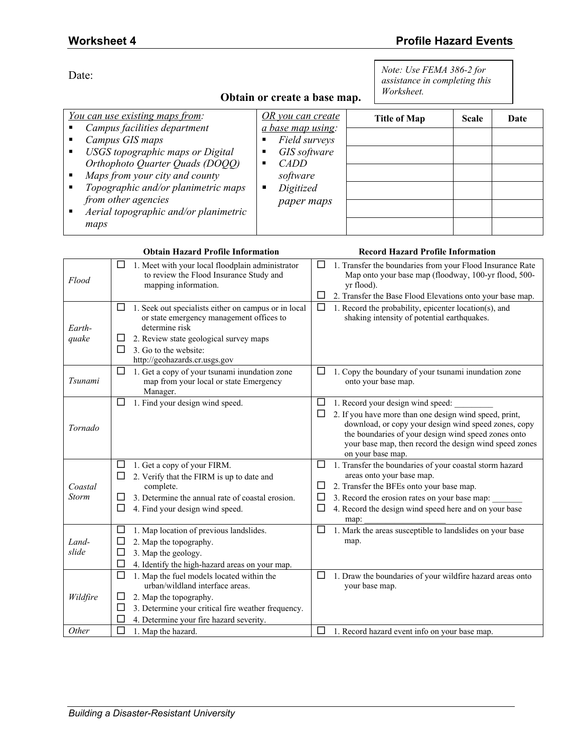## Worksheet 4 — Profile Hazard Events

Date:

*Note: Use FEMA 386-2 for assistance in completing this Worksheet.*

### Obtain or create a base map.

| *You can use existing maps from:* | *OR you can create a base map using:* | Title of Map | Scale | Date |
|---|---|---|---|---|
| ▪ *Campus facilities department*<br>▪ *Campus GIS maps*<br>▪ *USGS topographic maps or Digital Orthophoto Quarter Quads (DOQQ)*<br>▪ *Maps from your city and county*<br>▪ *Topographic and/or planimetric maps from other agencies*<br>▪ *Aerial topographic and/or planimetric maps* | ▪ *Field surveys*<br>▪ *GIS software*<br>▪ *CADD software*<br>▪ *Digitized paper maps* | | | |
| | | | | |
| | | | | |
| | | | | |
| | | | | |
| | | | | |

| | Obtain Hazard Profile Information | Record Hazard Profile Information |
|---|---|---|
| *Flood* | ☐ 1. Meet with your local floodplain administrator to review the Flood Insurance Study and mapping information. | ☐ 1. Transfer the boundaries from your Flood Insurance Rate Map onto your base map (floodway, 100-yr flood, 500-yr flood).<br>☐ 2. Transfer the Base Flood Elevations onto your base map. |
| *Earth-quake* | ☐ 1. Seek out specialists either on campus or in local or state emergency management offices to determine risk<br>☐ 2. Review state geological survey maps<br>☐ 3. Go to the website: http://geohazards.cr.usgs.gov | ☐ 1. Record the probability, epicenter location(s), and shaking intensity of potential earthquakes. |
| *Tsunami* | ☐ 1. Get a copy of your tsunami inundation zone map from your local or state Emergency Manager. | ☐ 1. Copy the boundary of your tsunami inundation zone onto your base map. |
| *Tornado* | ☐ 1. Find your design wind speed. | ☐ 1. Record your design wind speed: _________<br>☐ 2. If you have more than one design wind speed, print, download, or copy your design wind speed zones, copy the boundaries of your design wind speed zones onto your base map, then record the design wind speed zones on your base map. |
| *Coastal Storm* | ☐ 1. Get a copy of your FIRM.<br>☐ 2. Verify that the FIRM is up to date and complete.<br>☐ 3. Determine the annual rate of coastal erosion.<br>☐ 4. Find your design wind speed. | ☐ 1. Transfer the boundaries of your coastal storm hazard areas onto your base map.<br>☐ 2. Transfer the BFEs onto your base map.<br>☐ 3. Record the erosion rates on your base map: _______<br>☐ 4. Record the design wind speed here and on your base map: ___________________ |
| *Land-slide* | ☐ 1. Map location of previous landslides.<br>☐ 2. Map the topography.<br>☐ 3. Map the geology.<br>☐ 4. Identify the high-hazard areas on your map. | ☐ 1. Mark the areas susceptible to landslides on your base map. |
| *Wildfire* | ☐ 1. Map the fuel models located within the urban/wildland interface areas.<br>☐ 2. Map the topography.<br>☐ 3. Determine your critical fire weather frequency.<br>☐ 4. Determine your fire hazard severity. | ☐ 1. Draw the boundaries of your wildfire hazard areas onto your base map. |
| *Other* | ☐ 1. Map the hazard. | ☐ 1. Record hazard event info on your base map. |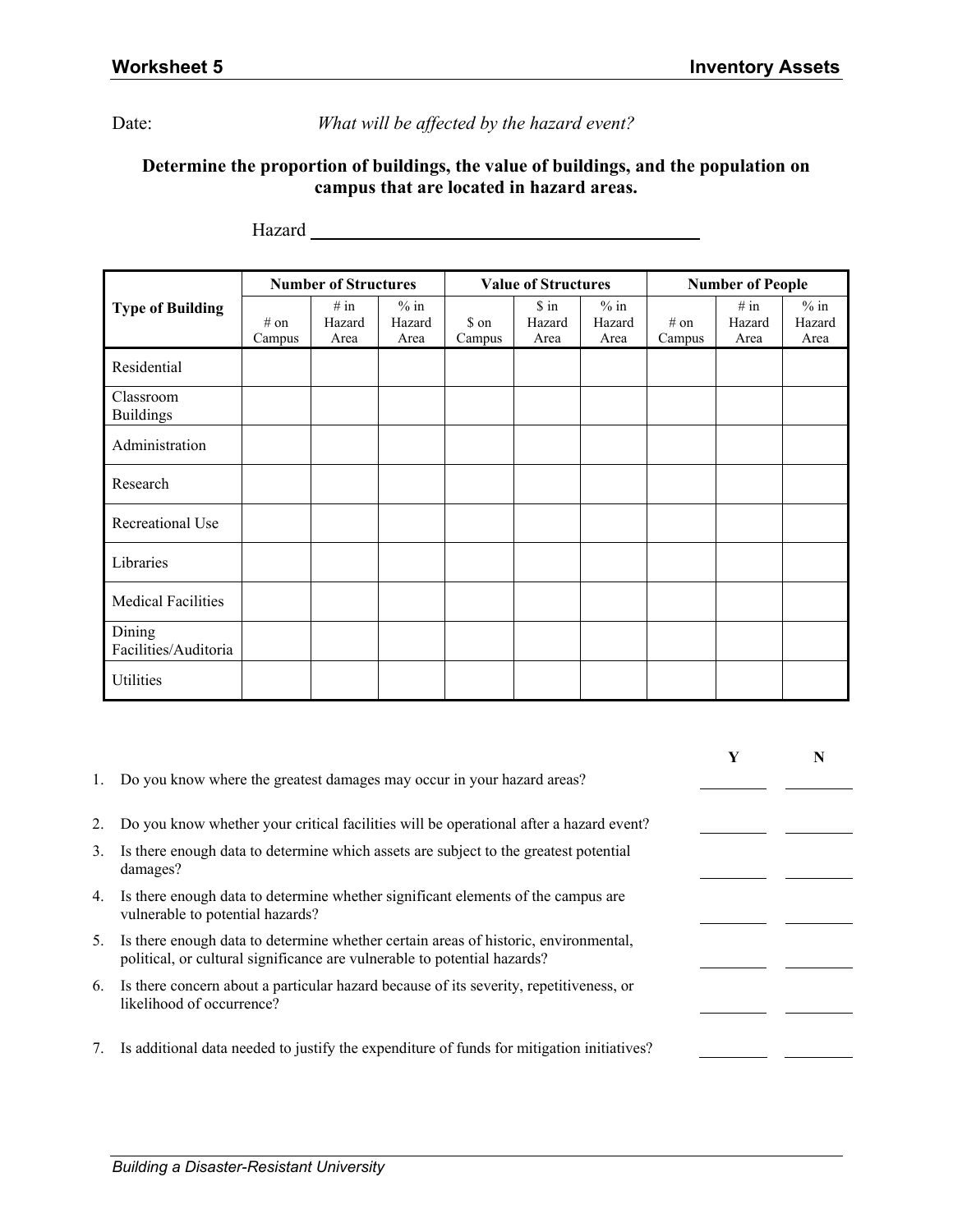# Worksheet 5 — Inventory Assets

Date: *What will be affected by the hazard event?*

**Determine the proportion of buildings, the value of buildings, and the population on campus that are located in hazard areas.**

Hazard ________________________________________

| Type of Building | Number of Structures | | | Value of Structures | | | Number of People | | |
|---|---|---|---|---|---|---|---|---|---|
| | # on Campus | # in Hazard Area | % in Hazard Area | $ on Campus | $ in Hazard Area | % in Hazard Area | # on Campus | # in Hazard Area | % in Hazard Area |
| Residential | | | | | | | | | |
| Classroom Buildings | | | | | | | | | |
| Administration | | | | | | | | | |
| Research | | | | | | | | | |
| Recreational Use | | | | | | | | | |
| Libraries | | | | | | | | | |
| Medical Facilities | | | | | | | | | |
| Dining Facilities/Auditoria | | | | | | | | | |
| Utilities | | | | | | | | | |

| | | Y | N |
|---|---|---|---|
| 1. | Do you know where the greatest damages may occur in your hazard areas? | ____ | ____ |
| 2. | Do you know whether your critical facilities will be operational after a hazard event? | ____ | ____ |
| 3. | Is there enough data to determine which assets are subject to the greatest potential damages? | ____ | ____ |
| 4. | Is there enough data to determine whether significant elements of the campus are vulnerable to potential hazards? | ____ | ____ |
| 5. | Is there enough data to determine whether certain areas of historic, environmental, political, or cultural significance are vulnerable to potential hazards? | ____ | ____ |
| 6. | Is there concern about a particular hazard because of its severity, repetitiveness, or likelihood of occurrence? | ____ | ____ |
| 7. | Is additional data needed to justify the expenditure of funds for mitigation initiatives? | ____ | ____ |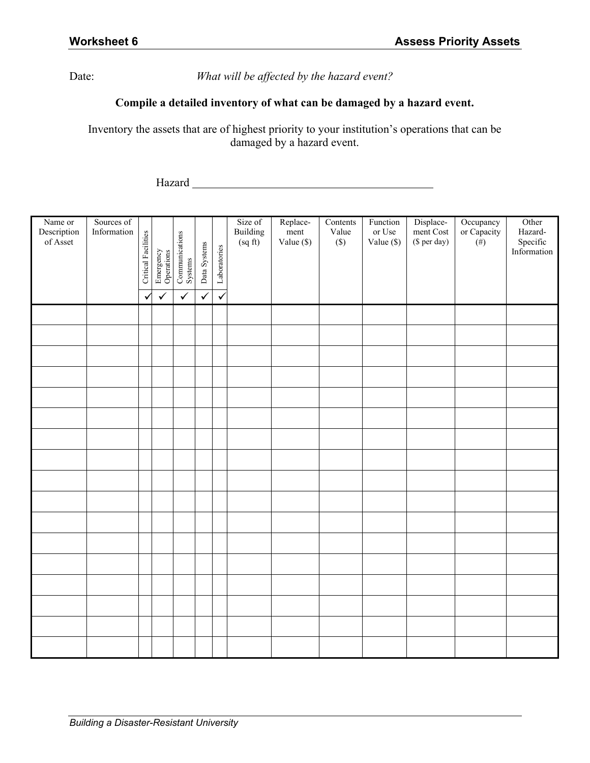**Worksheet 6** **Assess Priority Assets**

Date: *What will be affected by the hazard event?*

**Compile a detailed inventory of what can be damaged by a hazard event.**

Inventory the assets that are of highest priority to your institution's operations that can be damaged by a hazard event.

Hazard ___________________________________________

| Name or Description of Asset | Sources of Information | Critical Facilities ✓ | Emergency Operations ✓ | Communications Systems ✓ | Data Systems ✓ | Laboratories ✓ | Size of Building (sq ft) | Replace-ment Value ($) | Contents Value ($) | Function or Use Value ($) | Displace-ment Cost ($ per day) | Occupancy or Capacity (#) | Other Hazard-Specific Information |
|---|---|---|---|---|---|---|---|---|---|---|---|---|---|
| | | | | | | | | | | | | | |
| | | | | | | | | | | | | | |
| | | | | | | | | | | | | | |
| | | | | | | | | | | | | | |
| | | | | | | | | | | | | | |
| | | | | | | | | | | | | | |
| | | | | | | | | | | | | | |
| | | | | | | | | | | | | | |
| | | | | | | | | | | | | | |
| | | | | | | | | | | | | | |
| | | | | | | | | | | | | | |
| | | | | | | | | | | | | | |
| | | | | | | | | | | | | | |
| | | | | | | | | | | | | | |
| | | | | | | | | | | | | | |
| | | | | | | | | | | | | | |
| | | | | | | | | | | | | | |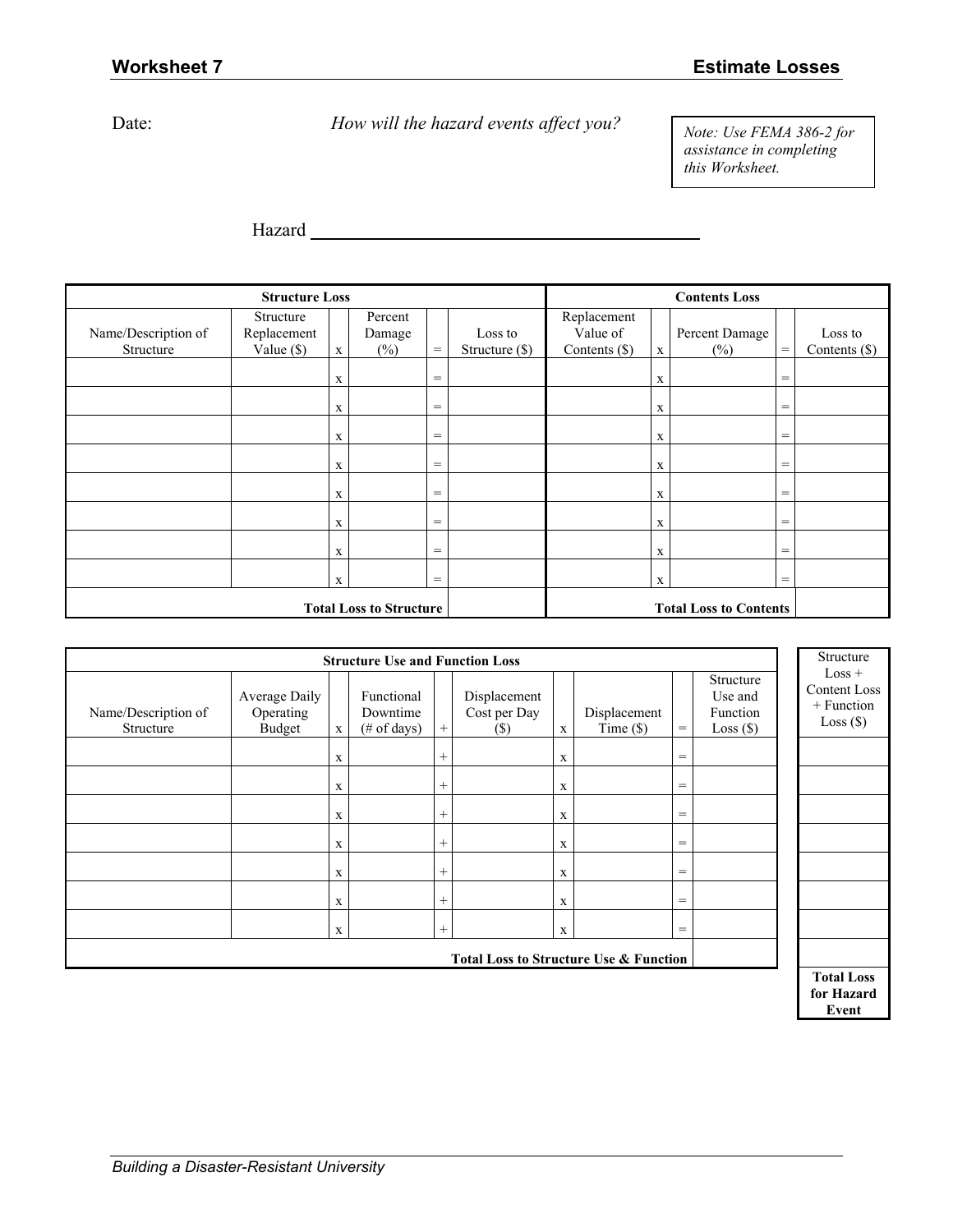# Worksheet 7 — Estimate Losses

Date: *How will the hazard events affect you?*

> *Note: Use FEMA 386-2 for assistance in completing this Worksheet.*

Hazard ________________________________

| **Structure Loss** | | | | | | **Contents Loss** | | | | |
|---|---|---|---|---|---|---|---|---|---|---|
| Name/Description of Structure | Structure Replacement Value ($) | x | Percent Damage (%) | = | Loss to Structure ($) | Replacement Value of Contents ($) | x | Percent Damage (%) | = | Loss to Contents ($) |
| | | x | | = | | | x | | = | |
| | | x | | = | | | x | | = | |
| | | x | | = | | | x | | = | |
| | | x | | = | | | x | | = | |
| | | x | | = | | | x | | = | |
| | | x | | = | | | x | | = | |
| | | x | | = | | | x | | = | |
| | | x | | = | | | x | | = | |
| | | | | **Total Loss to Structure** | | | | | **Total Loss to Contents** | |

| **Structure Use and Function Loss** | | | | | | | | | | Structure Loss + Content Loss + Function Loss ($) |
|---|---|---|---|---|---|---|---|---|---|---|
| Name/Description of Structure | Average Daily Operating Budget | x | Functional Downtime (# of days) | + | Displacement Cost per Day ($) | x | Displacement Time ($) | = | Structure Use and Function Loss ($) | |
| | | x | | + | | x | | = | | |
| | | x | | + | | x | | = | | |
| | | x | | + | | x | | = | | |
| | | x | | + | | x | | = | | |
| | | x | | + | | x | | = | | |
| | | x | | + | | x | | = | | |
| | | x | | + | | x | | = | | |
| | | | | | | | | **Total Loss to Structure Use & Function** | | |
| | | | | | | | | | | **Total Loss for Hazard Event** |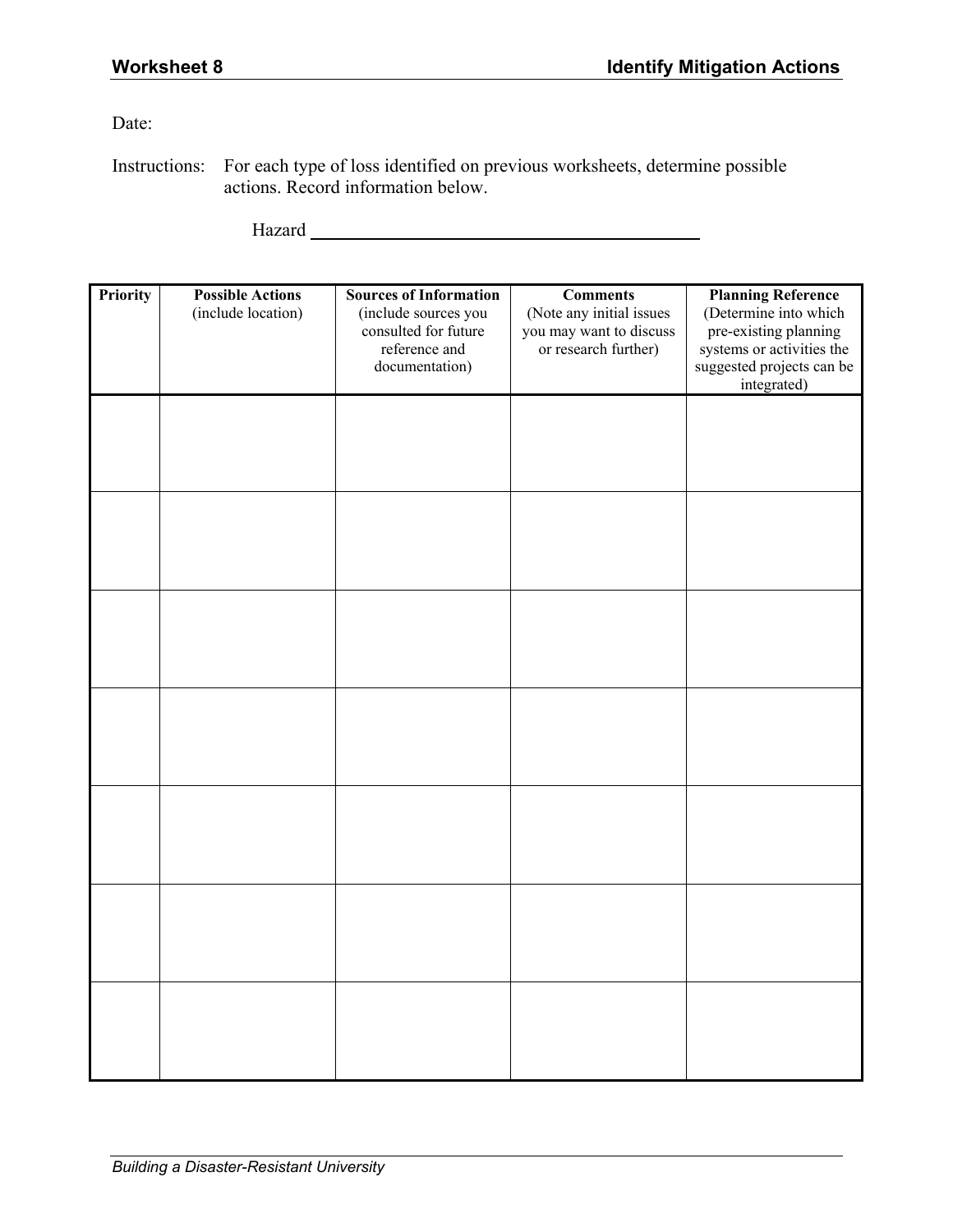## Worksheet 8 — Identify Mitigation Actions

Date:

Instructions: For each type of loss identified on previous worksheets, determine possible actions. Record information below.

Hazard ______________________________

| Priority | Possible Actions (include location) | Sources of Information (include sources you consulted for future reference and documentation) | Comments (Note any initial issues you may want to discuss or research further) | Planning Reference (Determine into which pre-existing planning systems or activities the suggested projects can be integrated) |
|---|---|---|---|---|
| | | | | |
| | | | | |
| | | | | |
| | | | | |
| | | | | |
| | | | | |
| | | | | |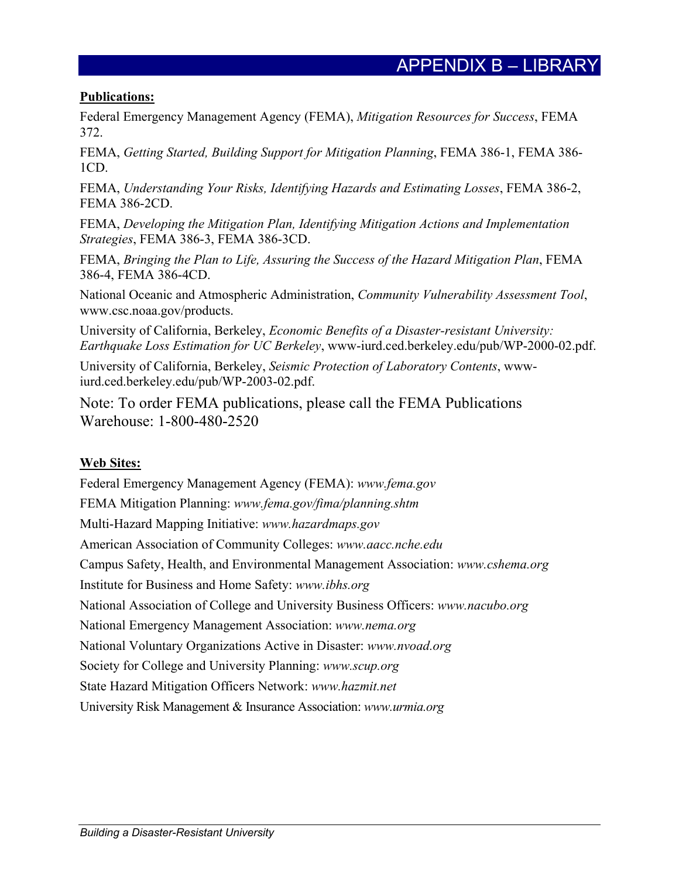# APPENDIX B – LIBRARY

**Publications:**

Federal Emergency Management Agency (FEMA), *Mitigation Resources for Success*, FEMA 372.

FEMA, *Getting Started, Building Support for Mitigation Planning*, FEMA 386-1, FEMA 386-1CD.

FEMA, *Understanding Your Risks, Identifying Hazards and Estimating Losses*, FEMA 386-2, FEMA 386-2CD.

FEMA, *Developing the Mitigation Plan, Identifying Mitigation Actions and Implementation Strategies*, FEMA 386-3, FEMA 386-3CD.

FEMA, *Bringing the Plan to Life, Assuring the Success of the Hazard Mitigation Plan*, FEMA 386-4, FEMA 386-4CD.

National Oceanic and Atmospheric Administration, *Community Vulnerability Assessment Tool*, www.csc.noaa.gov/products.

University of California, Berkeley, *Economic Benefits of a Disaster-resistant University: Earthquake Loss Estimation for UC Berkeley*, www-iurd.ced.berkeley.edu/pub/WP-2000-02.pdf.

University of California, Berkeley, *Seismic Protection of Laboratory Contents*, www-iurd.ced.berkeley.edu/pub/WP-2003-02.pdf.

Note: To order FEMA publications, please call the FEMA Publications Warehouse: 1-800-480-2520

**Web Sites:**

Federal Emergency Management Agency (FEMA): *www.fema.gov*

FEMA Mitigation Planning: *www.fema.gov/fima/planning.shtm*

Multi-Hazard Mapping Initiative: *www.hazardmaps.gov*

American Association of Community Colleges: *www.aacc.nche.edu*

Campus Safety, Health, and Environmental Management Association: *www.cshema.org*

Institute for Business and Home Safety: *www.ibhs.org*

National Association of College and University Business Officers: *www.nacubo.org*

National Emergency Management Association: *www.nema.org*

National Voluntary Organizations Active in Disaster: *www.nvoad.org*

Society for College and University Planning: *www.scup.org*

State Hazard Mitigation Officers Network: *www.hazmit.net*

University Risk Management & Insurance Association: *www.urmia.org*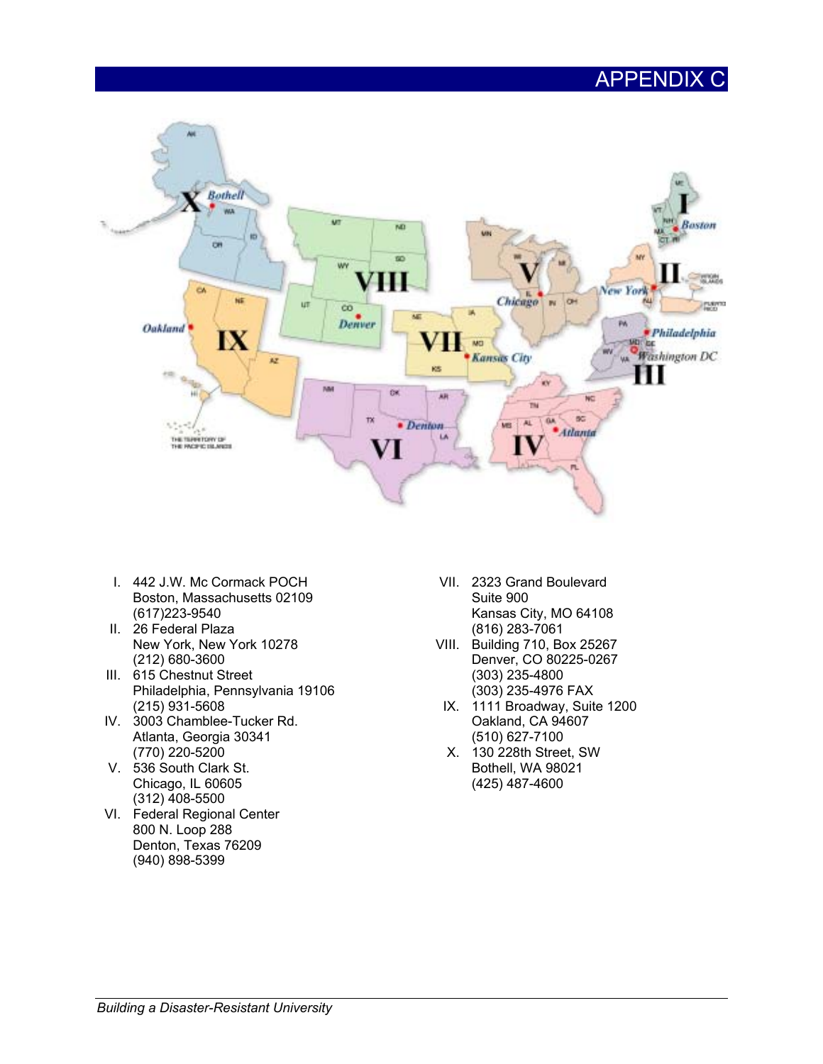# APPENDIX C

I. 442 J.W. Mc Cormack POCH
Boston, Massachusetts 02109
(617)223-9540

II. 26 Federal Plaza
New York, New York 10278
(212) 680-3600

III. 615 Chestnut Street
Philadelphia, Pennsylvania 19106
(215) 931-5608

IV. 3003 Chamblee-Tucker Rd.
Atlanta, Georgia 30341
(770) 220-5200

V. 536 South Clark St.
Chicago, IL 60605
(312) 408-5500

VI. Federal Regional Center
800 N. Loop 288
Denton, Texas 76209
(940) 898-5399

VII. 2323 Grand Boulevard
Suite 900
Kansas City, MO 64108
(816) 283-7061

VIII. Building 710, Box 25267
Denver, CO 80225-0267
(303) 235-4800
(303) 235-4976 FAX

IX. 1111 Broadway, Suite 1200
Oakland, CA 94607
(510) 627-7100

X. 130 228th Street, SW
Bothell, WA 98021
(425) 487-4600